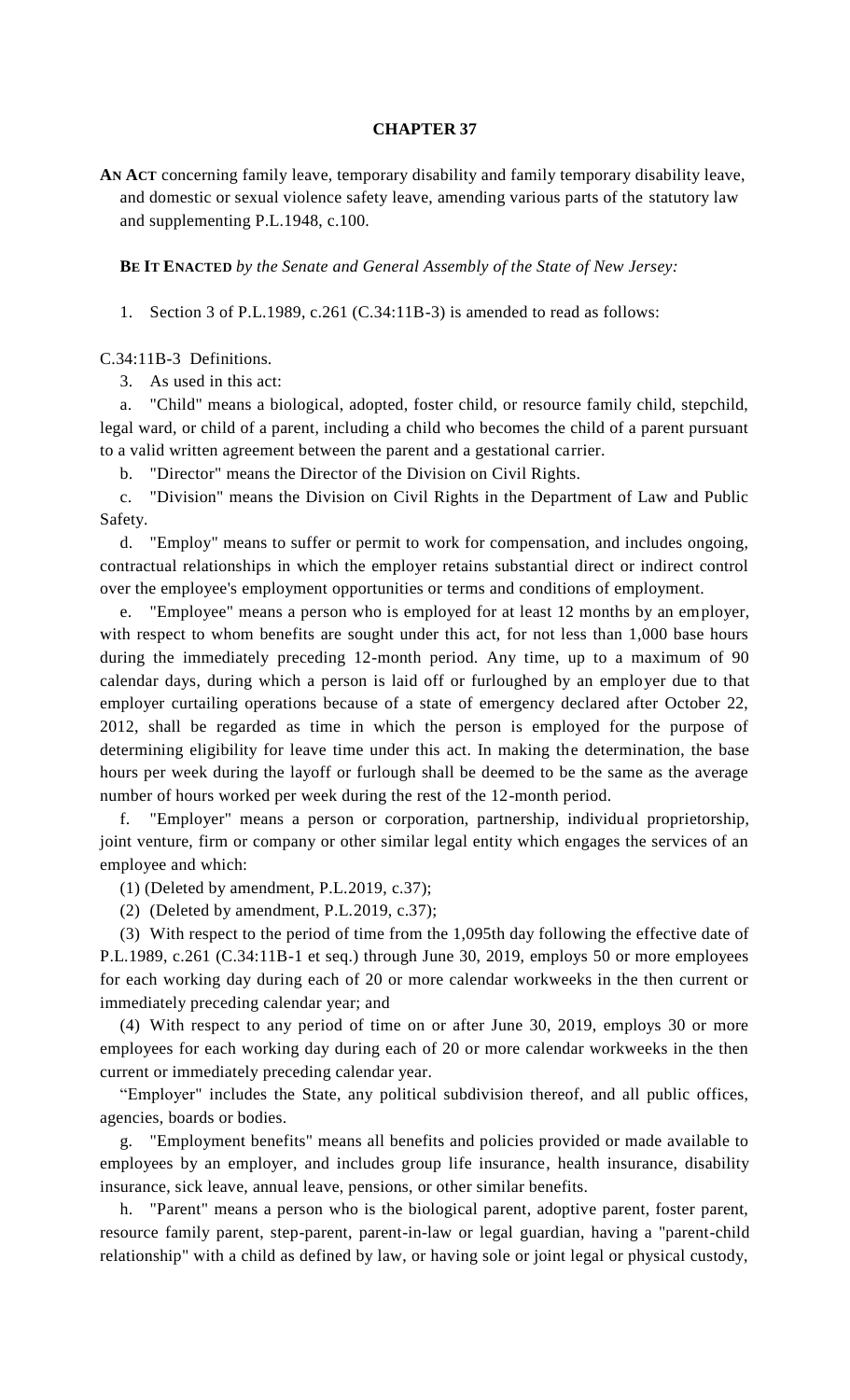# CHAPTER 37

**AN ACT** concerning family leave, temporary disability and family temporary disability leave, and domestic or sexual violence safety leave, amending various parts of the statutory law and supplementing P.L.1948, c.100.

**BE IT ENACTED** *by the Senate and General Assembly of the State of New Jersey:*

1. Section 3 of P.L.1989, c.261 (C.34:11B-3) is amended to read as follows:

C.34:11B-3 Definitions.

3. As used in this act:

a. "Child" means a biological, adopted, foster child, or resource family child, stepchild, legal ward, or child of a parent, including a child who becomes the child of a parent pursuant to a valid written agreement between the parent and a gestational carrier.

b. "Director" means the Director of the Division on Civil Rights.

c. "Division" means the Division on Civil Rights in the Department of Law and Public Safety.

d. "Employ" means to suffer or permit to work for compensation, and includes ongoing, contractual relationships in which the employer retains substantial direct or indirect control over the employee's employment opportunities or terms and conditions of employment.

e. "Employee" means a person who is employed for at least 12 months by an employer, with respect to whom benefits are sought under this act, for not less than 1,000 base hours during the immediately preceding 12-month period. Any time, up to a maximum of 90 calendar days, during which a person is laid off or furloughed by an employer due to that employer curtailing operations because of a state of emergency declared after October 22, 2012, shall be regarded as time in which the person is employed for the purpose of determining eligibility for leave time under this act. In making the determination, the base hours per week during the layoff or furlough shall be deemed to be the same as the average number of hours worked per week during the rest of the 12-month period.

f. "Employer" means a person or corporation, partnership, individual proprietorship, joint venture, firm or company or other similar legal entity which engages the services of an employee and which:

(1) (Deleted by amendment, P.L.2019, c.37);

(2) (Deleted by amendment, P.L.2019, c.37);

(3) With respect to the period of time from the 1,095th day following the effective date of P.L.1989, c.261 (C.34:11B-1 et seq.) through June 30, 2019, employs 50 or more employees for each working day during each of 20 or more calendar workweeks in the then current or immediately preceding calendar year; and

(4) With respect to any period of time on or after June 30, 2019, employs 30 or more employees for each working day during each of 20 or more calendar workweeks in the then current or immediately preceding calendar year.

"Employer" includes the State, any political subdivision thereof, and all public offices, agencies, boards or bodies.

g. "Employment benefits" means all benefits and policies provided or made available to employees by an employer, and includes group life insurance, health insurance, disability insurance, sick leave, annual leave, pensions, or other similar benefits.

h. "Parent" means a person who is the biological parent, adoptive parent, foster parent, resource family parent, step-parent, parent-in-law or legal guardian, having a "parent-child relationship" with a child as defined by law, or having sole or joint legal or physical custody,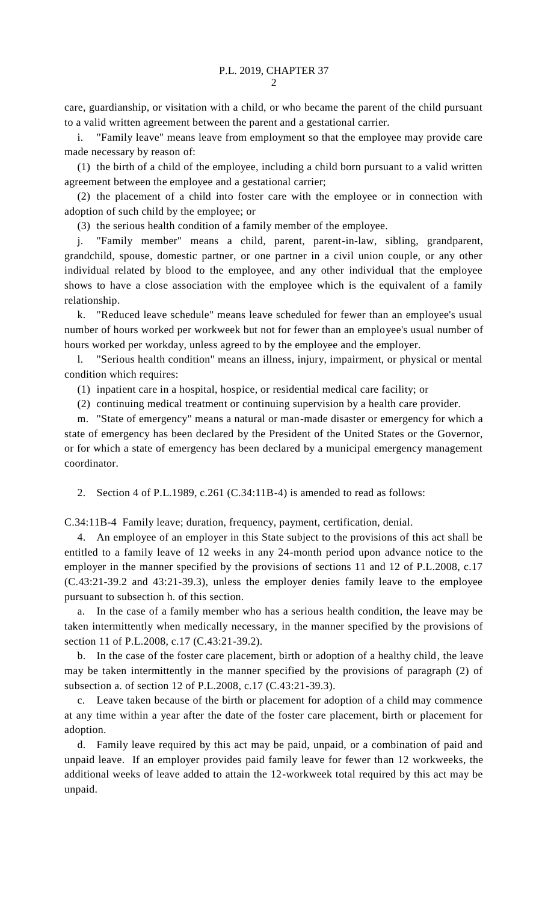care, guardianship, or visitation with a child, or who became the parent of the child pursuant to a valid written agreement between the parent and a gestational carrier.

i. "Family leave" means leave from employment so that the employee may provide care made necessary by reason of:

(1) the birth of a child of the employee, including a child born pursuant to a valid written agreement between the employee and a gestational carrier;

(2) the placement of a child into foster care with the employee or in connection with adoption of such child by the employee; or

(3) the serious health condition of a family member of the employee.

j. "Family member" means a child, parent, parent-in-law, sibling, grandparent, grandchild, spouse, domestic partner, or one partner in a civil union couple, or any other individual related by blood to the employee, and any other individual that the employee shows to have a close association with the employee which is the equivalent of a family relationship.

k. "Reduced leave schedule" means leave scheduled for fewer than an employee's usual number of hours worked per workweek but not for fewer than an employee's usual number of hours worked per workday, unless agreed to by the employee and the employer.

l. "Serious health condition" means an illness, injury, impairment, or physical or mental condition which requires:

(1) inpatient care in a hospital, hospice, or residential medical care facility; or

(2) continuing medical treatment or continuing supervision by a health care provider.

m. "State of emergency" means a natural or man-made disaster or emergency for which a state of emergency has been declared by the President of the United States or the Governor, or for which a state of emergency has been declared by a municipal emergency management coordinator.

2. Section 4 of P.L.1989, c.261 (C.34:11B-4) is amended to read as follows:

C.34:11B-4 Family leave; duration, frequency, payment, certification, denial.

4. An employee of an employer in this State subject to the provisions of this act shall be entitled to a family leave of 12 weeks in any 24-month period upon advance notice to the employer in the manner specified by the provisions of sections 11 and 12 of P.L.2008, c.17 (C.43:21-39.2 and 43:21-39.3), unless the employer denies family leave to the employee pursuant to subsection h. of this section.

a. In the case of a family member who has a serious health condition, the leave may be taken intermittently when medically necessary, in the manner specified by the provisions of section 11 of P.L.2008, c.17 (C.43:21-39.2).

b. In the case of the foster care placement, birth or adoption of a healthy child, the leave may be taken intermittently in the manner specified by the provisions of paragraph (2) of subsection a. of section 12 of P.L.2008, c.17 (C.43:21-39.3).

c. Leave taken because of the birth or placement for adoption of a child may commence at any time within a year after the date of the foster care placement, birth or placement for adoption.

d. Family leave required by this act may be paid, unpaid, or a combination of paid and unpaid leave. If an employer provides paid family leave for fewer than 12 workweeks, the additional weeks of leave added to attain the 12-workweek total required by this act may be unpaid.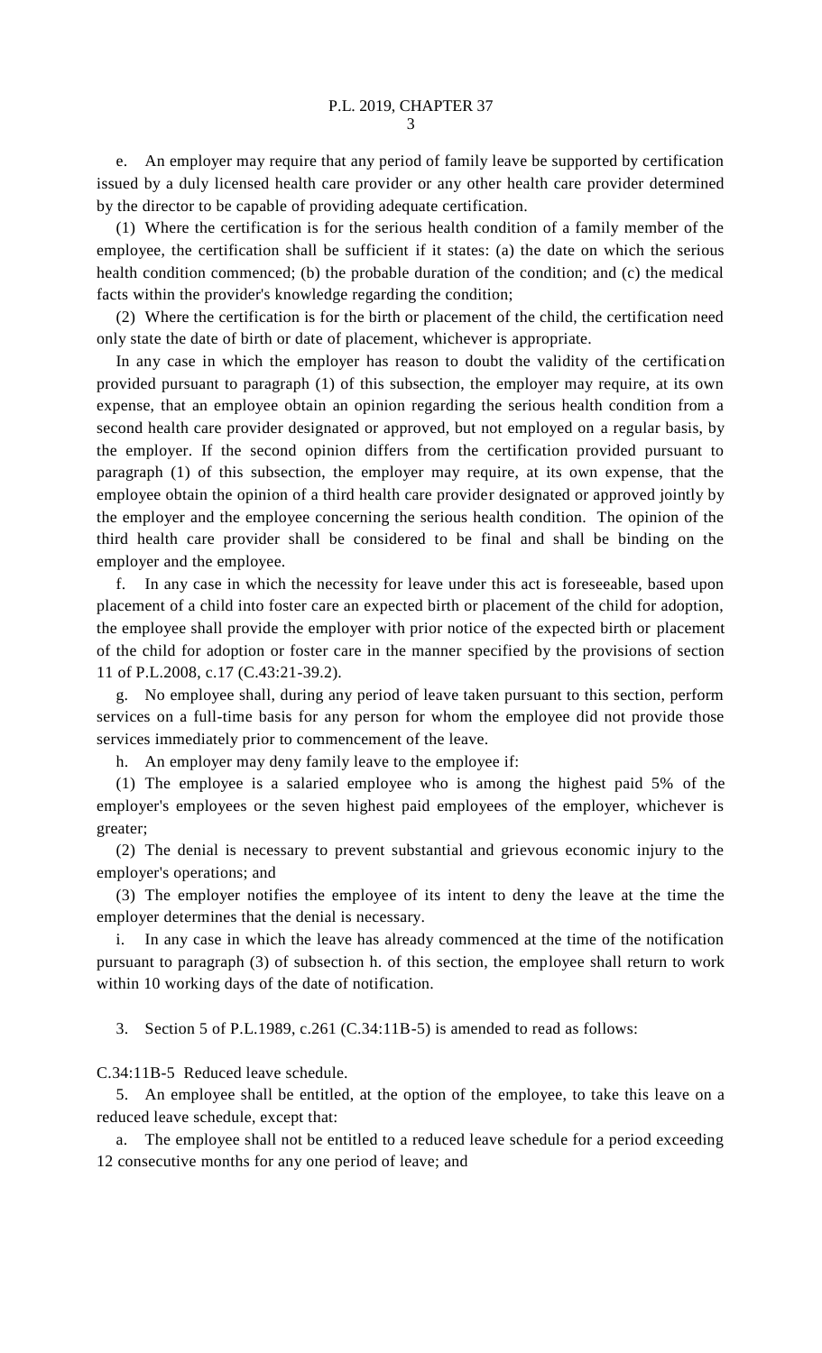e. An employer may require that any period of family leave be supported by certification issued by a duly licensed health care provider or any other health care provider determined by the director to be capable of providing adequate certification.

(1) Where the certification is for the serious health condition of a family member of the employee, the certification shall be sufficient if it states: (a) the date on which the serious health condition commenced; (b) the probable duration of the condition; and (c) the medical facts within the provider's knowledge regarding the condition;

(2) Where the certification is for the birth or placement of the child, the certification need only state the date of birth or date of placement, whichever is appropriate.

In any case in which the employer has reason to doubt the validity of the certification provided pursuant to paragraph (1) of this subsection, the employer may require, at its own expense, that an employee obtain an opinion regarding the serious health condition from a second health care provider designated or approved, but not employed on a regular basis, by the employer. If the second opinion differs from the certification provided pursuant to paragraph (1) of this subsection, the employer may require, at its own expense, that the employee obtain the opinion of a third health care provider designated or approved jointly by the employer and the employee concerning the serious health condition. The opinion of the third health care provider shall be considered to be final and shall be binding on the employer and the employee.

f. In any case in which the necessity for leave under this act is foreseeable, based upon placement of a child into foster care an expected birth or placement of the child for adoption, the employee shall provide the employer with prior notice of the expected birth or placement of the child for adoption or foster care in the manner specified by the provisions of section 11 of P.L.2008, c.17 (C.43:21-39.2).

g. No employee shall, during any period of leave taken pursuant to this section, perform services on a full-time basis for any person for whom the employee did not provide those services immediately prior to commencement of the leave.

h. An employer may deny family leave to the employee if:

(1) The employee is a salaried employee who is among the highest paid 5% of the employer's employees or the seven highest paid employees of the employer, whichever is greater;

(2) The denial is necessary to prevent substantial and grievous economic injury to the employer's operations; and

(3) The employer notifies the employee of its intent to deny the leave at the time the employer determines that the denial is necessary.

i. In any case in which the leave has already commenced at the time of the notification pursuant to paragraph (3) of subsection h. of this section, the employee shall return to work within 10 working days of the date of notification.

3. Section 5 of P.L.1989, c.261 (C.34:11B-5) is amended to read as follows:

C.34:11B-5 Reduced leave schedule.

5. An employee shall be entitled, at the option of the employee, to take this leave on a reduced leave schedule, except that:

a. The employee shall not be entitled to a reduced leave schedule for a period exceeding 12 consecutive months for any one period of leave; and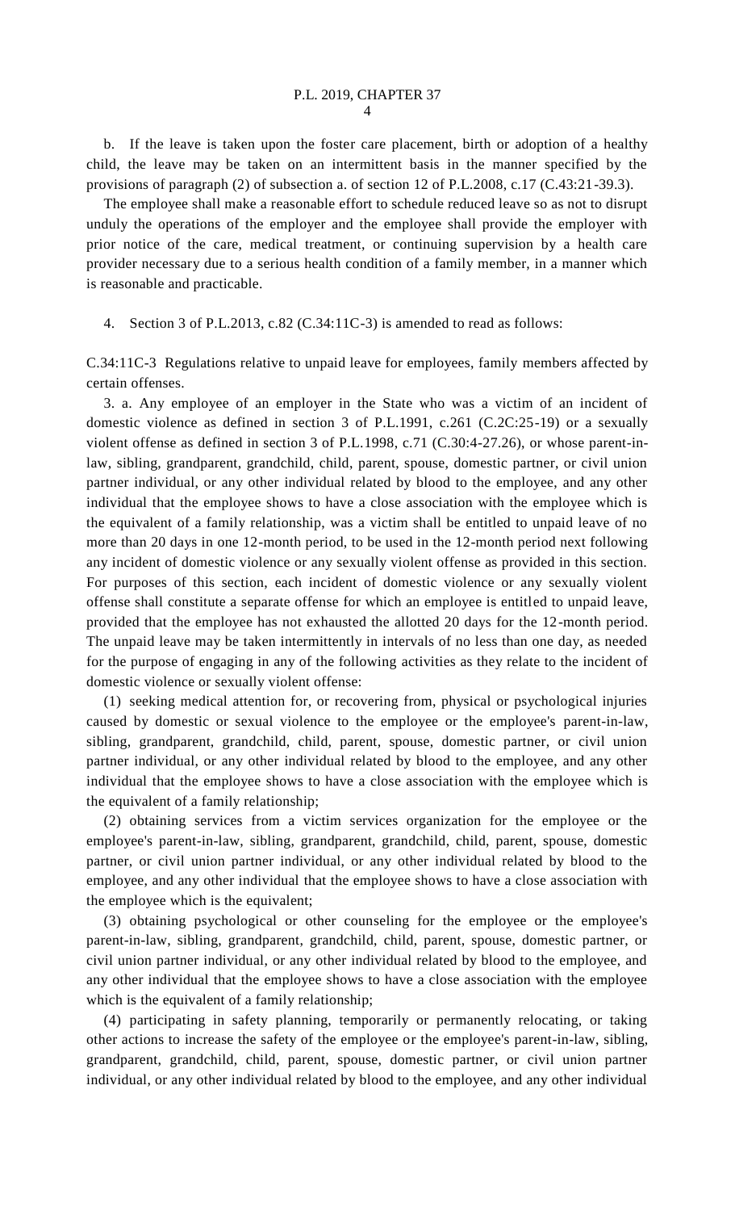b. If the leave is taken upon the foster care placement, birth or adoption of a healthy child, the leave may be taken on an intermittent basis in the manner specified by the provisions of paragraph (2) of subsection a. of section 12 of P.L.2008, c.17 (C.43:21-39.3).

The employee shall make a reasonable effort to schedule reduced leave so as not to disrupt unduly the operations of the employer and the employee shall provide the employer with prior notice of the care, medical treatment, or continuing supervision by a health care provider necessary due to a serious health condition of a family member, in a manner which is reasonable and practicable.

4. Section 3 of P.L.2013, c.82 (C.34:11C-3) is amended to read as follows:

C.34:11C-3 Regulations relative to unpaid leave for employees, family members affected by certain offenses.

3. a. Any employee of an employer in the State who was a victim of an incident of domestic violence as defined in section 3 of P.L.1991, c.261 (C.2C:25-19) or a sexually violent offense as defined in section 3 of P.L.1998, c.71 (C.30:4-27.26), or whose parent-in-law, sibling, grandparent, grandchild, child, parent, spouse, domestic partner, or civil union partner individual, or any other individual related by blood to the employee, and any other individual that the employee shows to have a close association with the employee which is the equivalent of a family relationship, was a victim shall be entitled to unpaid leave of no more than 20 days in one 12-month period, to be used in the 12-month period next following any incident of domestic violence or any sexually violent offense as provided in this section. For purposes of this section, each incident of domestic violence or any sexually violent offense shall constitute a separate offense for which an employee is entitled to unpaid leave, provided that the employee has not exhausted the allotted 20 days for the 12-month period. The unpaid leave may be taken intermittently in intervals of no less than one day, as needed for the purpose of engaging in any of the following activities as they relate to the incident of domestic violence or sexually violent offense:

(1) seeking medical attention for, or recovering from, physical or psychological injuries caused by domestic or sexual violence to the employee or the employee's parent-in-law, sibling, grandparent, grandchild, child, parent, spouse, domestic partner, or civil union partner individual, or any other individual related by blood to the employee, and any other individual that the employee shows to have a close association with the employee which is the equivalent of a family relationship;

(2) obtaining services from a victim services organization for the employee or the employee's parent-in-law, sibling, grandparent, grandchild, child, parent, spouse, domestic partner, or civil union partner individual, or any other individual related by blood to the employee, and any other individual that the employee shows to have a close association with the employee which is the equivalent;

(3) obtaining psychological or other counseling for the employee or the employee's parent-in-law, sibling, grandparent, grandchild, child, parent, spouse, domestic partner, or civil union partner individual, or any other individual related by blood to the employee, and any other individual that the employee shows to have a close association with the employee which is the equivalent of a family relationship;

(4) participating in safety planning, temporarily or permanently relocating, or taking other actions to increase the safety of the employee or the employee's parent-in-law, sibling, grandparent, grandchild, child, parent, spouse, domestic partner, or civil union partner individual, or any other individual related by blood to the employee, and any other individual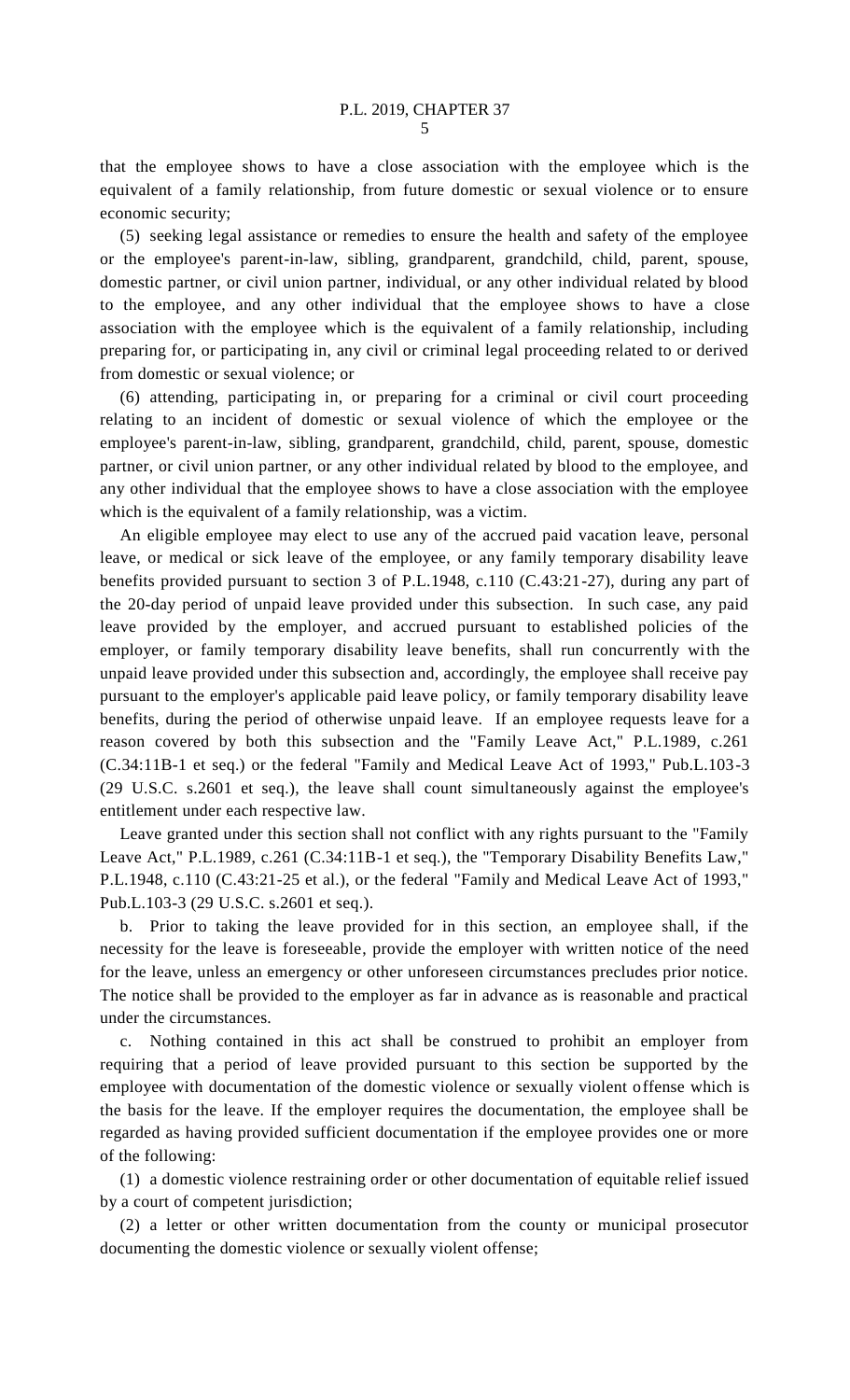that the employee shows to have a close association with the employee which is the equivalent of a family relationship, from future domestic or sexual violence or to ensure economic security;

(5) seeking legal assistance or remedies to ensure the health and safety of the employee or the employee's parent-in-law, sibling, grandparent, grandchild, child, parent, spouse, domestic partner, or civil union partner, individual, or any other individual related by blood to the employee, and any other individual that the employee shows to have a close association with the employee which is the equivalent of a family relationship, including preparing for, or participating in, any civil or criminal legal proceeding related to or derived from domestic or sexual violence; or

(6) attending, participating in, or preparing for a criminal or civil court proceeding relating to an incident of domestic or sexual violence of which the employee or the employee's parent-in-law, sibling, grandparent, grandchild, child, parent, spouse, domestic partner, or civil union partner, or any other individual related by blood to the employee, and any other individual that the employee shows to have a close association with the employee which is the equivalent of a family relationship, was a victim.

An eligible employee may elect to use any of the accrued paid vacation leave, personal leave, or medical or sick leave of the employee, or any family temporary disability leave benefits provided pursuant to section 3 of P.L.1948, c.110 (C.43:21-27), during any part of the 20-day period of unpaid leave provided under this subsection. In such case, any paid leave provided by the employer, and accrued pursuant to established policies of the employer, or family temporary disability leave benefits, shall run concurrently with the unpaid leave provided under this subsection and, accordingly, the employee shall receive pay pursuant to the employer's applicable paid leave policy, or family temporary disability leave benefits, during the period of otherwise unpaid leave. If an employee requests leave for a reason covered by both this subsection and the "Family Leave Act," P.L.1989, c.261 (C.34:11B-1 et seq.) or the federal "Family and Medical Leave Act of 1993," Pub.L.103-3 (29 U.S.C. s.2601 et seq.), the leave shall count simultaneously against the employee's entitlement under each respective law.

Leave granted under this section shall not conflict with any rights pursuant to the "Family Leave Act," P.L.1989, c.261 (C.34:11B-1 et seq.), the "Temporary Disability Benefits Law," P.L.1948, c.110 (C.43:21-25 et al.), or the federal "Family and Medical Leave Act of 1993," Pub.L.103-3 (29 U.S.C. s.2601 et seq.).

b. Prior to taking the leave provided for in this section, an employee shall, if the necessity for the leave is foreseeable, provide the employer with written notice of the need for the leave, unless an emergency or other unforeseen circumstances precludes prior notice. The notice shall be provided to the employer as far in advance as is reasonable and practical under the circumstances.

c. Nothing contained in this act shall be construed to prohibit an employer from requiring that a period of leave provided pursuant to this section be supported by the employee with documentation of the domestic violence or sexually violent offense which is the basis for the leave. If the employer requires the documentation, the employee shall be regarded as having provided sufficient documentation if the employee provides one or more of the following:

(1) a domestic violence restraining order or other documentation of equitable relief issued by a court of competent jurisdiction;

(2) a letter or other written documentation from the county or municipal prosecutor documenting the domestic violence or sexually violent offense;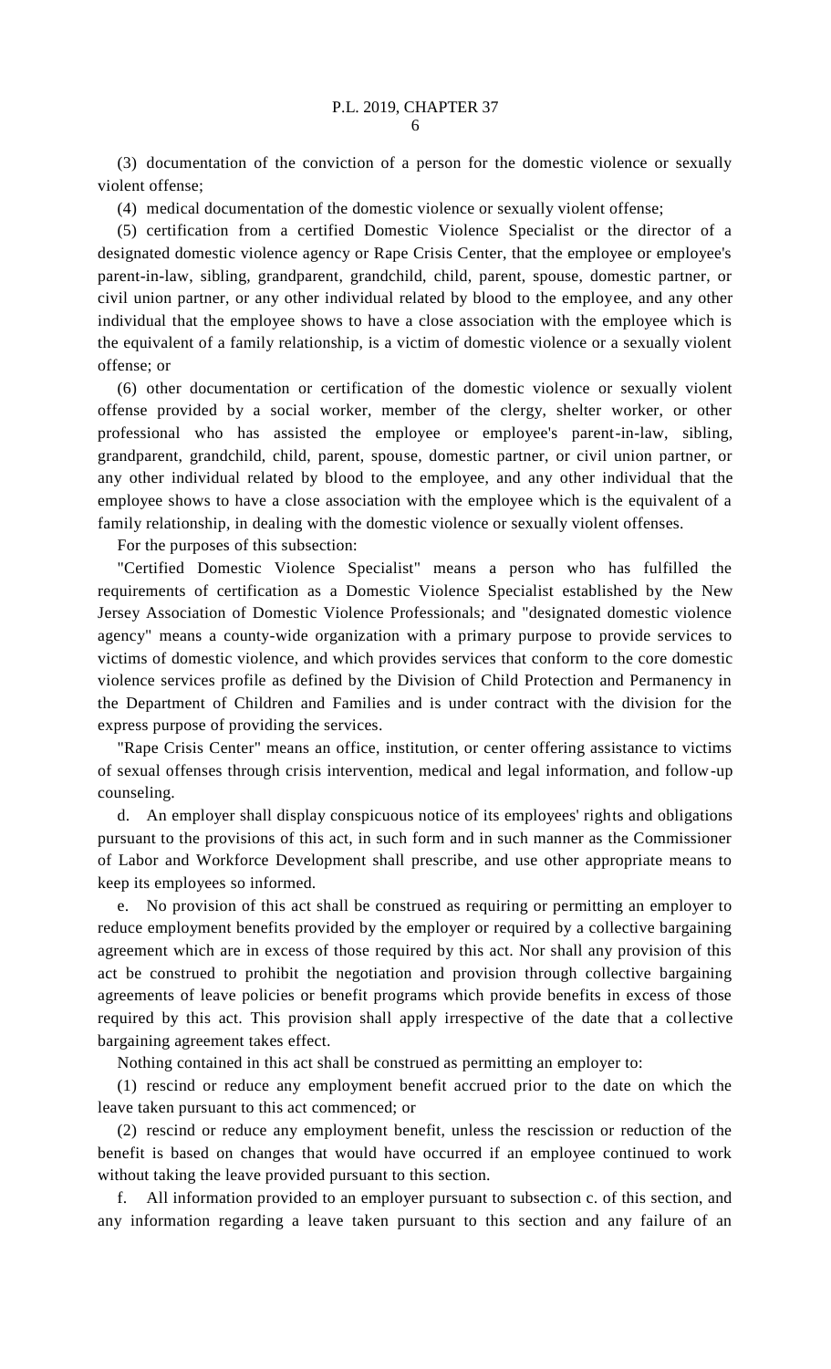(3) documentation of the conviction of a person for the domestic violence or sexually violent offense;

(4) medical documentation of the domestic violence or sexually violent offense;

(5) certification from a certified Domestic Violence Specialist or the director of a designated domestic violence agency or Rape Crisis Center, that the employee or employee's parent-in-law, sibling, grandparent, grandchild, child, parent, spouse, domestic partner, or civil union partner, or any other individual related by blood to the employee, and any other individual that the employee shows to have a close association with the employee which is the equivalent of a family relationship, is a victim of domestic violence or a sexually violent offense; or

(6) other documentation or certification of the domestic violence or sexually violent offense provided by a social worker, member of the clergy, shelter worker, or other professional who has assisted the employee or employee's parent-in-law, sibling, grandparent, grandchild, child, parent, spouse, domestic partner, or civil union partner, or any other individual related by blood to the employee, and any other individual that the employee shows to have a close association with the employee which is the equivalent of a family relationship, in dealing with the domestic violence or sexually violent offenses.

For the purposes of this subsection:

"Certified Domestic Violence Specialist" means a person who has fulfilled the requirements of certification as a Domestic Violence Specialist established by the New Jersey Association of Domestic Violence Professionals; and "designated domestic violence agency" means a county-wide organization with a primary purpose to provide services to victims of domestic violence, and which provides services that conform to the core domestic violence services profile as defined by the Division of Child Protection and Permanency in the Department of Children and Families and is under contract with the division for the express purpose of providing the services.

"Rape Crisis Center" means an office, institution, or center offering assistance to victims of sexual offenses through crisis intervention, medical and legal information, and follow-up counseling.

d. An employer shall display conspicuous notice of its employees' rights and obligations pursuant to the provisions of this act, in such form and in such manner as the Commissioner of Labor and Workforce Development shall prescribe, and use other appropriate means to keep its employees so informed.

e. No provision of this act shall be construed as requiring or permitting an employer to reduce employment benefits provided by the employer or required by a collective bargaining agreement which are in excess of those required by this act. Nor shall any provision of this act be construed to prohibit the negotiation and provision through collective bargaining agreements of leave policies or benefit programs which provide benefits in excess of those required by this act. This provision shall apply irrespective of the date that a collective bargaining agreement takes effect.

Nothing contained in this act shall be construed as permitting an employer to:

(1) rescind or reduce any employment benefit accrued prior to the date on which the leave taken pursuant to this act commenced; or

(2) rescind or reduce any employment benefit, unless the rescission or reduction of the benefit is based on changes that would have occurred if an employee continued to work without taking the leave provided pursuant to this section.

f. All information provided to an employer pursuant to subsection c. of this section, and any information regarding a leave taken pursuant to this section and any failure of an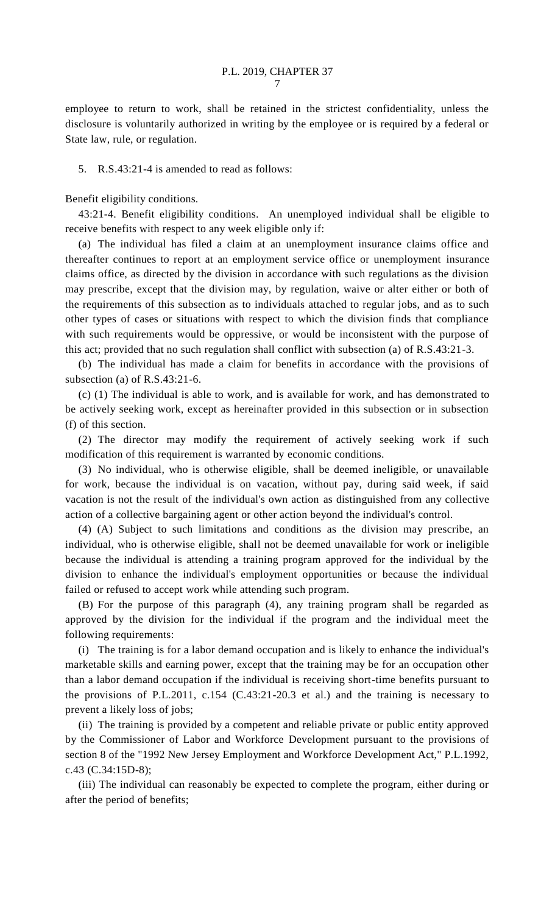employee to return to work, shall be retained in the strictest confidentiality, unless the disclosure is voluntarily authorized in writing by the employee or is required by a federal or State law, rule, or regulation.

5. R.S.43:21-4 is amended to read as follows:

Benefit eligibility conditions.

43:21-4. Benefit eligibility conditions. An unemployed individual shall be eligible to receive benefits with respect to any week eligible only if:

(a) The individual has filed a claim at an unemployment insurance claims office and thereafter continues to report at an employment service office or unemployment insurance claims office, as directed by the division in accordance with such regulations as the division may prescribe, except that the division may, by regulation, waive or alter either or both of the requirements of this subsection as to individuals attached to regular jobs, and as to such other types of cases or situations with respect to which the division finds that compliance with such requirements would be oppressive, or would be inconsistent with the purpose of this act; provided that no such regulation shall conflict with subsection (a) of R.S.43:21-3.

(b) The individual has made a claim for benefits in accordance with the provisions of subsection (a) of R.S.43:21-6.

(c) (1) The individual is able to work, and is available for work, and has demonstrated to be actively seeking work, except as hereinafter provided in this subsection or in subsection (f) of this section.

(2) The director may modify the requirement of actively seeking work if such modification of this requirement is warranted by economic conditions.

(3) No individual, who is otherwise eligible, shall be deemed ineligible, or unavailable for work, because the individual is on vacation, without pay, during said week, if said vacation is not the result of the individual's own action as distinguished from any collective action of a collective bargaining agent or other action beyond the individual's control.

(4) (A) Subject to such limitations and conditions as the division may prescribe, an individual, who is otherwise eligible, shall not be deemed unavailable for work or ineligible because the individual is attending a training program approved for the individual by the division to enhance the individual's employment opportunities or because the individual failed or refused to accept work while attending such program.

(B) For the purpose of this paragraph (4), any training program shall be regarded as approved by the division for the individual if the program and the individual meet the following requirements:

(i) The training is for a labor demand occupation and is likely to enhance the individual's marketable skills and earning power, except that the training may be for an occupation other than a labor demand occupation if the individual is receiving short-time benefits pursuant to the provisions of P.L.2011, c.154 (C.43:21-20.3 et al.) and the training is necessary to prevent a likely loss of jobs;

(ii) The training is provided by a competent and reliable private or public entity approved by the Commissioner of Labor and Workforce Development pursuant to the provisions of section 8 of the "1992 New Jersey Employment and Workforce Development Act," P.L.1992, c.43 (C.34:15D-8);

(iii) The individual can reasonably be expected to complete the program, either during or after the period of benefits;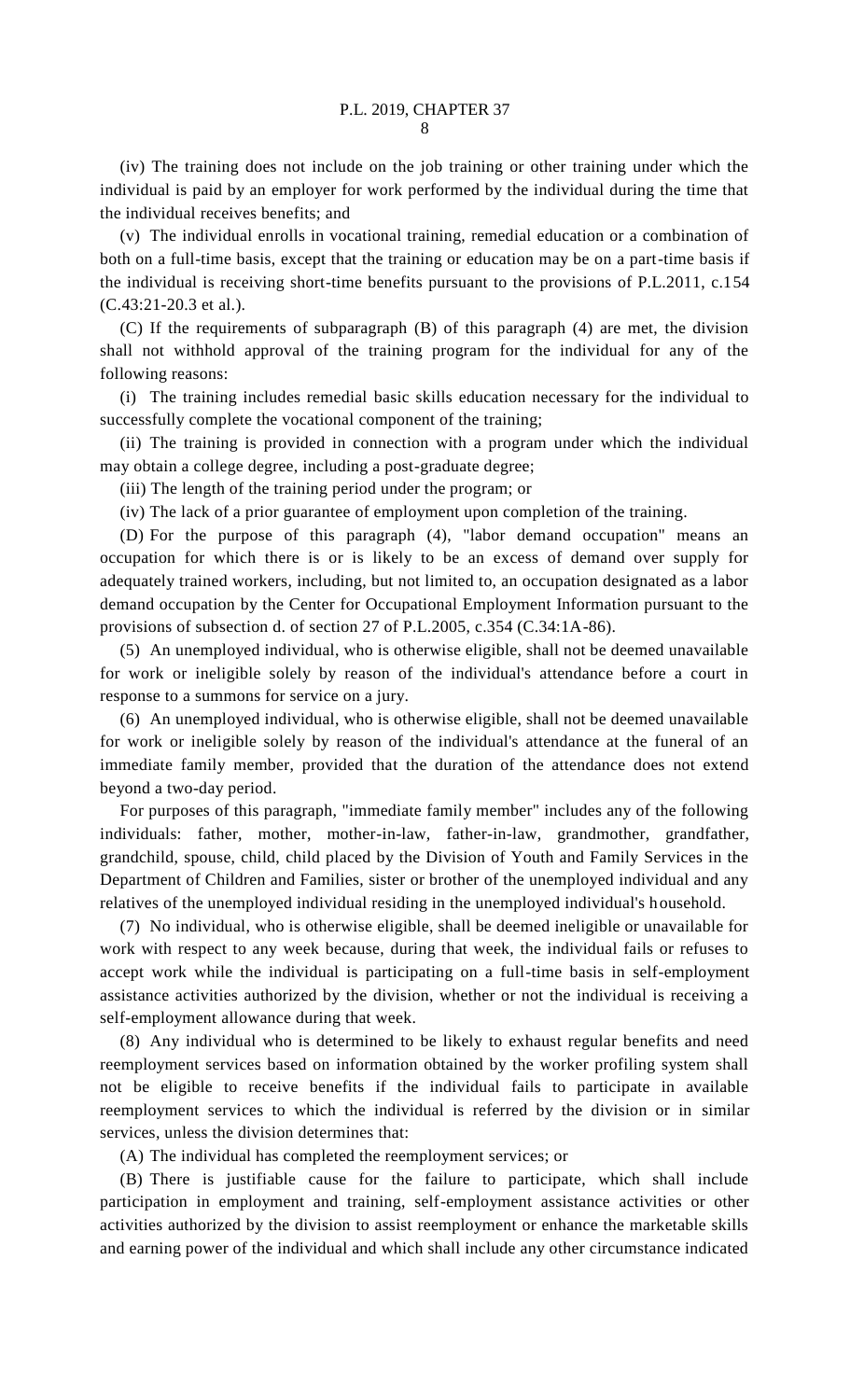(iv) The training does not include on the job training or other training under which the individual is paid by an employer for work performed by the individual during the time that the individual receives benefits; and

(v) The individual enrolls in vocational training, remedial education or a combination of both on a full-time basis, except that the training or education may be on a part-time basis if the individual is receiving short-time benefits pursuant to the provisions of P.L.2011, c.154 (C.43:21-20.3 et al.).

(C) If the requirements of subparagraph (B) of this paragraph (4) are met, the division shall not withhold approval of the training program for the individual for any of the following reasons:

(i) The training includes remedial basic skills education necessary for the individual to successfully complete the vocational component of the training;

(ii) The training is provided in connection with a program under which the individual may obtain a college degree, including a post-graduate degree;

(iii) The length of the training period under the program; or

(iv) The lack of a prior guarantee of employment upon completion of the training.

(D) For the purpose of this paragraph (4), "labor demand occupation" means an occupation for which there is or is likely to be an excess of demand over supply for adequately trained workers, including, but not limited to, an occupation designated as a labor demand occupation by the Center for Occupational Employment Information pursuant to the provisions of subsection d. of section 27 of P.L.2005, c.354 (C.34:1A-86).

(5) An unemployed individual, who is otherwise eligible, shall not be deemed unavailable for work or ineligible solely by reason of the individual's attendance before a court in response to a summons for service on a jury.

(6) An unemployed individual, who is otherwise eligible, shall not be deemed unavailable for work or ineligible solely by reason of the individual's attendance at the funeral of an immediate family member, provided that the duration of the attendance does not extend beyond a two-day period.

For purposes of this paragraph, "immediate family member" includes any of the following individuals: father, mother, mother-in-law, father-in-law, grandmother, grandfather, grandchild, spouse, child, child placed by the Division of Youth and Family Services in the Department of Children and Families, sister or brother of the unemployed individual and any relatives of the unemployed individual residing in the unemployed individual's household.

(7) No individual, who is otherwise eligible, shall be deemed ineligible or unavailable for work with respect to any week because, during that week, the individual fails or refuses to accept work while the individual is participating on a full-time basis in self-employment assistance activities authorized by the division, whether or not the individual is receiving a self-employment allowance during that week.

(8) Any individual who is determined to be likely to exhaust regular benefits and need reemployment services based on information obtained by the worker profiling system shall not be eligible to receive benefits if the individual fails to participate in available reemployment services to which the individual is referred by the division or in similar services, unless the division determines that:

(A) The individual has completed the reemployment services; or

(B) There is justifiable cause for the failure to participate, which shall include participation in employment and training, self-employment assistance activities or other activities authorized by the division to assist reemployment or enhance the marketable skills and earning power of the individual and which shall include any other circumstance indicated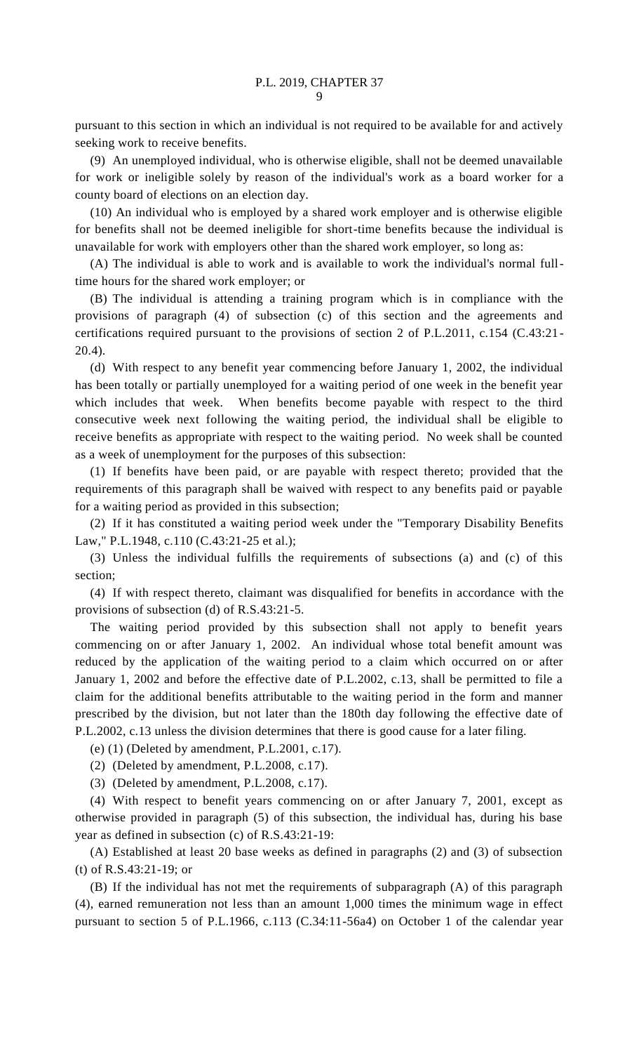pursuant to this section in which an individual is not required to be available for and actively seeking work to receive benefits.

(9) An unemployed individual, who is otherwise eligible, shall not be deemed unavailable for work or ineligible solely by reason of the individual's work as a board worker for a county board of elections on an election day.

(10) An individual who is employed by a shared work employer and is otherwise eligible for benefits shall not be deemed ineligible for short-time benefits because the individual is unavailable for work with employers other than the shared work employer, so long as:

(A) The individual is able to work and is available to work the individual's normal full-time hours for the shared work employer; or

(B) The individual is attending a training program which is in compliance with the provisions of paragraph (4) of subsection (c) of this section and the agreements and certifications required pursuant to the provisions of section 2 of P.L.2011, c.154 (C.43:21-20.4).

(d) With respect to any benefit year commencing before January 1, 2002, the individual has been totally or partially unemployed for a waiting period of one week in the benefit year which includes that week. When benefits become payable with respect to the third consecutive week next following the waiting period, the individual shall be eligible to receive benefits as appropriate with respect to the waiting period. No week shall be counted as a week of unemployment for the purposes of this subsection:

(1) If benefits have been paid, or are payable with respect thereto; provided that the requirements of this paragraph shall be waived with respect to any benefits paid or payable for a waiting period as provided in this subsection;

(2) If it has constituted a waiting period week under the "Temporary Disability Benefits Law," P.L.1948, c.110 (C.43:21-25 et al.);

(3) Unless the individual fulfills the requirements of subsections (a) and (c) of this section;

(4) If with respect thereto, claimant was disqualified for benefits in accordance with the provisions of subsection (d) of R.S.43:21-5.

The waiting period provided by this subsection shall not apply to benefit years commencing on or after January 1, 2002. An individual whose total benefit amount was reduced by the application of the waiting period to a claim which occurred on or after January 1, 2002 and before the effective date of P.L.2002, c.13, shall be permitted to file a claim for the additional benefits attributable to the waiting period in the form and manner prescribed by the division, but not later than the 180th day following the effective date of P.L.2002, c.13 unless the division determines that there is good cause for a later filing.

(e) (1) (Deleted by amendment, P.L.2001, c.17).

(2) (Deleted by amendment, P.L.2008, c.17).

(3) (Deleted by amendment, P.L.2008, c.17).

(4) With respect to benefit years commencing on or after January 7, 2001, except as otherwise provided in paragraph (5) of this subsection, the individual has, during his base year as defined in subsection (c) of R.S.43:21-19:

(A) Established at least 20 base weeks as defined in paragraphs (2) and (3) of subsection (t) of R.S.43:21-19; or

(B) If the individual has not met the requirements of subparagraph (A) of this paragraph (4), earned remuneration not less than an amount 1,000 times the minimum wage in effect pursuant to section 5 of P.L.1966, c.113 (C.34:11-56a4) on October 1 of the calendar year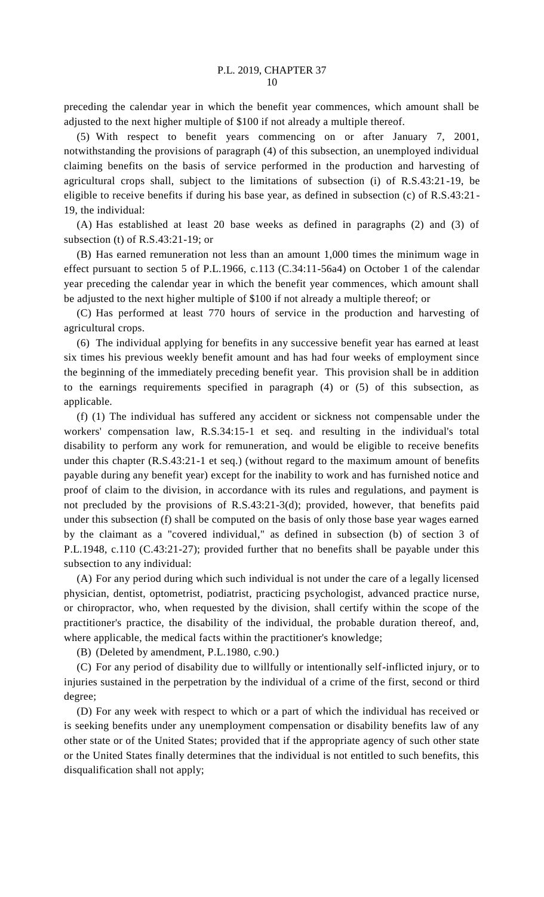preceding the calendar year in which the benefit year commences, which amount shall be adjusted to the next higher multiple of $100 if not already a multiple thereof.

(5) With respect to benefit years commencing on or after January 7, 2001, notwithstanding the provisions of paragraph (4) of this subsection, an unemployed individual claiming benefits on the basis of service performed in the production and harvesting of agricultural crops shall, subject to the limitations of subsection (i) of R.S.43:21-19, be eligible to receive benefits if during his base year, as defined in subsection (c) of R.S.43:21-19, the individual:

(A) Has established at least 20 base weeks as defined in paragraphs (2) and (3) of subsection (t) of R.S.43:21-19; or

(B) Has earned remuneration not less than an amount 1,000 times the minimum wage in effect pursuant to section 5 of P.L.1966, c.113 (C.34:11-56a4) on October 1 of the calendar year preceding the calendar year in which the benefit year commences, which amount shall be adjusted to the next higher multiple of $100 if not already a multiple thereof; or

(C) Has performed at least 770 hours of service in the production and harvesting of agricultural crops.

(6) The individual applying for benefits in any successive benefit year has earned at least six times his previous weekly benefit amount and has had four weeks of employment since the beginning of the immediately preceding benefit year. This provision shall be in addition to the earnings requirements specified in paragraph (4) or (5) of this subsection, as applicable.

(f) (1) The individual has suffered any accident or sickness not compensable under the workers' compensation law, R.S.34:15-1 et seq. and resulting in the individual's total disability to perform any work for remuneration, and would be eligible to receive benefits under this chapter (R.S.43:21-1 et seq.) (without regard to the maximum amount of benefits payable during any benefit year) except for the inability to work and has furnished notice and proof of claim to the division, in accordance with its rules and regulations, and payment is not precluded by the provisions of R.S.43:21-3(d); provided, however, that benefits paid under this subsection (f) shall be computed on the basis of only those base year wages earned by the claimant as a "covered individual," as defined in subsection (b) of section 3 of P.L.1948, c.110 (C.43:21-27); provided further that no benefits shall be payable under this subsection to any individual:

(A) For any period during which such individual is not under the care of a legally licensed physician, dentist, optometrist, podiatrist, practicing psychologist, advanced practice nurse, or chiropractor, who, when requested by the division, shall certify within the scope of the practitioner's practice, the disability of the individual, the probable duration thereof, and, where applicable, the medical facts within the practitioner's knowledge;

(B) (Deleted by amendment, P.L.1980, c.90.)

(C) For any period of disability due to willfully or intentionally self-inflicted injury, or to injuries sustained in the perpetration by the individual of a crime of the first, second or third degree;

(D) For any week with respect to which or a part of which the individual has received or is seeking benefits under any unemployment compensation or disability benefits law of any other state or of the United States; provided that if the appropriate agency of such other state or the United States finally determines that the individual is not entitled to such benefits, this disqualification shall not apply;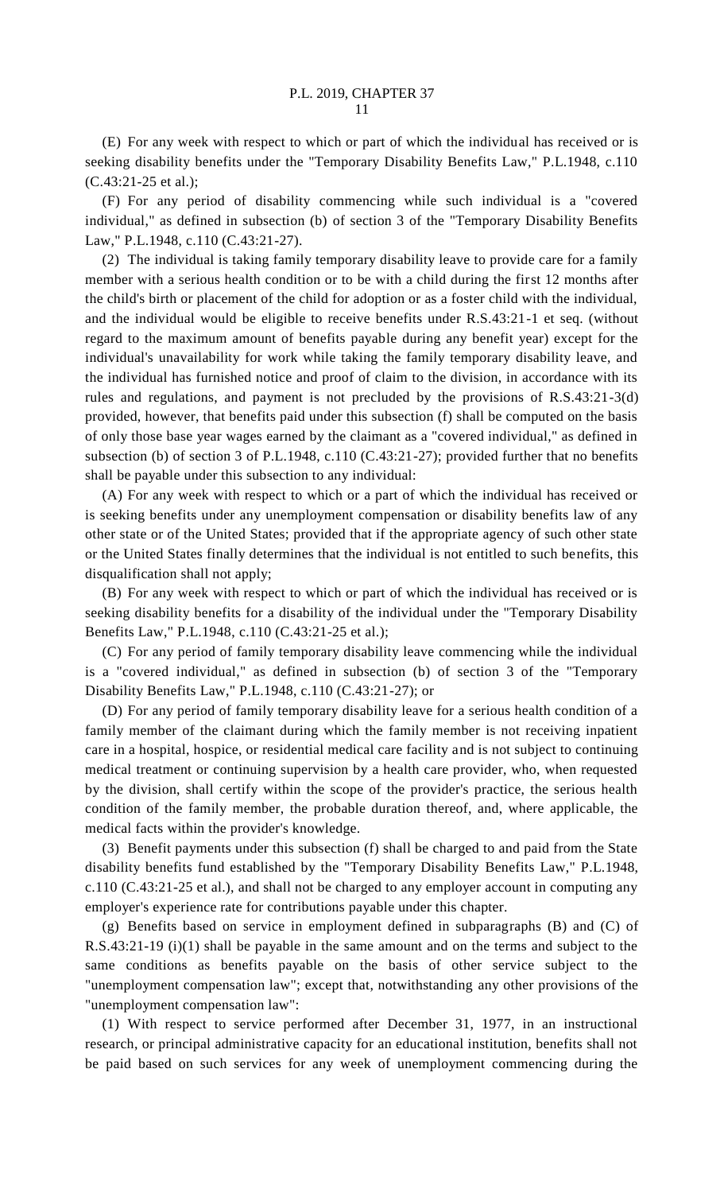(E) For any week with respect to which or part of which the individual has received or is seeking disability benefits under the "Temporary Disability Benefits Law," P.L.1948, c.110 (C.43:21-25 et al.);

(F) For any period of disability commencing while such individual is a "covered individual," as defined in subsection (b) of section 3 of the "Temporary Disability Benefits Law," P.L.1948, c.110 (C.43:21-27).

(2) The individual is taking family temporary disability leave to provide care for a family member with a serious health condition or to be with a child during the first 12 months after the child's birth or placement of the child for adoption or as a foster child with the individual, and the individual would be eligible to receive benefits under R.S.43:21-1 et seq. (without regard to the maximum amount of benefits payable during any benefit year) except for the individual's unavailability for work while taking the family temporary disability leave, and the individual has furnished notice and proof of claim to the division, in accordance with its rules and regulations, and payment is not precluded by the provisions of R.S.43:21-3(d) provided, however, that benefits paid under this subsection (f) shall be computed on the basis of only those base year wages earned by the claimant as a "covered individual," as defined in subsection (b) of section 3 of P.L.1948, c.110 (C.43:21-27); provided further that no benefits shall be payable under this subsection to any individual:

(A) For any week with respect to which or a part of which the individual has received or is seeking benefits under any unemployment compensation or disability benefits law of any other state or of the United States; provided that if the appropriate agency of such other state or the United States finally determines that the individual is not entitled to such benefits, this disqualification shall not apply;

(B) For any week with respect to which or part of which the individual has received or is seeking disability benefits for a disability of the individual under the "Temporary Disability Benefits Law," P.L.1948, c.110 (C.43:21-25 et al.);

(C) For any period of family temporary disability leave commencing while the individual is a "covered individual," as defined in subsection (b) of section 3 of the "Temporary Disability Benefits Law," P.L.1948, c.110 (C.43:21-27); or

(D) For any period of family temporary disability leave for a serious health condition of a family member of the claimant during which the family member is not receiving inpatient care in a hospital, hospice, or residential medical care facility and is not subject to continuing medical treatment or continuing supervision by a health care provider, who, when requested by the division, shall certify within the scope of the provider's practice, the serious health condition of the family member, the probable duration thereof, and, where applicable, the medical facts within the provider's knowledge.

(3) Benefit payments under this subsection (f) shall be charged to and paid from the State disability benefits fund established by the "Temporary Disability Benefits Law," P.L.1948, c.110 (C.43:21-25 et al.), and shall not be charged to any employer account in computing any employer's experience rate for contributions payable under this chapter.

(g) Benefits based on service in employment defined in subparagraphs (B) and (C) of R.S.43:21-19 (i)(1) shall be payable in the same amount and on the terms and subject to the same conditions as benefits payable on the basis of other service subject to the "unemployment compensation law"; except that, notwithstanding any other provisions of the "unemployment compensation law":

(1) With respect to service performed after December 31, 1977, in an instructional research, or principal administrative capacity for an educational institution, benefits shall not be paid based on such services for any week of unemployment commencing during the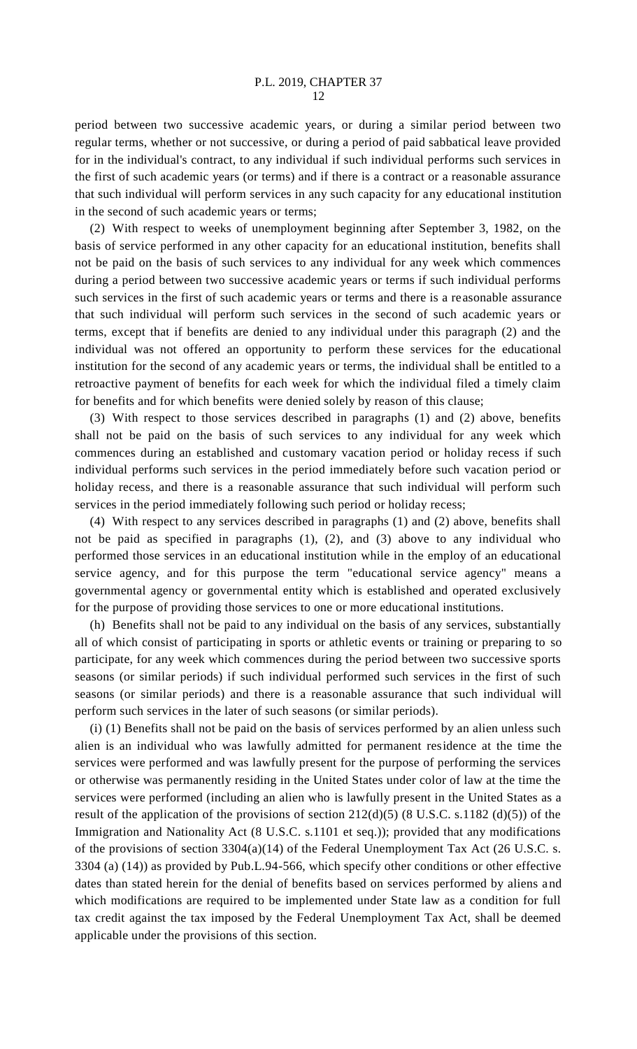period between two successive academic years, or during a similar period between two regular terms, whether or not successive, or during a period of paid sabbatical leave provided for in the individual's contract, to any individual if such individual performs such services in the first of such academic years (or terms) and if there is a contract or a reasonable assurance that such individual will perform services in any such capacity for any educational institution in the second of such academic years or terms;

(2) With respect to weeks of unemployment beginning after September 3, 1982, on the basis of service performed in any other capacity for an educational institution, benefits shall not be paid on the basis of such services to any individual for any week which commences during a period between two successive academic years or terms if such individual performs such services in the first of such academic years or terms and there is a reasonable assurance that such individual will perform such services in the second of such academic years or terms, except that if benefits are denied to any individual under this paragraph (2) and the individual was not offered an opportunity to perform these services for the educational institution for the second of any academic years or terms, the individual shall be entitled to a retroactive payment of benefits for each week for which the individual filed a timely claim for benefits and for which benefits were denied solely by reason of this clause;

(3) With respect to those services described in paragraphs (1) and (2) above, benefits shall not be paid on the basis of such services to any individual for any week which commences during an established and customary vacation period or holiday recess if such individual performs such services in the period immediately before such vacation period or holiday recess, and there is a reasonable assurance that such individual will perform such services in the period immediately following such period or holiday recess;

(4) With respect to any services described in paragraphs (1) and (2) above, benefits shall not be paid as specified in paragraphs (1), (2), and (3) above to any individual who performed those services in an educational institution while in the employ of an educational service agency, and for this purpose the term "educational service agency" means a governmental agency or governmental entity which is established and operated exclusively for the purpose of providing those services to one or more educational institutions.

(h) Benefits shall not be paid to any individual on the basis of any services, substantially all of which consist of participating in sports or athletic events or training or preparing to so participate, for any week which commences during the period between two successive sports seasons (or similar periods) if such individual performed such services in the first of such seasons (or similar periods) and there is a reasonable assurance that such individual will perform such services in the later of such seasons (or similar periods).

(i) (1) Benefits shall not be paid on the basis of services performed by an alien unless such alien is an individual who was lawfully admitted for permanent residence at the time the services were performed and was lawfully present for the purpose of performing the services or otherwise was permanently residing in the United States under color of law at the time the services were performed (including an alien who is lawfully present in the United States as a result of the application of the provisions of section 212(d)(5) (8 U.S.C. s.1182 (d)(5)) of the Immigration and Nationality Act (8 U.S.C. s.1101 et seq.)); provided that any modifications of the provisions of section 3304(a)(14) of the Federal Unemployment Tax Act (26 U.S.C. s. 3304 (a) (14)) as provided by Pub.L.94-566, which specify other conditions or other effective dates than stated herein for the denial of benefits based on services performed by aliens and which modifications are required to be implemented under State law as a condition for full tax credit against the tax imposed by the Federal Unemployment Tax Act, shall be deemed applicable under the provisions of this section.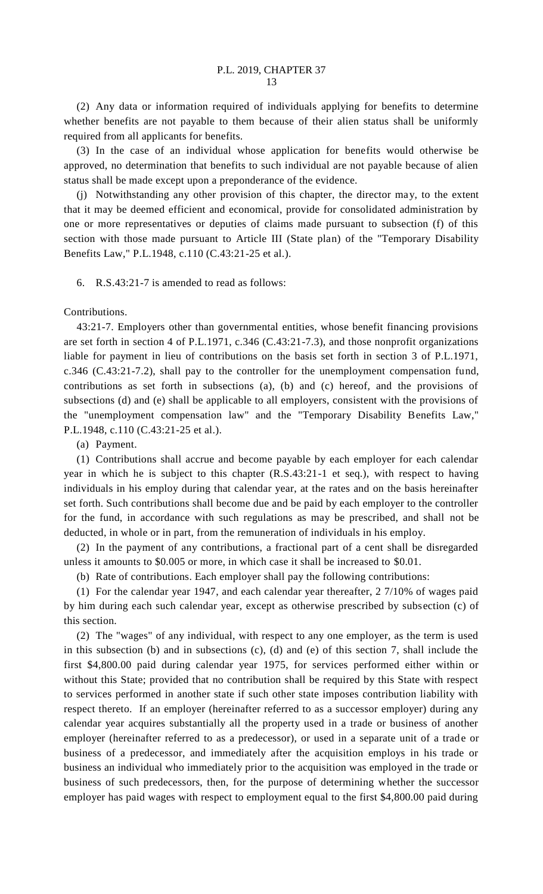(2) Any data or information required of individuals applying for benefits to determine whether benefits are not payable to them because of their alien status shall be uniformly required from all applicants for benefits.

(3) In the case of an individual whose application for benefits would otherwise be approved, no determination that benefits to such individual are not payable because of alien status shall be made except upon a preponderance of the evidence.

(j) Notwithstanding any other provision of this chapter, the director may, to the extent that it may be deemed efficient and economical, provide for consolidated administration by one or more representatives or deputies of claims made pursuant to subsection (f) of this section with those made pursuant to Article III (State plan) of the "Temporary Disability Benefits Law," P.L.1948, c.110 (C.43:21-25 et al.).

6. R.S.43:21-7 is amended to read as follows:

Contributions.

43:21-7. Employers other than governmental entities, whose benefit financing provisions are set forth in section 4 of P.L.1971, c.346 (C.43:21-7.3), and those nonprofit organizations liable for payment in lieu of contributions on the basis set forth in section 3 of P.L.1971, c.346 (C.43:21-7.2), shall pay to the controller for the unemployment compensation fund, contributions as set forth in subsections (a), (b) and (c) hereof, and the provisions of subsections (d) and (e) shall be applicable to all employers, consistent with the provisions of the "unemployment compensation law" and the "Temporary Disability Benefits Law," P.L.1948, c.110 (C.43:21-25 et al.).

(a) Payment.

(1) Contributions shall accrue and become payable by each employer for each calendar year in which he is subject to this chapter (R.S.43:21-1 et seq.), with respect to having individuals in his employ during that calendar year, at the rates and on the basis hereinafter set forth. Such contributions shall become due and be paid by each employer to the controller for the fund, in accordance with such regulations as may be prescribed, and shall not be deducted, in whole or in part, from the remuneration of individuals in his employ.

(2) In the payment of any contributions, a fractional part of a cent shall be disregarded unless it amounts to $0.005 or more, in which case it shall be increased to $0.01.

(b) Rate of contributions. Each employer shall pay the following contributions:

(1) For the calendar year 1947, and each calendar year thereafter, 2 7/10% of wages paid by him during each such calendar year, except as otherwise prescribed by subsection (c) of this section.

(2) The "wages" of any individual, with respect to any one employer, as the term is used in this subsection (b) and in subsections (c), (d) and (e) of this section 7, shall include the first $4,800.00 paid during calendar year 1975, for services performed either within or without this State; provided that no contribution shall be required by this State with respect to services performed in another state if such other state imposes contribution liability with respect thereto. If an employer (hereinafter referred to as a successor employer) during any calendar year acquires substantially all the property used in a trade or business of another employer (hereinafter referred to as a predecessor), or used in a separate unit of a trade or business of a predecessor, and immediately after the acquisition employs in his trade or business an individual who immediately prior to the acquisition was employed in the trade or business of such predecessors, then, for the purpose of determining whether the successor employer has paid wages with respect to employment equal to the first $4,800.00 paid during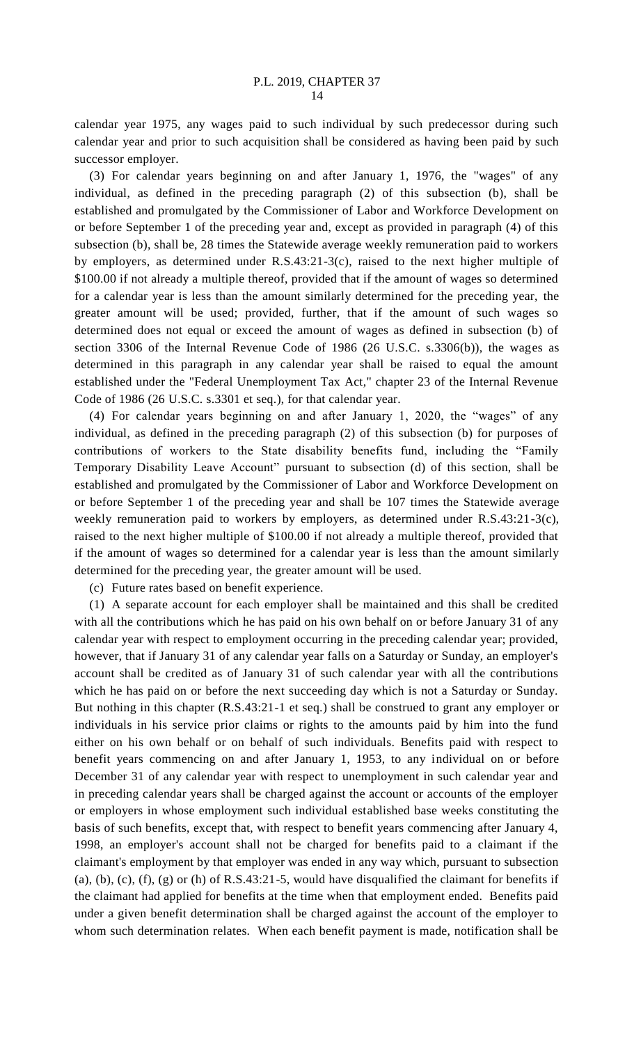calendar year 1975, any wages paid to such individual by such predecessor during such calendar year and prior to such acquisition shall be considered as having been paid by such successor employer.

(3) For calendar years beginning on and after January 1, 1976, the "wages" of any individual, as defined in the preceding paragraph (2) of this subsection (b), shall be established and promulgated by the Commissioner of Labor and Workforce Development on or before September 1 of the preceding year and, except as provided in paragraph (4) of this subsection (b), shall be, 28 times the Statewide average weekly remuneration paid to workers by employers, as determined under R.S.43:21-3(c), raised to the next higher multiple of $100.00 if not already a multiple thereof, provided that if the amount of wages so determined for a calendar year is less than the amount similarly determined for the preceding year, the greater amount will be used; provided, further, that if the amount of such wages so determined does not equal or exceed the amount of wages as defined in subsection (b) of section 3306 of the Internal Revenue Code of 1986 (26 U.S.C. s.3306(b)), the wages as determined in this paragraph in any calendar year shall be raised to equal the amount established under the "Federal Unemployment Tax Act," chapter 23 of the Internal Revenue Code of 1986 (26 U.S.C. s.3301 et seq.), for that calendar year.

(4) For calendar years beginning on and after January 1, 2020, the "wages" of any individual, as defined in the preceding paragraph (2) of this subsection (b) for purposes of contributions of workers to the State disability benefits fund, including the "Family Temporary Disability Leave Account" pursuant to subsection (d) of this section, shall be established and promulgated by the Commissioner of Labor and Workforce Development on or before September 1 of the preceding year and shall be 107 times the Statewide average weekly remuneration paid to workers by employers, as determined under R.S.43:21-3(c), raised to the next higher multiple of $100.00 if not already a multiple thereof, provided that if the amount of wages so determined for a calendar year is less than the amount similarly determined for the preceding year, the greater amount will be used.

(c) Future rates based on benefit experience.

(1) A separate account for each employer shall be maintained and this shall be credited with all the contributions which he has paid on his own behalf on or before January 31 of any calendar year with respect to employment occurring in the preceding calendar year; provided, however, that if January 31 of any calendar year falls on a Saturday or Sunday, an employer's account shall be credited as of January 31 of such calendar year with all the contributions which he has paid on or before the next succeeding day which is not a Saturday or Sunday. But nothing in this chapter (R.S.43:21-1 et seq.) shall be construed to grant any employer or individuals in his service prior claims or rights to the amounts paid by him into the fund either on his own behalf or on behalf of such individuals. Benefits paid with respect to benefit years commencing on and after January 1, 1953, to any individual on or before December 31 of any calendar year with respect to unemployment in such calendar year and in preceding calendar years shall be charged against the account or accounts of the employer or employers in whose employment such individual established base weeks constituting the basis of such benefits, except that, with respect to benefit years commencing after January 4, 1998, an employer's account shall not be charged for benefits paid to a claimant if the claimant's employment by that employer was ended in any way which, pursuant to subsection (a), (b), (c), (f), (g) or (h) of R.S.43:21-5, would have disqualified the claimant for benefits if the claimant had applied for benefits at the time when that employment ended. Benefits paid under a given benefit determination shall be charged against the account of the employer to whom such determination relates. When each benefit payment is made, notification shall be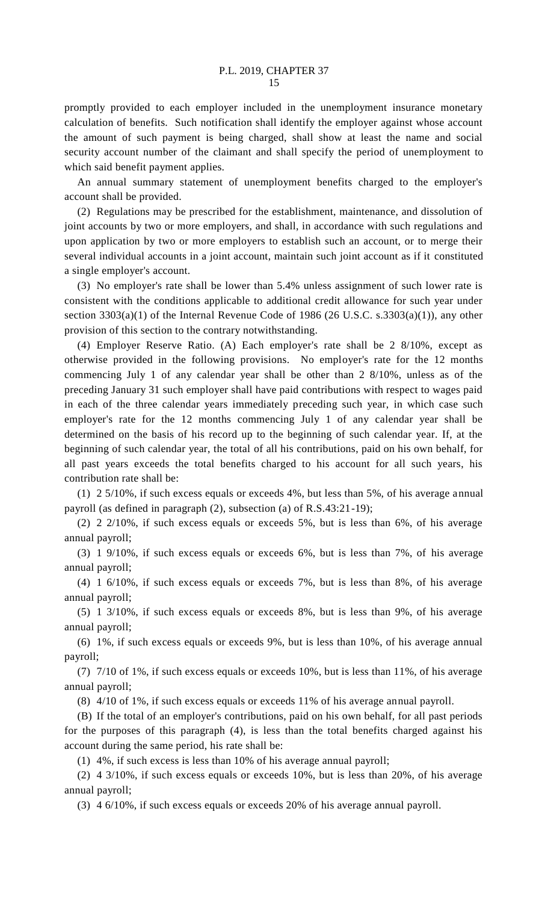promptly provided to each employer included in the unemployment insurance monetary calculation of benefits. Such notification shall identify the employer against whose account the amount of such payment is being charged, shall show at least the name and social security account number of the claimant and shall specify the period of unemployment to which said benefit payment applies.

An annual summary statement of unemployment benefits charged to the employer's account shall be provided.

(2) Regulations may be prescribed for the establishment, maintenance, and dissolution of joint accounts by two or more employers, and shall, in accordance with such regulations and upon application by two or more employers to establish such an account, or to merge their several individual accounts in a joint account, maintain such joint account as if it constituted a single employer's account.

(3) No employer's rate shall be lower than 5.4% unless assignment of such lower rate is consistent with the conditions applicable to additional credit allowance for such year under section 3303(a)(1) of the Internal Revenue Code of 1986 (26 U.S.C. s.3303(a)(1)), any other provision of this section to the contrary notwithstanding.

(4) Employer Reserve Ratio. (A) Each employer's rate shall be 2 8/10%, except as otherwise provided in the following provisions. No employer's rate for the 12 months commencing July 1 of any calendar year shall be other than 2 8/10%, unless as of the preceding January 31 such employer shall have paid contributions with respect to wages paid in each of the three calendar years immediately preceding such year, in which case such employer's rate for the 12 months commencing July 1 of any calendar year shall be determined on the basis of his record up to the beginning of such calendar year. If, at the beginning of such calendar year, the total of all his contributions, paid on his own behalf, for all past years exceeds the total benefits charged to his account for all such years, his contribution rate shall be:

(1) 2 5/10%, if such excess equals or exceeds 4%, but less than 5%, of his average annual payroll (as defined in paragraph (2), subsection (a) of R.S.43:21-19);

(2) 2 2/10%, if such excess equals or exceeds 5%, but is less than 6%, of his average annual payroll;

(3) 1 9/10%, if such excess equals or exceeds 6%, but is less than 7%, of his average annual payroll;

(4) 1 6/10%, if such excess equals or exceeds 7%, but is less than 8%, of his average annual payroll;

(5) 1 3/10%, if such excess equals or exceeds 8%, but is less than 9%, of his average annual payroll;

(6) 1%, if such excess equals or exceeds 9%, but is less than 10%, of his average annual payroll;

(7) 7/10 of 1%, if such excess equals or exceeds 10%, but is less than 11%, of his average annual payroll;

(8) 4/10 of 1%, if such excess equals or exceeds 11% of his average annual payroll.

(B) If the total of an employer's contributions, paid on his own behalf, for all past periods for the purposes of this paragraph (4), is less than the total benefits charged against his account during the same period, his rate shall be:

(1) 4%, if such excess is less than 10% of his average annual payroll;

(2) 4 3/10%, if such excess equals or exceeds 10%, but is less than 20%, of his average annual payroll;

(3) 4 6/10%, if such excess equals or exceeds 20% of his average annual payroll.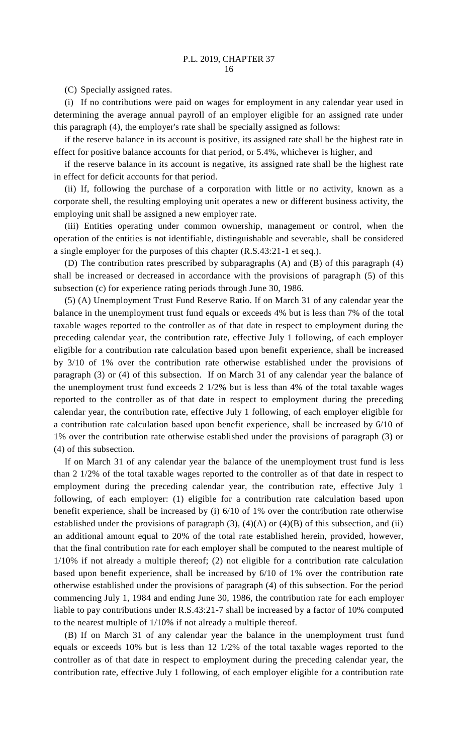(C) Specially assigned rates.

(i) If no contributions were paid on wages for employment in any calendar year used in determining the average annual payroll of an employer eligible for an assigned rate under this paragraph (4), the employer's rate shall be specially assigned as follows:

if the reserve balance in its account is positive, its assigned rate shall be the highest rate in effect for positive balance accounts for that period, or 5.4%, whichever is higher, and

if the reserve balance in its account is negative, its assigned rate shall be the highest rate in effect for deficit accounts for that period.

(ii) If, following the purchase of a corporation with little or no activity, known as a corporate shell, the resulting employing unit operates a new or different business activity, the employing unit shall be assigned a new employer rate.

(iii) Entities operating under common ownership, management or control, when the operation of the entities is not identifiable, distinguishable and severable, shall be considered a single employer for the purposes of this chapter (R.S.43:21-1 et seq.).

(D) The contribution rates prescribed by subparagraphs (A) and (B) of this paragraph (4) shall be increased or decreased in accordance with the provisions of paragraph (5) of this subsection (c) for experience rating periods through June 30, 1986.

(5) (A) Unemployment Trust Fund Reserve Ratio. If on March 31 of any calendar year the balance in the unemployment trust fund equals or exceeds 4% but is less than 7% of the total taxable wages reported to the controller as of that date in respect to employment during the preceding calendar year, the contribution rate, effective July 1 following, of each employer eligible for a contribution rate calculation based upon benefit experience, shall be increased by 3/10 of 1% over the contribution rate otherwise established under the provisions of paragraph (3) or (4) of this subsection. If on March 31 of any calendar year the balance of the unemployment trust fund exceeds 2 1/2% but is less than 4% of the total taxable wages reported to the controller as of that date in respect to employment during the preceding calendar year, the contribution rate, effective July 1 following, of each employer eligible for a contribution rate calculation based upon benefit experience, shall be increased by 6/10 of 1% over the contribution rate otherwise established under the provisions of paragraph (3) or (4) of this subsection.

If on March 31 of any calendar year the balance of the unemployment trust fund is less than 2 1/2% of the total taxable wages reported to the controller as of that date in respect to employment during the preceding calendar year, the contribution rate, effective July 1 following, of each employer: (1) eligible for a contribution rate calculation based upon benefit experience, shall be increased by (i) 6/10 of 1% over the contribution rate otherwise established under the provisions of paragraph (3), (4)(A) or (4)(B) of this subsection, and (ii) an additional amount equal to 20% of the total rate established herein, provided, however, that the final contribution rate for each employer shall be computed to the nearest multiple of 1/10% if not already a multiple thereof; (2) not eligible for a contribution rate calculation based upon benefit experience, shall be increased by 6/10 of 1% over the contribution rate otherwise established under the provisions of paragraph (4) of this subsection. For the period commencing July 1, 1984 and ending June 30, 1986, the contribution rate for each employer liable to pay contributions under R.S.43:21-7 shall be increased by a factor of 10% computed to the nearest multiple of 1/10% if not already a multiple thereof.

(B) If on March 31 of any calendar year the balance in the unemployment trust fund equals or exceeds 10% but is less than 12 1/2% of the total taxable wages reported to the controller as of that date in respect to employment during the preceding calendar year, the contribution rate, effective July 1 following, of each employer eligible for a contribution rate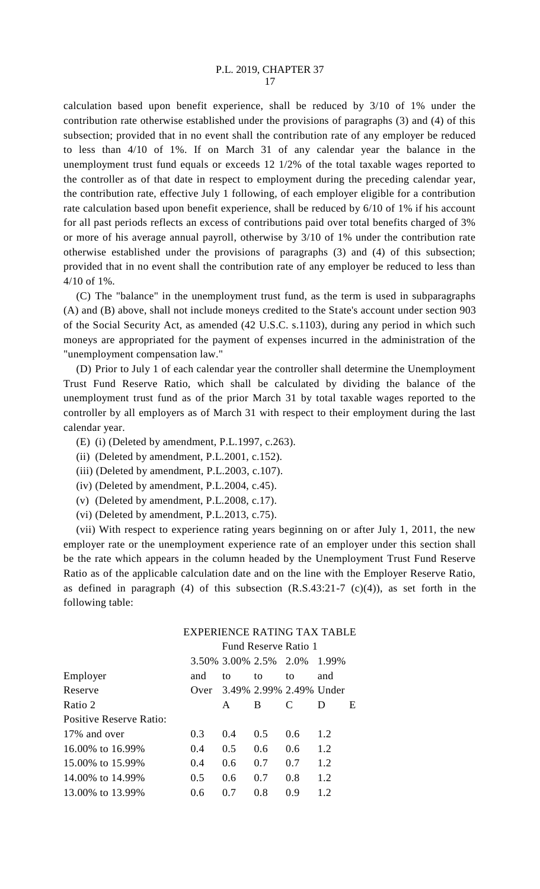calculation based upon benefit experience, shall be reduced by 3/10 of 1% under the contribution rate otherwise established under the provisions of paragraphs (3) and (4) of this subsection; provided that in no event shall the contribution rate of any employer be reduced to less than 4/10 of 1%. If on March 31 of any calendar year the balance in the unemployment trust fund equals or exceeds 12 1/2% of the total taxable wages reported to the controller as of that date in respect to employment during the preceding calendar year, the contribution rate, effective July 1 following, of each employer eligible for a contribution rate calculation based upon benefit experience, shall be reduced by 6/10 of 1% if his account for all past periods reflects an excess of contributions paid over total benefits charged of 3% or more of his average annual payroll, otherwise by 3/10 of 1% under the contribution rate otherwise established under the provisions of paragraphs (3) and (4) of this subsection; provided that in no event shall the contribution rate of any employer be reduced to less than 4/10 of 1%.

(C) The "balance" in the unemployment trust fund, as the term is used in subparagraphs (A) and (B) above, shall not include moneys credited to the State's account under section 903 of the Social Security Act, as amended (42 U.S.C. s.1103), during any period in which such moneys are appropriated for the payment of expenses incurred in the administration of the "unemployment compensation law."

(D) Prior to July 1 of each calendar year the controller shall determine the Unemployment Trust Fund Reserve Ratio, which shall be calculated by dividing the balance of the unemployment trust fund as of the prior March 31 by total taxable wages reported to the controller by all employers as of March 31 with respect to their employment during the last calendar year.

(E) (i) (Deleted by amendment, P.L.1997, c.263).

(ii) (Deleted by amendment, P.L.2001, c.152).

(iii) (Deleted by amendment, P.L.2003, c.107).

(iv) (Deleted by amendment, P.L.2004, c.45).

(v) (Deleted by amendment, P.L.2008, c.17).

(vi) (Deleted by amendment, P.L.2013, c.75).

(vii) With respect to experience rating years beginning on or after July 1, 2011, the new employer rate or the unemployment experience rate of an employer under this section shall be the rate which appears in the column headed by the Unemployment Trust Fund Reserve Ratio as of the applicable calculation date and on the line with the Employer Reserve Ratio, as defined in paragraph (4) of this subsection (R.S.43:21-7 (c)(4)), as set forth in the following table:

EXPERIENCE RATING TAX TABLE

| | Fund Reserve Ratio 1 | | | | | |
|---|---|---|---|---|---|---|
| Employer Reserve Ratio 2 | 3.50% and Over | 3.00% to 3.49% A | 2.5% to 2.99% B | 2.0% to 2.49% C | 1.99% and Under D | E |
| Positive Reserve Ratio: | | | | | | |
| 17% and over | 0.3 | 0.4 | 0.5 | 0.6 | 1.2 | |
| 16.00% to 16.99% | 0.4 | 0.5 | 0.6 | 0.6 | 1.2 | |
| 15.00% to 15.99% | 0.4 | 0.6 | 0.7 | 0.7 | 1.2 | |
| 14.00% to 14.99% | 0.5 | 0.6 | 0.7 | 0.8 | 1.2 | |
| 13.00% to 13.99% | 0.6 | 0.7 | 0.8 | 0.9 | 1.2 | |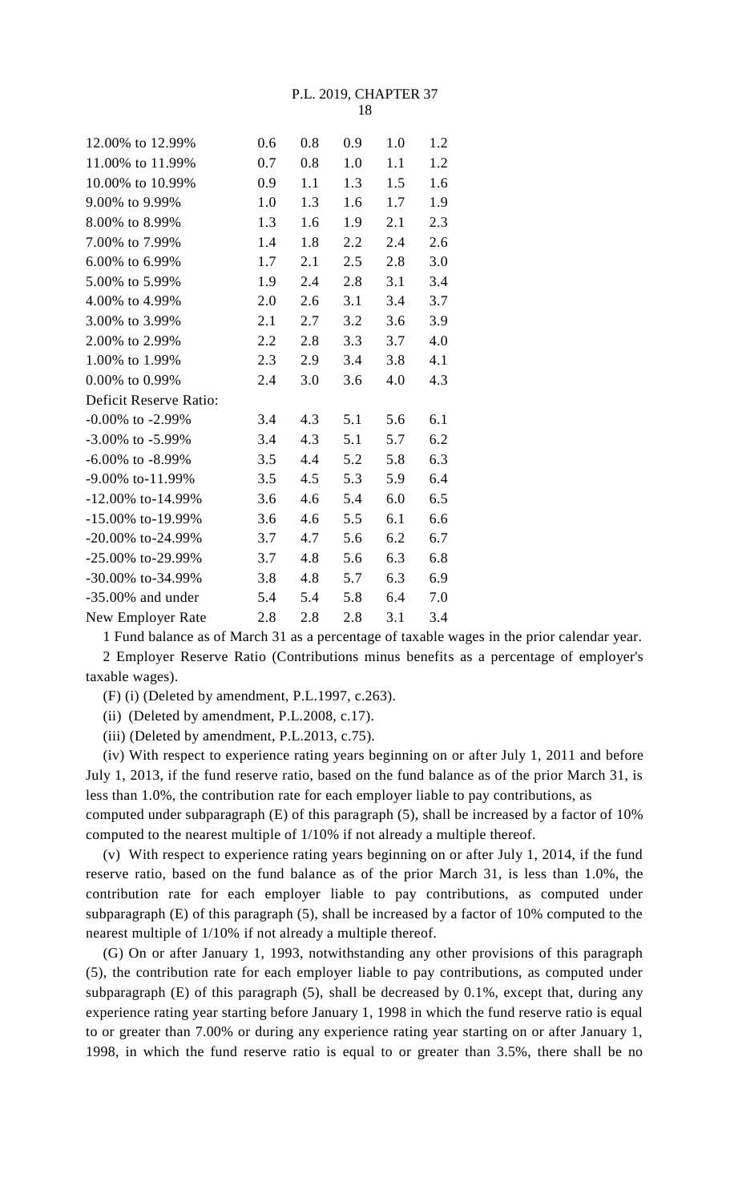| | | | | | |
|---|---|---|---|---|---|
| 12.00% to 12.99% | 0.6 | 0.8 | 0.9 | 1.0 | 1.2 |
| 11.00% to 11.99% | 0.7 | 0.8 | 1.0 | 1.1 | 1.2 |
| 10.00% to 10.99% | 0.9 | 1.1 | 1.3 | 1.5 | 1.6 |
| 9.00% to 9.99% | 1.0 | 1.3 | 1.6 | 1.7 | 1.9 |
| 8.00% to 8.99% | 1.3 | 1.6 | 1.9 | 2.1 | 2.3 |
| 7.00% to 7.99% | 1.4 | 1.8 | 2.2 | 2.4 | 2.6 |
| 6.00% to 6.99% | 1.7 | 2.1 | 2.5 | 2.8 | 3.0 |
| 5.00% to 5.99% | 1.9 | 2.4 | 2.8 | 3.1 | 3.4 |
| 4.00% to 4.99% | 2.0 | 2.6 | 3.1 | 3.4 | 3.7 |
| 3.00% to 3.99% | 2.1 | 2.7 | 3.2 | 3.6 | 3.9 |
| 2.00% to 2.99% | 2.2 | 2.8 | 3.3 | 3.7 | 4.0 |
| 1.00% to 1.99% | 2.3 | 2.9 | 3.4 | 3.8 | 4.1 |
| 0.00% to 0.99% | 2.4 | 3.0 | 3.6 | 4.0 | 4.3 |
| Deficit Reserve Ratio: | | | | | |
| -0.00% to -2.99% | 3.4 | 4.3 | 5.1 | 5.6 | 6.1 |
| -3.00% to -5.99% | 3.4 | 4.3 | 5.1 | 5.7 | 6.2 |
| -6.00% to -8.99% | 3.5 | 4.4 | 5.2 | 5.8 | 6.3 |
| -9.00% to-11.99% | 3.5 | 4.5 | 5.3 | 5.9 | 6.4 |
| -12.00% to-14.99% | 3.6 | 4.6 | 5.4 | 6.0 | 6.5 |
| -15.00% to-19.99% | 3.6 | 4.6 | 5.5 | 6.1 | 6.6 |
| -20.00% to-24.99% | 3.7 | 4.7 | 5.6 | 6.2 | 6.7 |
| -25.00% to-29.99% | 3.7 | 4.8 | 5.6 | 6.3 | 6.8 |
| -30.00% to-34.99% | 3.8 | 4.8 | 5.7 | 6.3 | 6.9 |
| -35.00% and under | 5.4 | 5.4 | 5.8 | 6.4 | 7.0 |
| New Employer Rate | 2.8 | 2.8 | 2.8 | 3.1 | 3.4 |

1 Fund balance as of March 31 as a percentage of taxable wages in the prior calendar year.

2 Employer Reserve Ratio (Contributions minus benefits as a percentage of employer's taxable wages).

(F) (i) (Deleted by amendment, P.L.1997, c.263).

(ii) (Deleted by amendment, P.L.2008, c.17).

(iii) (Deleted by amendment, P.L.2013, c.75).

(iv) With respect to experience rating years beginning on or after July 1, 2011 and before July 1, 2013, if the fund reserve ratio, based on the fund balance as of the prior March 31, is less than 1.0%, the contribution rate for each employer liable to pay contributions, as computed under subparagraph (E) of this paragraph (5), shall be increased by a factor of 10% computed to the nearest multiple of 1/10% if not already a multiple thereof.

(v) With respect to experience rating years beginning on or after July 1, 2014, if the fund reserve ratio, based on the fund balance as of the prior March 31, is less than 1.0%, the contribution rate for each employer liable to pay contributions, as computed under subparagraph (E) of this paragraph (5), shall be increased by a factor of 10% computed to the nearest multiple of 1/10% if not already a multiple thereof.

(G) On or after January 1, 1993, notwithstanding any other provisions of this paragraph (5), the contribution rate for each employer liable to pay contributions, as computed under subparagraph (E) of this paragraph (5), shall be decreased by 0.1%, except that, during any experience rating year starting before January 1, 1998 in which the fund reserve ratio is equal to or greater than 7.00% or during any experience rating year starting on or after January 1, 1998, in which the fund reserve ratio is equal to or greater than 3.5%, there shall be no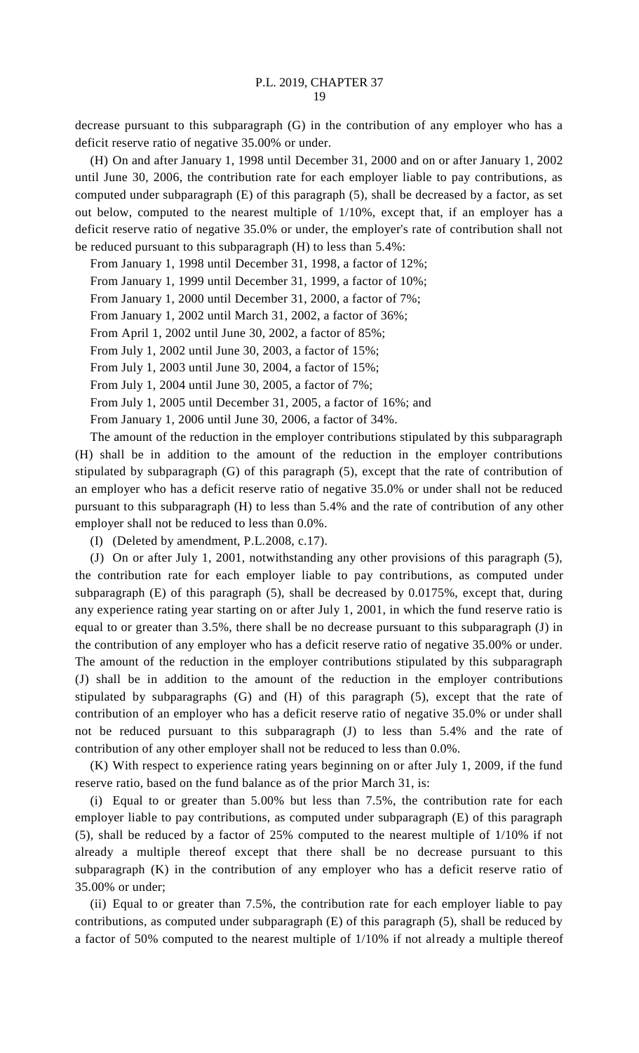decrease pursuant to this subparagraph (G) in the contribution of any employer who has a deficit reserve ratio of negative 35.00% or under.

(H) On and after January 1, 1998 until December 31, 2000 and on or after January 1, 2002 until June 30, 2006, the contribution rate for each employer liable to pay contributions, as computed under subparagraph (E) of this paragraph (5), shall be decreased by a factor, as set out below, computed to the nearest multiple of 1/10%, except that, if an employer has a deficit reserve ratio of negative 35.0% or under, the employer's rate of contribution shall not be reduced pursuant to this subparagraph (H) to less than 5.4%:

From January 1, 1998 until December 31, 1998, a factor of 12%;

From January 1, 1999 until December 31, 1999, a factor of 10%;

From January 1, 2000 until December 31, 2000, a factor of 7%;

From January 1, 2002 until March 31, 2002, a factor of 36%;

From April 1, 2002 until June 30, 2002, a factor of 85%;

From July 1, 2002 until June 30, 2003, a factor of 15%;

From July 1, 2003 until June 30, 2004, a factor of 15%;

From July 1, 2004 until June 30, 2005, a factor of 7%;

From July 1, 2005 until December 31, 2005, a factor of 16%; and

From January 1, 2006 until June 30, 2006, a factor of 34%.

The amount of the reduction in the employer contributions stipulated by this subparagraph (H) shall be in addition to the amount of the reduction in the employer contributions stipulated by subparagraph (G) of this paragraph (5), except that the rate of contribution of an employer who has a deficit reserve ratio of negative 35.0% or under shall not be reduced pursuant to this subparagraph (H) to less than 5.4% and the rate of contribution of any other employer shall not be reduced to less than 0.0%.

(I) (Deleted by amendment, P.L.2008, c.17).

(J) On or after July 1, 2001, notwithstanding any other provisions of this paragraph (5), the contribution rate for each employer liable to pay contributions, as computed under subparagraph (E) of this paragraph (5), shall be decreased by 0.0175%, except that, during any experience rating year starting on or after July 1, 2001, in which the fund reserve ratio is equal to or greater than 3.5%, there shall be no decrease pursuant to this subparagraph (J) in the contribution of any employer who has a deficit reserve ratio of negative 35.00% or under. The amount of the reduction in the employer contributions stipulated by this subparagraph (J) shall be in addition to the amount of the reduction in the employer contributions stipulated by subparagraphs (G) and (H) of this paragraph (5), except that the rate of contribution of an employer who has a deficit reserve ratio of negative 35.0% or under shall not be reduced pursuant to this subparagraph (J) to less than 5.4% and the rate of contribution of any other employer shall not be reduced to less than 0.0%.

(K) With respect to experience rating years beginning on or after July 1, 2009, if the fund reserve ratio, based on the fund balance as of the prior March 31, is:

(i) Equal to or greater than 5.00% but less than 7.5%, the contribution rate for each employer liable to pay contributions, as computed under subparagraph (E) of this paragraph (5), shall be reduced by a factor of 25% computed to the nearest multiple of 1/10% if not already a multiple thereof except that there shall be no decrease pursuant to this subparagraph (K) in the contribution of any employer who has a deficit reserve ratio of 35.00% or under;

(ii) Equal to or greater than 7.5%, the contribution rate for each employer liable to pay contributions, as computed under subparagraph (E) of this paragraph (5), shall be reduced by a factor of 50% computed to the nearest multiple of 1/10% if not already a multiple thereof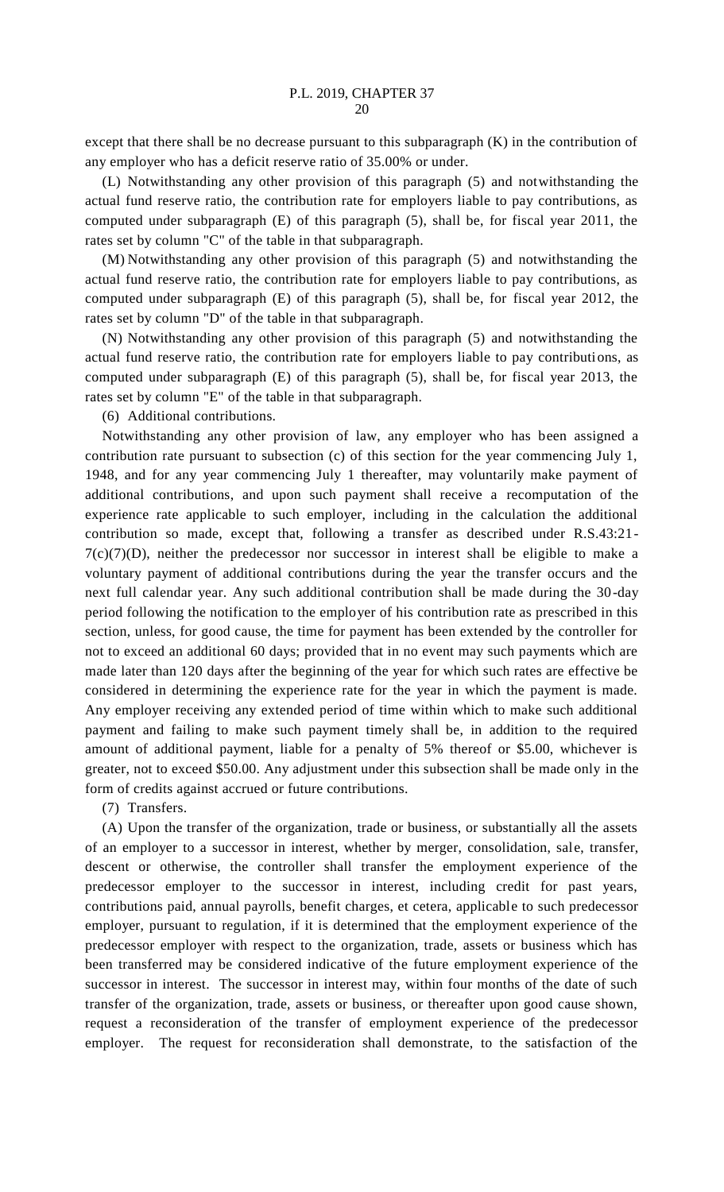except that there shall be no decrease pursuant to this subparagraph (K) in the contribution of any employer who has a deficit reserve ratio of 35.00% or under.

(L) Notwithstanding any other provision of this paragraph (5) and notwithstanding the actual fund reserve ratio, the contribution rate for employers liable to pay contributions, as computed under subparagraph (E) of this paragraph (5), shall be, for fiscal year 2011, the rates set by column "C" of the table in that subparagraph.

(M) Notwithstanding any other provision of this paragraph (5) and notwithstanding the actual fund reserve ratio, the contribution rate for employers liable to pay contributions, as computed under subparagraph (E) of this paragraph (5), shall be, for fiscal year 2012, the rates set by column "D" of the table in that subparagraph.

(N) Notwithstanding any other provision of this paragraph (5) and notwithstanding the actual fund reserve ratio, the contribution rate for employers liable to pay contributions, as computed under subparagraph (E) of this paragraph (5), shall be, for fiscal year 2013, the rates set by column "E" of the table in that subparagraph.

(6) Additional contributions.

Notwithstanding any other provision of law, any employer who has been assigned a contribution rate pursuant to subsection (c) of this section for the year commencing July 1, 1948, and for any year commencing July 1 thereafter, may voluntarily make payment of additional contributions, and upon such payment shall receive a recomputation of the experience rate applicable to such employer, including in the calculation the additional contribution so made, except that, following a transfer as described under R.S.43:21-7(c)(7)(D), neither the predecessor nor successor in interest shall be eligible to make a voluntary payment of additional contributions during the year the transfer occurs and the next full calendar year. Any such additional contribution shall be made during the 30-day period following the notification to the employer of his contribution rate as prescribed in this section, unless, for good cause, the time for payment has been extended by the controller for not to exceed an additional 60 days; provided that in no event may such payments which are made later than 120 days after the beginning of the year for which such rates are effective be considered in determining the experience rate for the year in which the payment is made. Any employer receiving any extended period of time within which to make such additional payment and failing to make such payment timely shall be, in addition to the required amount of additional payment, liable for a penalty of 5% thereof or $5.00, whichever is greater, not to exceed $50.00. Any adjustment under this subsection shall be made only in the form of credits against accrued or future contributions.

(7) Transfers.

(A) Upon the transfer of the organization, trade or business, or substantially all the assets of an employer to a successor in interest, whether by merger, consolidation, sale, transfer, descent or otherwise, the controller shall transfer the employment experience of the predecessor employer to the successor in interest, including credit for past years, contributions paid, annual payrolls, benefit charges, et cetera, applicable to such predecessor employer, pursuant to regulation, if it is determined that the employment experience of the predecessor employer with respect to the organization, trade, assets or business which has been transferred may be considered indicative of the future employment experience of the successor in interest. The successor in interest may, within four months of the date of such transfer of the organization, trade, assets or business, or thereafter upon good cause shown, request a reconsideration of the transfer of employment experience of the predecessor employer. The request for reconsideration shall demonstrate, to the satisfaction of the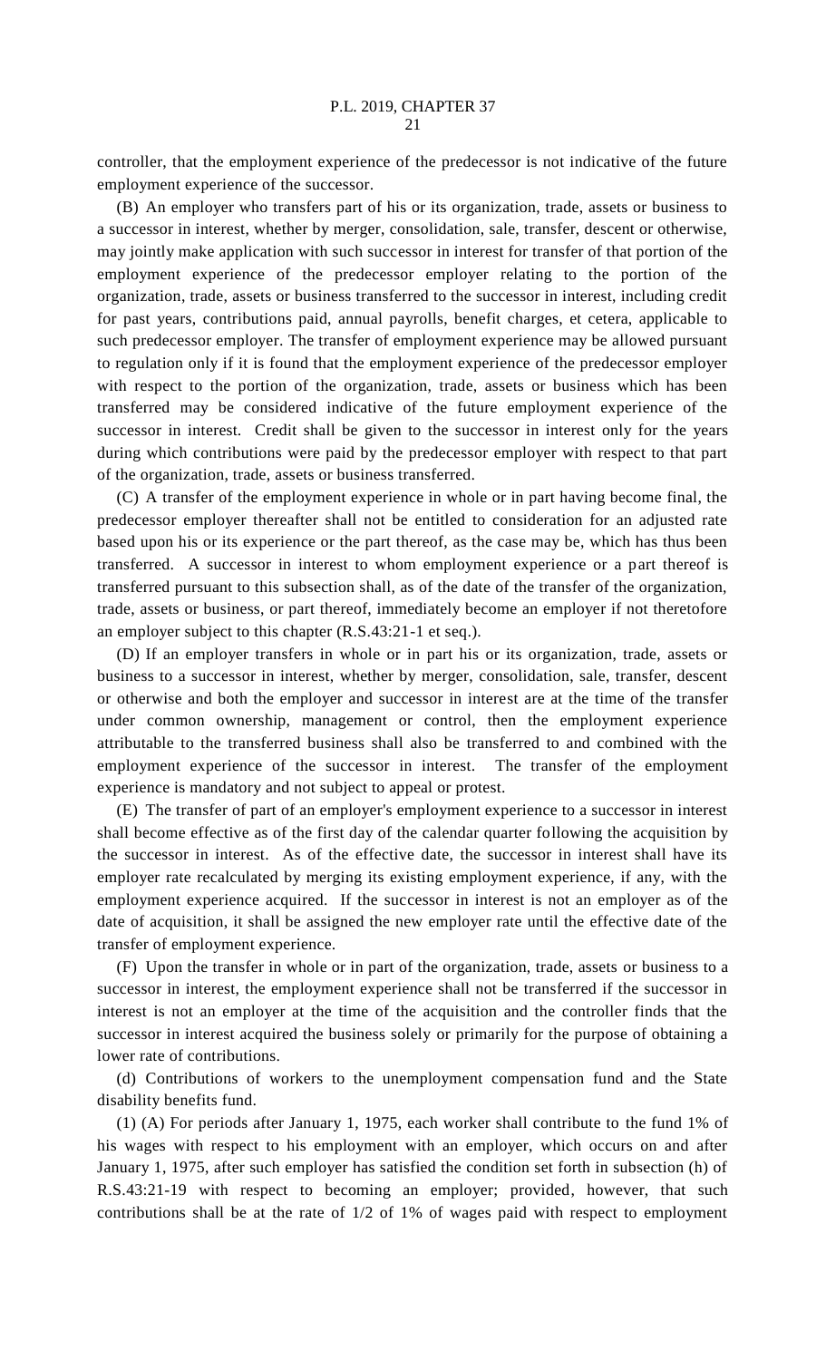controller, that the employment experience of the predecessor is not indicative of the future employment experience of the successor.

(B) An employer who transfers part of his or its organization, trade, assets or business to a successor in interest, whether by merger, consolidation, sale, transfer, descent or otherwise, may jointly make application with such successor in interest for transfer of that portion of the employment experience of the predecessor employer relating to the portion of the organization, trade, assets or business transferred to the successor in interest, including credit for past years, contributions paid, annual payrolls, benefit charges, et cetera, applicable to such predecessor employer. The transfer of employment experience may be allowed pursuant to regulation only if it is found that the employment experience of the predecessor employer with respect to the portion of the organization, trade, assets or business which has been transferred may be considered indicative of the future employment experience of the successor in interest. Credit shall be given to the successor in interest only for the years during which contributions were paid by the predecessor employer with respect to that part of the organization, trade, assets or business transferred.

(C) A transfer of the employment experience in whole or in part having become final, the predecessor employer thereafter shall not be entitled to consideration for an adjusted rate based upon his or its experience or the part thereof, as the case may be, which has thus been transferred. A successor in interest to whom employment experience or a part thereof is transferred pursuant to this subsection shall, as of the date of the transfer of the organization, trade, assets or business, or part thereof, immediately become an employer if not theretofore an employer subject to this chapter (R.S.43:21-1 et seq.).

(D) If an employer transfers in whole or in part his or its organization, trade, assets or business to a successor in interest, whether by merger, consolidation, sale, transfer, descent or otherwise and both the employer and successor in interest are at the time of the transfer under common ownership, management or control, then the employment experience attributable to the transferred business shall also be transferred to and combined with the employment experience of the successor in interest. The transfer of the employment experience is mandatory and not subject to appeal or protest.

(E) The transfer of part of an employer's employment experience to a successor in interest shall become effective as of the first day of the calendar quarter following the acquisition by the successor in interest. As of the effective date, the successor in interest shall have its employer rate recalculated by merging its existing employment experience, if any, with the employment experience acquired. If the successor in interest is not an employer as of the date of acquisition, it shall be assigned the new employer rate until the effective date of the transfer of employment experience.

(F) Upon the transfer in whole or in part of the organization, trade, assets or business to a successor in interest, the employment experience shall not be transferred if the successor in interest is not an employer at the time of the acquisition and the controller finds that the successor in interest acquired the business solely or primarily for the purpose of obtaining a lower rate of contributions.

(d) Contributions of workers to the unemployment compensation fund and the State disability benefits fund.

(1) (A) For periods after January 1, 1975, each worker shall contribute to the fund 1% of his wages with respect to his employment with an employer, which occurs on and after January 1, 1975, after such employer has satisfied the condition set forth in subsection (h) of R.S.43:21-19 with respect to becoming an employer; provided, however, that such contributions shall be at the rate of 1/2 of 1% of wages paid with respect to employment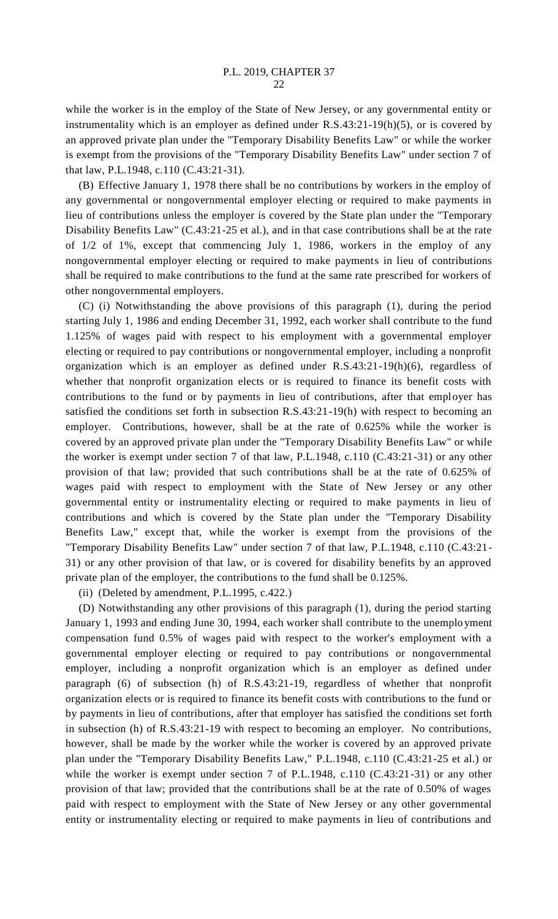while the worker is in the employ of the State of New Jersey, or any governmental entity or instrumentality which is an employer as defined under R.S.43:21-19(h)(5), or is covered by an approved private plan under the "Temporary Disability Benefits Law" or while the worker is exempt from the provisions of the "Temporary Disability Benefits Law" under section 7 of that law, P.L.1948, c.110 (C.43:21-31).

(B) Effective January 1, 1978 there shall be no contributions by workers in the employ of any governmental or nongovernmental employer electing or required to make payments in lieu of contributions unless the employer is covered by the State plan under the "Temporary Disability Benefits Law" (C.43:21-25 et al.), and in that case contributions shall be at the rate of 1/2 of 1%, except that commencing July 1, 1986, workers in the employ of any nongovernmental employer electing or required to make payments in lieu of contributions shall be required to make contributions to the fund at the same rate prescribed for workers of other nongovernmental employers.

(C) (i) Notwithstanding the above provisions of this paragraph (1), during the period starting July 1, 1986 and ending December 31, 1992, each worker shall contribute to the fund 1.125% of wages paid with respect to his employment with a governmental employer electing or required to pay contributions or nongovernmental employer, including a nonprofit organization which is an employer as defined under R.S.43:21-19(h)(6), regardless of whether that nonprofit organization elects or is required to finance its benefit costs with contributions to the fund or by payments in lieu of contributions, after that employer has satisfied the conditions set forth in subsection R.S.43:21-19(h) with respect to becoming an employer. Contributions, however, shall be at the rate of 0.625% while the worker is covered by an approved private plan under the "Temporary Disability Benefits Law" or while the worker is exempt under section 7 of that law, P.L.1948, c.110 (C.43:21-31) or any other provision of that law; provided that such contributions shall be at the rate of 0.625% of wages paid with respect to employment with the State of New Jersey or any other governmental entity or instrumentality electing or required to make payments in lieu of contributions and which is covered by the State plan under the "Temporary Disability Benefits Law," except that, while the worker is exempt from the provisions of the "Temporary Disability Benefits Law" under section 7 of that law, P.L.1948, c.110 (C.43:21-31) or any other provision of that law, or is covered for disability benefits by an approved private plan of the employer, the contributions to the fund shall be 0.125%.

(ii) (Deleted by amendment, P.L.1995, c.422.)

(D) Notwithstanding any other provisions of this paragraph (1), during the period starting January 1, 1993 and ending June 30, 1994, each worker shall contribute to the unemployment compensation fund 0.5% of wages paid with respect to the worker's employment with a governmental employer electing or required to pay contributions or nongovernmental employer, including a nonprofit organization which is an employer as defined under paragraph (6) of subsection (h) of R.S.43:21-19, regardless of whether that nonprofit organization elects or is required to finance its benefit costs with contributions to the fund or by payments in lieu of contributions, after that employer has satisfied the conditions set forth in subsection (h) of R.S.43:21-19 with respect to becoming an employer. No contributions, however, shall be made by the worker while the worker is covered by an approved private plan under the "Temporary Disability Benefits Law," P.L.1948, c.110 (C.43:21-25 et al.) or while the worker is exempt under section 7 of P.L.1948, c.110 (C.43:21-31) or any other provision of that law; provided that the contributions shall be at the rate of 0.50% of wages paid with respect to employment with the State of New Jersey or any other governmental entity or instrumentality electing or required to make payments in lieu of contributions and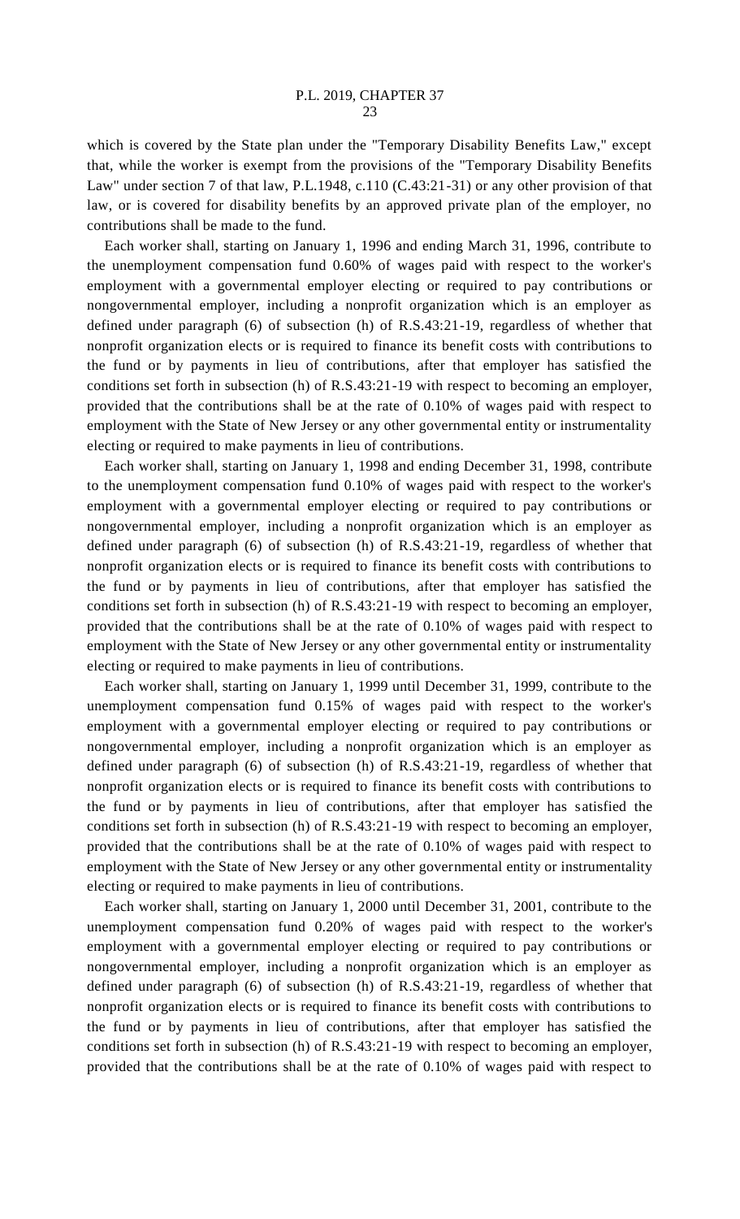which is covered by the State plan under the "Temporary Disability Benefits Law," except that, while the worker is exempt from the provisions of the "Temporary Disability Benefits Law" under section 7 of that law, P.L.1948, c.110 (C.43:21-31) or any other provision of that law, or is covered for disability benefits by an approved private plan of the employer, no contributions shall be made to the fund.

Each worker shall, starting on January 1, 1996 and ending March 31, 1996, contribute to the unemployment compensation fund 0.60% of wages paid with respect to the worker's employment with a governmental employer electing or required to pay contributions or nongovernmental employer, including a nonprofit organization which is an employer as defined under paragraph (6) of subsection (h) of R.S.43:21-19, regardless of whether that nonprofit organization elects or is required to finance its benefit costs with contributions to the fund or by payments in lieu of contributions, after that employer has satisfied the conditions set forth in subsection (h) of R.S.43:21-19 with respect to becoming an employer, provided that the contributions shall be at the rate of 0.10% of wages paid with respect to employment with the State of New Jersey or any other governmental entity or instrumentality electing or required to make payments in lieu of contributions.

Each worker shall, starting on January 1, 1998 and ending December 31, 1998, contribute to the unemployment compensation fund 0.10% of wages paid with respect to the worker's employment with a governmental employer electing or required to pay contributions or nongovernmental employer, including a nonprofit organization which is an employer as defined under paragraph (6) of subsection (h) of R.S.43:21-19, regardless of whether that nonprofit organization elects or is required to finance its benefit costs with contributions to the fund or by payments in lieu of contributions, after that employer has satisfied the conditions set forth in subsection (h) of R.S.43:21-19 with respect to becoming an employer, provided that the contributions shall be at the rate of 0.10% of wages paid with respect to employment with the State of New Jersey or any other governmental entity or instrumentality electing or required to make payments in lieu of contributions.

Each worker shall, starting on January 1, 1999 until December 31, 1999, contribute to the unemployment compensation fund 0.15% of wages paid with respect to the worker's employment with a governmental employer electing or required to pay contributions or nongovernmental employer, including a nonprofit organization which is an employer as defined under paragraph (6) of subsection (h) of R.S.43:21-19, regardless of whether that nonprofit organization elects or is required to finance its benefit costs with contributions to the fund or by payments in lieu of contributions, after that employer has satisfied the conditions set forth in subsection (h) of R.S.43:21-19 with respect to becoming an employer, provided that the contributions shall be at the rate of 0.10% of wages paid with respect to employment with the State of New Jersey or any other governmental entity or instrumentality electing or required to make payments in lieu of contributions.

Each worker shall, starting on January 1, 2000 until December 31, 2001, contribute to the unemployment compensation fund 0.20% of wages paid with respect to the worker's employment with a governmental employer electing or required to pay contributions or nongovernmental employer, including a nonprofit organization which is an employer as defined under paragraph (6) of subsection (h) of R.S.43:21-19, regardless of whether that nonprofit organization elects or is required to finance its benefit costs with contributions to the fund or by payments in lieu of contributions, after that employer has satisfied the conditions set forth in subsection (h) of R.S.43:21-19 with respect to becoming an employer, provided that the contributions shall be at the rate of 0.10% of wages paid with respect to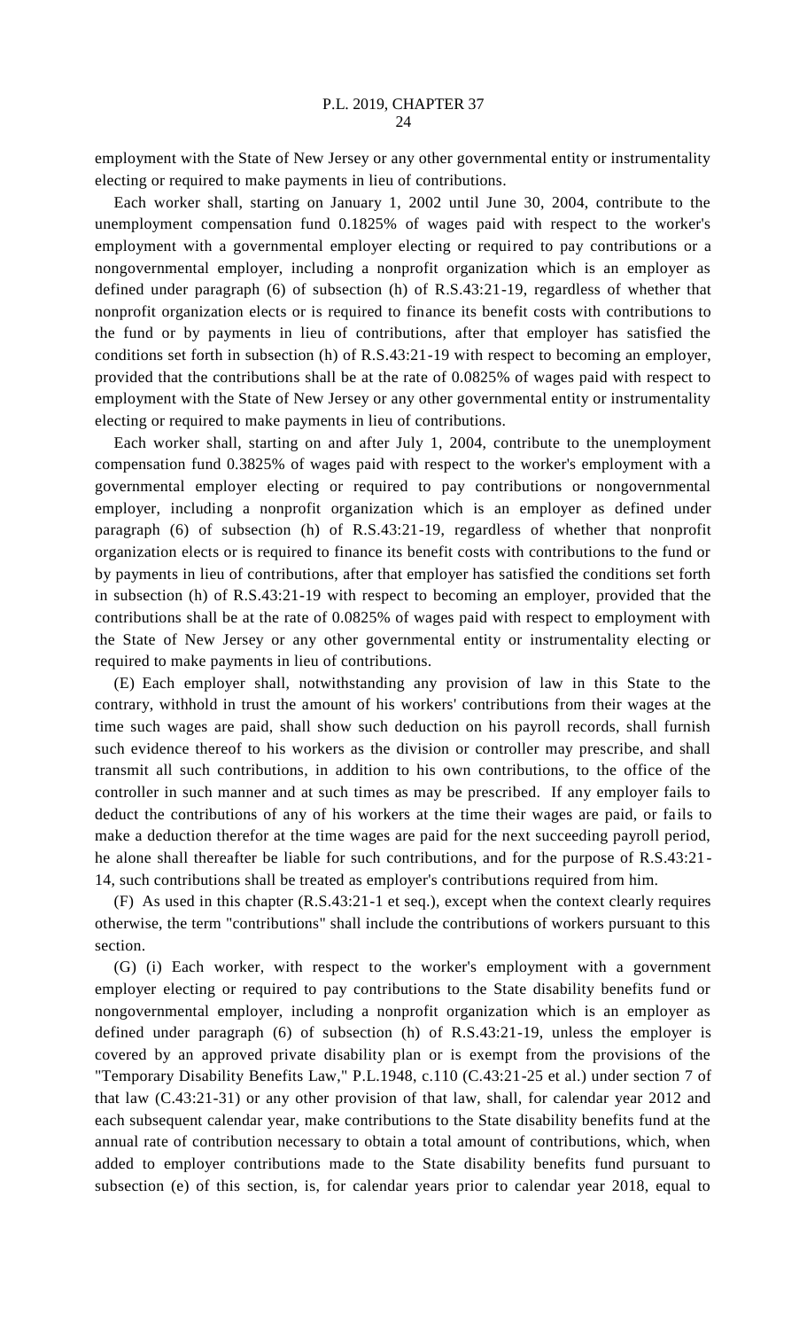employment with the State of New Jersey or any other governmental entity or instrumentality electing or required to make payments in lieu of contributions.

Each worker shall, starting on January 1, 2002 until June 30, 2004, contribute to the unemployment compensation fund 0.1825% of wages paid with respect to the worker's employment with a governmental employer electing or required to pay contributions or a nongovernmental employer, including a nonprofit organization which is an employer as defined under paragraph (6) of subsection (h) of R.S.43:21-19, regardless of whether that nonprofit organization elects or is required to finance its benefit costs with contributions to the fund or by payments in lieu of contributions, after that employer has satisfied the conditions set forth in subsection (h) of R.S.43:21-19 with respect to becoming an employer, provided that the contributions shall be at the rate of 0.0825% of wages paid with respect to employment with the State of New Jersey or any other governmental entity or instrumentality electing or required to make payments in lieu of contributions.

Each worker shall, starting on and after July 1, 2004, contribute to the unemployment compensation fund 0.3825% of wages paid with respect to the worker's employment with a governmental employer electing or required to pay contributions or nongovernmental employer, including a nonprofit organization which is an employer as defined under paragraph (6) of subsection (h) of R.S.43:21-19, regardless of whether that nonprofit organization elects or is required to finance its benefit costs with contributions to the fund or by payments in lieu of contributions, after that employer has satisfied the conditions set forth in subsection (h) of R.S.43:21-19 with respect to becoming an employer, provided that the contributions shall be at the rate of 0.0825% of wages paid with respect to employment with the State of New Jersey or any other governmental entity or instrumentality electing or required to make payments in lieu of contributions.

(E) Each employer shall, notwithstanding any provision of law in this State to the contrary, withhold in trust the amount of his workers' contributions from their wages at the time such wages are paid, shall show such deduction on his payroll records, shall furnish such evidence thereof to his workers as the division or controller may prescribe, and shall transmit all such contributions, in addition to his own contributions, to the office of the controller in such manner and at such times as may be prescribed. If any employer fails to deduct the contributions of any of his workers at the time their wages are paid, or fails to make a deduction therefor at the time wages are paid for the next succeeding payroll period, he alone shall thereafter be liable for such contributions, and for the purpose of R.S.43:21-14, such contributions shall be treated as employer's contributions required from him.

(F) As used in this chapter (R.S.43:21-1 et seq.), except when the context clearly requires otherwise, the term "contributions" shall include the contributions of workers pursuant to this section.

(G) (i) Each worker, with respect to the worker's employment with a government employer electing or required to pay contributions to the State disability benefits fund or nongovernmental employer, including a nonprofit organization which is an employer as defined under paragraph (6) of subsection (h) of R.S.43:21-19, unless the employer is covered by an approved private disability plan or is exempt from the provisions of the "Temporary Disability Benefits Law," P.L.1948, c.110 (C.43:21-25 et al.) under section 7 of that law (C.43:21-31) or any other provision of that law, shall, for calendar year 2012 and each subsequent calendar year, make contributions to the State disability benefits fund at the annual rate of contribution necessary to obtain a total amount of contributions, which, when added to employer contributions made to the State disability benefits fund pursuant to subsection (e) of this section, is, for calendar years prior to calendar year 2018, equal to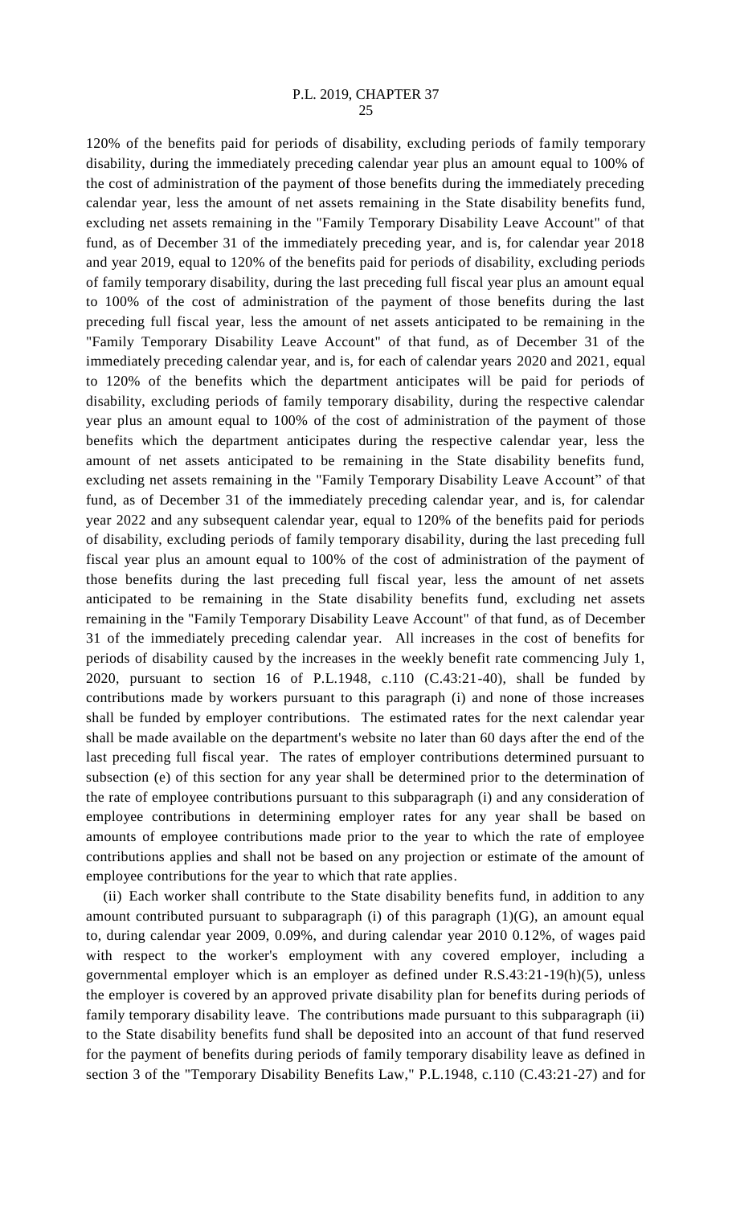120% of the benefits paid for periods of disability, excluding periods of family temporary disability, during the immediately preceding calendar year plus an amount equal to 100% of the cost of administration of the payment of those benefits during the immediately preceding calendar year, less the amount of net assets remaining in the State disability benefits fund, excluding net assets remaining in the "Family Temporary Disability Leave Account" of that fund, as of December 31 of the immediately preceding year, and is, for calendar year 2018 and year 2019, equal to 120% of the benefits paid for periods of disability, excluding periods of family temporary disability, during the last preceding full fiscal year plus an amount equal to 100% of the cost of administration of the payment of those benefits during the last preceding full fiscal year, less the amount of net assets anticipated to be remaining in the "Family Temporary Disability Leave Account" of that fund, as of December 31 of the immediately preceding calendar year, and is, for each of calendar years 2020 and 2021, equal to 120% of the benefits which the department anticipates will be paid for periods of disability, excluding periods of family temporary disability, during the respective calendar year plus an amount equal to 100% of the cost of administration of the payment of those benefits which the department anticipates during the respective calendar year, less the amount of net assets anticipated to be remaining in the State disability benefits fund, excluding net assets remaining in the "Family Temporary Disability Leave Account" of that fund, as of December 31 of the immediately preceding calendar year, and is, for calendar year 2022 and any subsequent calendar year, equal to 120% of the benefits paid for periods of disability, excluding periods of family temporary disability, during the last preceding full fiscal year plus an amount equal to 100% of the cost of administration of the payment of those benefits during the last preceding full fiscal year, less the amount of net assets anticipated to be remaining in the State disability benefits fund, excluding net assets remaining in the "Family Temporary Disability Leave Account" of that fund, as of December 31 of the immediately preceding calendar year. All increases in the cost of benefits for periods of disability caused by the increases in the weekly benefit rate commencing July 1, 2020, pursuant to section 16 of P.L.1948, c.110 (C.43:21-40), shall be funded by contributions made by workers pursuant to this paragraph (i) and none of those increases shall be funded by employer contributions. The estimated rates for the next calendar year shall be made available on the department's website no later than 60 days after the end of the last preceding full fiscal year. The rates of employer contributions determined pursuant to subsection (e) of this section for any year shall be determined prior to the determination of the rate of employee contributions pursuant to this subparagraph (i) and any consideration of employee contributions in determining employer rates for any year shall be based on amounts of employee contributions made prior to the year to which the rate of employee contributions applies and shall not be based on any projection or estimate of the amount of employee contributions for the year to which that rate applies.

(ii) Each worker shall contribute to the State disability benefits fund, in addition to any amount contributed pursuant to subparagraph (i) of this paragraph (1)(G), an amount equal to, during calendar year 2009, 0.09%, and during calendar year 2010 0.12%, of wages paid with respect to the worker's employment with any covered employer, including a governmental employer which is an employer as defined under R.S.43:21-19(h)(5), unless the employer is covered by an approved private disability plan for benefits during periods of family temporary disability leave. The contributions made pursuant to this subparagraph (ii) to the State disability benefits fund shall be deposited into an account of that fund reserved for the payment of benefits during periods of family temporary disability leave as defined in section 3 of the "Temporary Disability Benefits Law," P.L.1948, c.110 (C.43:21-27) and for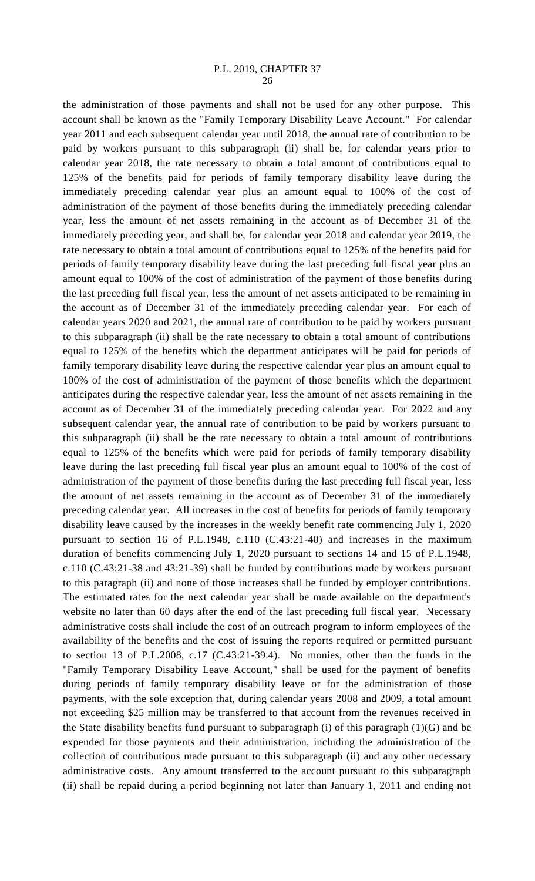the administration of those payments and shall not be used for any other purpose. This account shall be known as the "Family Temporary Disability Leave Account." For calendar year 2011 and each subsequent calendar year until 2018, the annual rate of contribution to be paid by workers pursuant to this subparagraph (ii) shall be, for calendar years prior to calendar year 2018, the rate necessary to obtain a total amount of contributions equal to 125% of the benefits paid for periods of family temporary disability leave during the immediately preceding calendar year plus an amount equal to 100% of the cost of administration of the payment of those benefits during the immediately preceding calendar year, less the amount of net assets remaining in the account as of December 31 of the immediately preceding year, and shall be, for calendar year 2018 and calendar year 2019, the rate necessary to obtain a total amount of contributions equal to 125% of the benefits paid for periods of family temporary disability leave during the last preceding full fiscal year plus an amount equal to 100% of the cost of administration of the payment of those benefits during the last preceding full fiscal year, less the amount of net assets anticipated to be remaining in the account as of December 31 of the immediately preceding calendar year. For each of calendar years 2020 and 2021, the annual rate of contribution to be paid by workers pursuant to this subparagraph (ii) shall be the rate necessary to obtain a total amount of contributions equal to 125% of the benefits which the department anticipates will be paid for periods of family temporary disability leave during the respective calendar year plus an amount equal to 100% of the cost of administration of the payment of those benefits which the department anticipates during the respective calendar year, less the amount of net assets remaining in the account as of December 31 of the immediately preceding calendar year. For 2022 and any subsequent calendar year, the annual rate of contribution to be paid by workers pursuant to this subparagraph (ii) shall be the rate necessary to obtain a total amount of contributions equal to 125% of the benefits which were paid for periods of family temporary disability leave during the last preceding full fiscal year plus an amount equal to 100% of the cost of administration of the payment of those benefits during the last preceding full fiscal year, less the amount of net assets remaining in the account as of December 31 of the immediately preceding calendar year. All increases in the cost of benefits for periods of family temporary disability leave caused by the increases in the weekly benefit rate commencing July 1, 2020 pursuant to section 16 of P.L.1948, c.110 (C.43:21-40) and increases in the maximum duration of benefits commencing July 1, 2020 pursuant to sections 14 and 15 of P.L.1948, c.110 (C.43:21-38 and 43:21-39) shall be funded by contributions made by workers pursuant to this paragraph (ii) and none of those increases shall be funded by employer contributions. The estimated rates for the next calendar year shall be made available on the department's website no later than 60 days after the end of the last preceding full fiscal year. Necessary administrative costs shall include the cost of an outreach program to inform employees of the availability of the benefits and the cost of issuing the reports required or permitted pursuant to section 13 of P.L.2008, c.17 (C.43:21-39.4). No monies, other than the funds in the "Family Temporary Disability Leave Account," shall be used for the payment of benefits during periods of family temporary disability leave or for the administration of those payments, with the sole exception that, during calendar years 2008 and 2009, a total amount not exceeding $25 million may be transferred to that account from the revenues received in the State disability benefits fund pursuant to subparagraph (i) of this paragraph (1)(G) and be expended for those payments and their administration, including the administration of the collection of contributions made pursuant to this subparagraph (ii) and any other necessary administrative costs. Any amount transferred to the account pursuant to this subparagraph (ii) shall be repaid during a period beginning not later than January 1, 2011 and ending not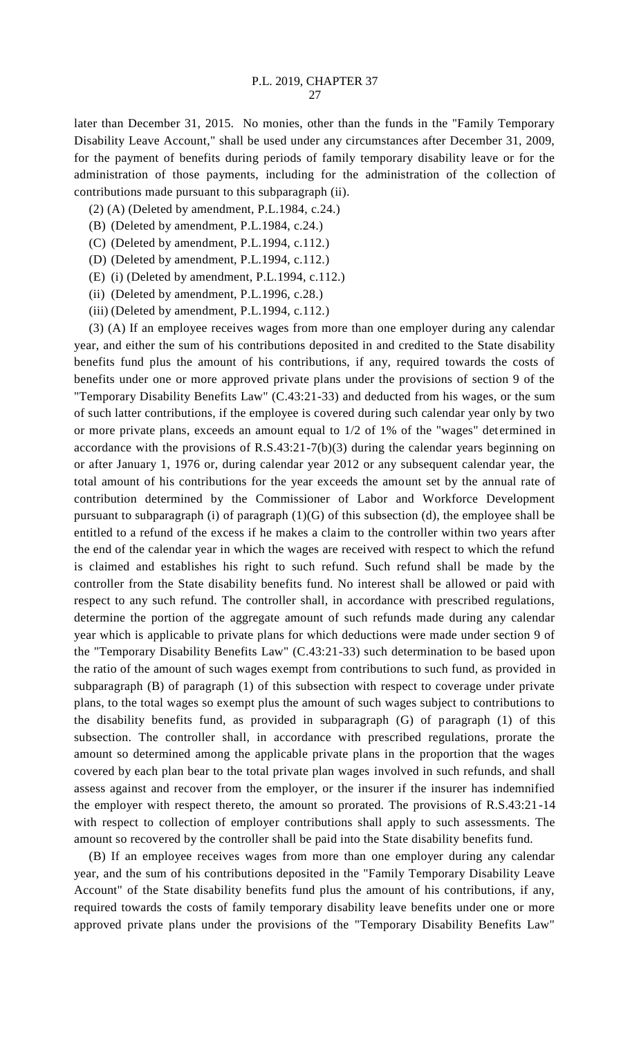later than December 31, 2015. No monies, other than the funds in the "Family Temporary Disability Leave Account," shall be used under any circumstances after December 31, 2009, for the payment of benefits during periods of family temporary disability leave or for the administration of those payments, including for the administration of the collection of contributions made pursuant to this subparagraph (ii).

(2) (A) (Deleted by amendment, P.L.1984, c.24.)

(B) (Deleted by amendment, P.L.1984, c.24.)

(C) (Deleted by amendment, P.L.1994, c.112.)

(D) (Deleted by amendment, P.L.1994, c.112.)

(E) (i) (Deleted by amendment, P.L.1994, c.112.)

(ii) (Deleted by amendment, P.L.1996, c.28.)

(iii) (Deleted by amendment, P.L.1994, c.112.)

(3) (A) If an employee receives wages from more than one employer during any calendar year, and either the sum of his contributions deposited in and credited to the State disability benefits fund plus the amount of his contributions, if any, required towards the costs of benefits under one or more approved private plans under the provisions of section 9 of the "Temporary Disability Benefits Law" (C.43:21-33) and deducted from his wages, or the sum of such latter contributions, if the employee is covered during such calendar year only by two or more private plans, exceeds an amount equal to 1/2 of 1% of the "wages" determined in accordance with the provisions of R.S.43:21-7(b)(3) during the calendar years beginning on or after January 1, 1976 or, during calendar year 2012 or any subsequent calendar year, the total amount of his contributions for the year exceeds the amount set by the annual rate of contribution determined by the Commissioner of Labor and Workforce Development pursuant to subparagraph (i) of paragraph (1)(G) of this subsection (d), the employee shall be entitled to a refund of the excess if he makes a claim to the controller within two years after the end of the calendar year in which the wages are received with respect to which the refund is claimed and establishes his right to such refund. Such refund shall be made by the controller from the State disability benefits fund. No interest shall be allowed or paid with respect to any such refund. The controller shall, in accordance with prescribed regulations, determine the portion of the aggregate amount of such refunds made during any calendar year which is applicable to private plans for which deductions were made under section 9 of the "Temporary Disability Benefits Law" (C.43:21-33) such determination to be based upon the ratio of the amount of such wages exempt from contributions to such fund, as provided in subparagraph (B) of paragraph (1) of this subsection with respect to coverage under private plans, to the total wages so exempt plus the amount of such wages subject to contributions to the disability benefits fund, as provided in subparagraph (G) of paragraph (1) of this subsection. The controller shall, in accordance with prescribed regulations, prorate the amount so determined among the applicable private plans in the proportion that the wages covered by each plan bear to the total private plan wages involved in such refunds, and shall assess against and recover from the employer, or the insurer if the insurer has indemnified the employer with respect thereto, the amount so prorated. The provisions of R.S.43:21-14 with respect to collection of employer contributions shall apply to such assessments. The amount so recovered by the controller shall be paid into the State disability benefits fund.

(B) If an employee receives wages from more than one employer during any calendar year, and the sum of his contributions deposited in the "Family Temporary Disability Leave Account" of the State disability benefits fund plus the amount of his contributions, if any, required towards the costs of family temporary disability leave benefits under one or more approved private plans under the provisions of the "Temporary Disability Benefits Law"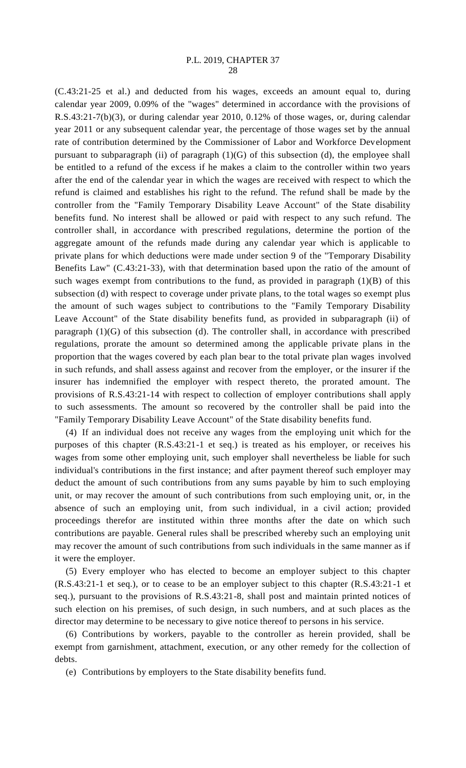(C.43:21-25 et al.) and deducted from his wages, exceeds an amount equal to, during calendar year 2009, 0.09% of the "wages" determined in accordance with the provisions of R.S.43:21-7(b)(3), or during calendar year 2010, 0.12% of those wages, or, during calendar year 2011 or any subsequent calendar year, the percentage of those wages set by the annual rate of contribution determined by the Commissioner of Labor and Workforce Development pursuant to subparagraph (ii) of paragraph (1)(G) of this subsection (d), the employee shall be entitled to a refund of the excess if he makes a claim to the controller within two years after the end of the calendar year in which the wages are received with respect to which the refund is claimed and establishes his right to the refund. The refund shall be made by the controller from the "Family Temporary Disability Leave Account" of the State disability benefits fund. No interest shall be allowed or paid with respect to any such refund. The controller shall, in accordance with prescribed regulations, determine the portion of the aggregate amount of the refunds made during any calendar year which is applicable to private plans for which deductions were made under section 9 of the "Temporary Disability Benefits Law" (C.43:21-33), with that determination based upon the ratio of the amount of such wages exempt from contributions to the fund, as provided in paragraph (1)(B) of this subsection (d) with respect to coverage under private plans, to the total wages so exempt plus the amount of such wages subject to contributions to the "Family Temporary Disability Leave Account" of the State disability benefits fund, as provided in subparagraph (ii) of paragraph (1)(G) of this subsection (d). The controller shall, in accordance with prescribed regulations, prorate the amount so determined among the applicable private plans in the proportion that the wages covered by each plan bear to the total private plan wages involved in such refunds, and shall assess against and recover from the employer, or the insurer if the insurer has indemnified the employer with respect thereto, the prorated amount. The provisions of R.S.43:21-14 with respect to collection of employer contributions shall apply to such assessments. The amount so recovered by the controller shall be paid into the "Family Temporary Disability Leave Account" of the State disability benefits fund.

(4) If an individual does not receive any wages from the employing unit which for the purposes of this chapter (R.S.43:21-1 et seq.) is treated as his employer, or receives his wages from some other employing unit, such employer shall nevertheless be liable for such individual's contributions in the first instance; and after payment thereof such employer may deduct the amount of such contributions from any sums payable by him to such employing unit, or may recover the amount of such contributions from such employing unit, or, in the absence of such an employing unit, from such individual, in a civil action; provided proceedings therefor are instituted within three months after the date on which such contributions are payable. General rules shall be prescribed whereby such an employing unit may recover the amount of such contributions from such individuals in the same manner as if it were the employer.

(5) Every employer who has elected to become an employer subject to this chapter (R.S.43:21-1 et seq.), or to cease to be an employer subject to this chapter (R.S.43:21-1 et seq.), pursuant to the provisions of R.S.43:21-8, shall post and maintain printed notices of such election on his premises, of such design, in such numbers, and at such places as the director may determine to be necessary to give notice thereof to persons in his service.

(6) Contributions by workers, payable to the controller as herein provided, shall be exempt from garnishment, attachment, execution, or any other remedy for the collection of debts.

(e) Contributions by employers to the State disability benefits fund.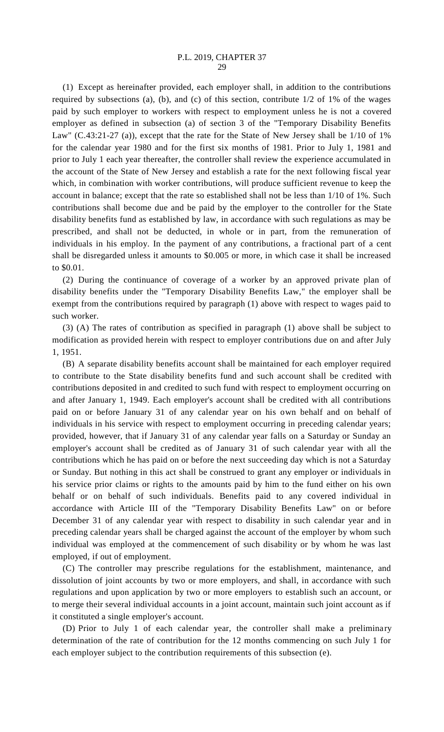(1) Except as hereinafter provided, each employer shall, in addition to the contributions required by subsections (a), (b), and (c) of this section, contribute 1/2 of 1% of the wages paid by such employer to workers with respect to employment unless he is not a covered employer as defined in subsection (a) of section 3 of the "Temporary Disability Benefits Law" (C.43:21-27 (a)), except that the rate for the State of New Jersey shall be 1/10 of 1% for the calendar year 1980 and for the first six months of 1981. Prior to July 1, 1981 and prior to July 1 each year thereafter, the controller shall review the experience accumulated in the account of the State of New Jersey and establish a rate for the next following fiscal year which, in combination with worker contributions, will produce sufficient revenue to keep the account in balance; except that the rate so established shall not be less than 1/10 of 1%. Such contributions shall become due and be paid by the employer to the controller for the State disability benefits fund as established by law, in accordance with such regulations as may be prescribed, and shall not be deducted, in whole or in part, from the remuneration of individuals in his employ. In the payment of any contributions, a fractional part of a cent shall be disregarded unless it amounts to $0.005 or more, in which case it shall be increased to $0.01.

(2) During the continuance of coverage of a worker by an approved private plan of disability benefits under the "Temporary Disability Benefits Law," the employer shall be exempt from the contributions required by paragraph (1) above with respect to wages paid to such worker.

(3) (A) The rates of contribution as specified in paragraph (1) above shall be subject to modification as provided herein with respect to employer contributions due on and after July 1, 1951.

(B) A separate disability benefits account shall be maintained for each employer required to contribute to the State disability benefits fund and such account shall be credited with contributions deposited in and credited to such fund with respect to employment occurring on and after January 1, 1949. Each employer's account shall be credited with all contributions paid on or before January 31 of any calendar year on his own behalf and on behalf of individuals in his service with respect to employment occurring in preceding calendar years; provided, however, that if January 31 of any calendar year falls on a Saturday or Sunday an employer's account shall be credited as of January 31 of such calendar year with all the contributions which he has paid on or before the next succeeding day which is not a Saturday or Sunday. But nothing in this act shall be construed to grant any employer or individuals in his service prior claims or rights to the amounts paid by him to the fund either on his own behalf or on behalf of such individuals. Benefits paid to any covered individual in accordance with Article III of the "Temporary Disability Benefits Law" on or before December 31 of any calendar year with respect to disability in such calendar year and in preceding calendar years shall be charged against the account of the employer by whom such individual was employed at the commencement of such disability or by whom he was last employed, if out of employment.

(C) The controller may prescribe regulations for the establishment, maintenance, and dissolution of joint accounts by two or more employers, and shall, in accordance with such regulations and upon application by two or more employers to establish such an account, or to merge their several individual accounts in a joint account, maintain such joint account as if it constituted a single employer's account.

(D) Prior to July 1 of each calendar year, the controller shall make a preliminary determination of the rate of contribution for the 12 months commencing on such July 1 for each employer subject to the contribution requirements of this subsection (e).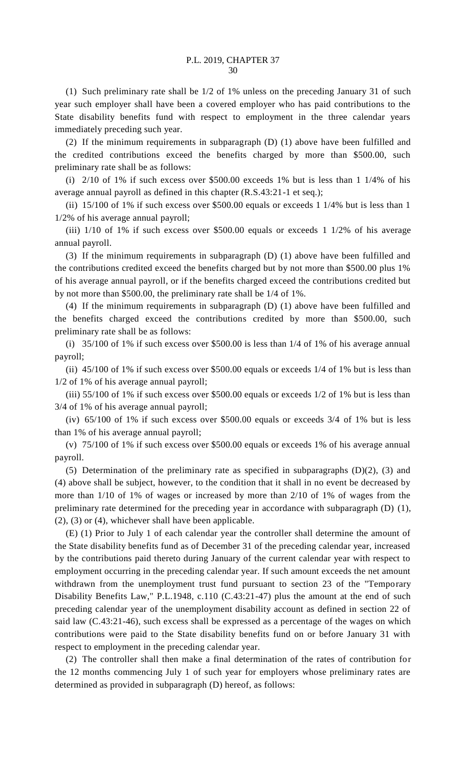(1) Such preliminary rate shall be 1/2 of 1% unless on the preceding January 31 of such year such employer shall have been a covered employer who has paid contributions to the State disability benefits fund with respect to employment in the three calendar years immediately preceding such year.

(2) If the minimum requirements in subparagraph (D) (1) above have been fulfilled and the credited contributions exceed the benefits charged by more than $500.00, such preliminary rate shall be as follows:

(i) 2/10 of 1% if such excess over $500.00 exceeds 1% but is less than 1 1/4% of his average annual payroll as defined in this chapter (R.S.43:21-1 et seq.);

(ii) 15/100 of 1% if such excess over $500.00 equals or exceeds 1 1/4% but is less than 1 1/2% of his average annual payroll;

(iii) 1/10 of 1% if such excess over $500.00 equals or exceeds 1 1/2% of his average annual payroll.

(3) If the minimum requirements in subparagraph (D) (1) above have been fulfilled and the contributions credited exceed the benefits charged but by not more than $500.00 plus 1% of his average annual payroll, or if the benefits charged exceed the contributions credited but by not more than $500.00, the preliminary rate shall be 1/4 of 1%.

(4) If the minimum requirements in subparagraph (D) (1) above have been fulfilled and the benefits charged exceed the contributions credited by more than $500.00, such preliminary rate shall be as follows:

(i) 35/100 of 1% if such excess over $500.00 is less than 1/4 of 1% of his average annual payroll;

(ii) 45/100 of 1% if such excess over $500.00 equals or exceeds 1/4 of 1% but is less than 1/2 of 1% of his average annual payroll;

(iii) 55/100 of 1% if such excess over $500.00 equals or exceeds 1/2 of 1% but is less than 3/4 of 1% of his average annual payroll;

(iv) 65/100 of 1% if such excess over $500.00 equals or exceeds 3/4 of 1% but is less than 1% of his average annual payroll;

(v) 75/100 of 1% if such excess over $500.00 equals or exceeds 1% of his average annual payroll.

(5) Determination of the preliminary rate as specified in subparagraphs (D)(2), (3) and (4) above shall be subject, however, to the condition that it shall in no event be decreased by more than 1/10 of 1% of wages or increased by more than 2/10 of 1% of wages from the preliminary rate determined for the preceding year in accordance with subparagraph (D) (1), (2), (3) or (4), whichever shall have been applicable.

(E) (1) Prior to July 1 of each calendar year the controller shall determine the amount of the State disability benefits fund as of December 31 of the preceding calendar year, increased by the contributions paid thereto during January of the current calendar year with respect to employment occurring in the preceding calendar year. If such amount exceeds the net amount withdrawn from the unemployment trust fund pursuant to section 23 of the "Temporary Disability Benefits Law," P.L.1948, c.110 (C.43:21-47) plus the amount at the end of such preceding calendar year of the unemployment disability account as defined in section 22 of said law (C.43:21-46), such excess shall be expressed as a percentage of the wages on which contributions were paid to the State disability benefits fund on or before January 31 with respect to employment in the preceding calendar year.

(2) The controller shall then make a final determination of the rates of contribution for the 12 months commencing July 1 of such year for employers whose preliminary rates are determined as provided in subparagraph (D) hereof, as follows: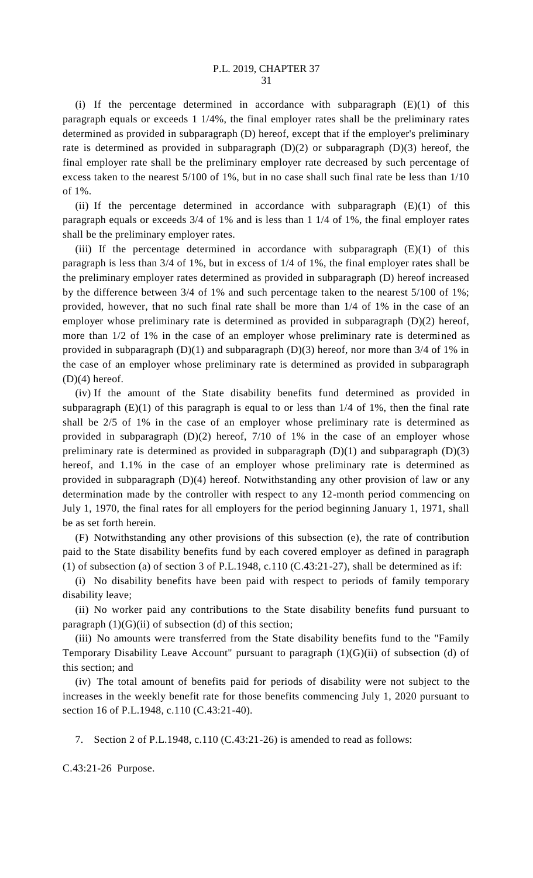(i) If the percentage determined in accordance with subparagraph (E)(1) of this paragraph equals or exceeds 1 1/4%, the final employer rates shall be the preliminary rates determined as provided in subparagraph (D) hereof, except that if the employer's preliminary rate is determined as provided in subparagraph (D)(2) or subparagraph (D)(3) hereof, the final employer rate shall be the preliminary employer rate decreased by such percentage of excess taken to the nearest 5/100 of 1%, but in no case shall such final rate be less than 1/10 of 1%.

(ii) If the percentage determined in accordance with subparagraph (E)(1) of this paragraph equals or exceeds 3/4 of 1% and is less than 1 1/4 of 1%, the final employer rates shall be the preliminary employer rates.

(iii) If the percentage determined in accordance with subparagraph (E)(1) of this paragraph is less than 3/4 of 1%, but in excess of 1/4 of 1%, the final employer rates shall be the preliminary employer rates determined as provided in subparagraph (D) hereof increased by the difference between 3/4 of 1% and such percentage taken to the nearest 5/100 of 1%; provided, however, that no such final rate shall be more than 1/4 of 1% in the case of an employer whose preliminary rate is determined as provided in subparagraph (D)(2) hereof, more than 1/2 of 1% in the case of an employer whose preliminary rate is determined as provided in subparagraph (D)(1) and subparagraph (D)(3) hereof, nor more than 3/4 of 1% in the case of an employer whose preliminary rate is determined as provided in subparagraph (D)(4) hereof.

(iv) If the amount of the State disability benefits fund determined as provided in subparagraph (E)(1) of this paragraph is equal to or less than 1/4 of 1%, then the final rate shall be 2/5 of 1% in the case of an employer whose preliminary rate is determined as provided in subparagraph (D)(2) hereof, 7/10 of 1% in the case of an employer whose preliminary rate is determined as provided in subparagraph (D)(1) and subparagraph (D)(3) hereof, and 1.1% in the case of an employer whose preliminary rate is determined as provided in subparagraph (D)(4) hereof. Notwithstanding any other provision of law or any determination made by the controller with respect to any 12-month period commencing on July 1, 1970, the final rates for all employers for the period beginning January 1, 1971, shall be as set forth herein.

(F) Notwithstanding any other provisions of this subsection (e), the rate of contribution paid to the State disability benefits fund by each covered employer as defined in paragraph (1) of subsection (a) of section 3 of P.L.1948, c.110 (C.43:21-27), shall be determined as if:

(i) No disability benefits have been paid with respect to periods of family temporary disability leave;

(ii) No worker paid any contributions to the State disability benefits fund pursuant to paragraph (1)(G)(ii) of subsection (d) of this section;

(iii) No amounts were transferred from the State disability benefits fund to the "Family Temporary Disability Leave Account" pursuant to paragraph (1)(G)(ii) of subsection (d) of this section; and

(iv) The total amount of benefits paid for periods of disability were not subject to the increases in the weekly benefit rate for those benefits commencing July 1, 2020 pursuant to section 16 of P.L.1948, c.110 (C.43:21-40).

7. Section 2 of P.L.1948, c.110 (C.43:21-26) is amended to read as follows:

C.43:21-26 Purpose.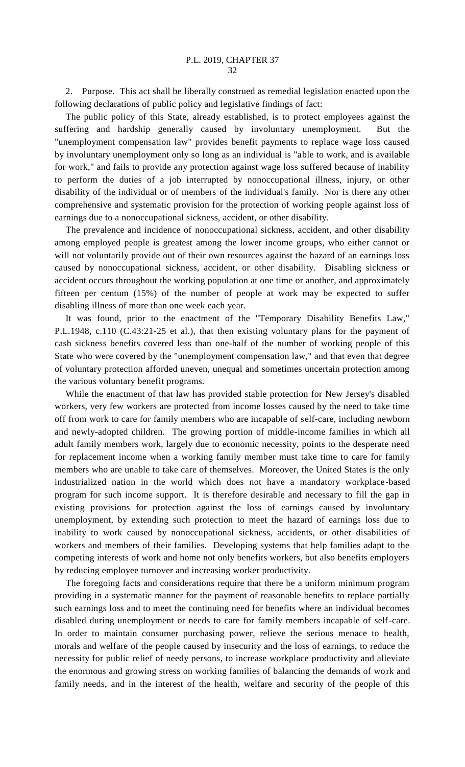2. Purpose. This act shall be liberally construed as remedial legislation enacted upon the following declarations of public policy and legislative findings of fact:

The public policy of this State, already established, is to protect employees against the suffering and hardship generally caused by involuntary unemployment. But the "unemployment compensation law" provides benefit payments to replace wage loss caused by involuntary unemployment only so long as an individual is "able to work, and is available for work," and fails to provide any protection against wage loss suffered because of inability to perform the duties of a job interrupted by nonoccupational illness, injury, or other disability of the individual or of members of the individual's family. Nor is there any other comprehensive and systematic provision for the protection of working people against loss of earnings due to a nonoccupational sickness, accident, or other disability.

The prevalence and incidence of nonoccupational sickness, accident, and other disability among employed people is greatest among the lower income groups, who either cannot or will not voluntarily provide out of their own resources against the hazard of an earnings loss caused by nonoccupational sickness, accident, or other disability. Disabling sickness or accident occurs throughout the working population at one time or another, and approximately fifteen per centum (15%) of the number of people at work may be expected to suffer disabling illness of more than one week each year.

It was found, prior to the enactment of the "Temporary Disability Benefits Law," P.L.1948, c.110 (C.43:21-25 et al.), that then existing voluntary plans for the payment of cash sickness benefits covered less than one-half of the number of working people of this State who were covered by the "unemployment compensation law," and that even that degree of voluntary protection afforded uneven, unequal and sometimes uncertain protection among the various voluntary benefit programs.

While the enactment of that law has provided stable protection for New Jersey's disabled workers, very few workers are protected from income losses caused by the need to take time off from work to care for family members who are incapable of self-care, including newborn and newly-adopted children. The growing portion of middle-income families in which all adult family members work, largely due to economic necessity, points to the desperate need for replacement income when a working family member must take time to care for family members who are unable to take care of themselves. Moreover, the United States is the only industrialized nation in the world which does not have a mandatory workplace-based program for such income support. It is therefore desirable and necessary to fill the gap in existing provisions for protection against the loss of earnings caused by involuntary unemployment, by extending such protection to meet the hazard of earnings loss due to inability to work caused by nonoccupational sickness, accidents, or other disabilities of workers and members of their families. Developing systems that help families adapt to the competing interests of work and home not only benefits workers, but also benefits employers by reducing employee turnover and increasing worker productivity.

The foregoing facts and considerations require that there be a uniform minimum program providing in a systematic manner for the payment of reasonable benefits to replace partially such earnings loss and to meet the continuing need for benefits where an individual becomes disabled during unemployment or needs to care for family members incapable of self-care. In order to maintain consumer purchasing power, relieve the serious menace to health, morals and welfare of the people caused by insecurity and the loss of earnings, to reduce the necessity for public relief of needy persons, to increase workplace productivity and alleviate the enormous and growing stress on working families of balancing the demands of work and family needs, and in the interest of the health, welfare and security of the people of this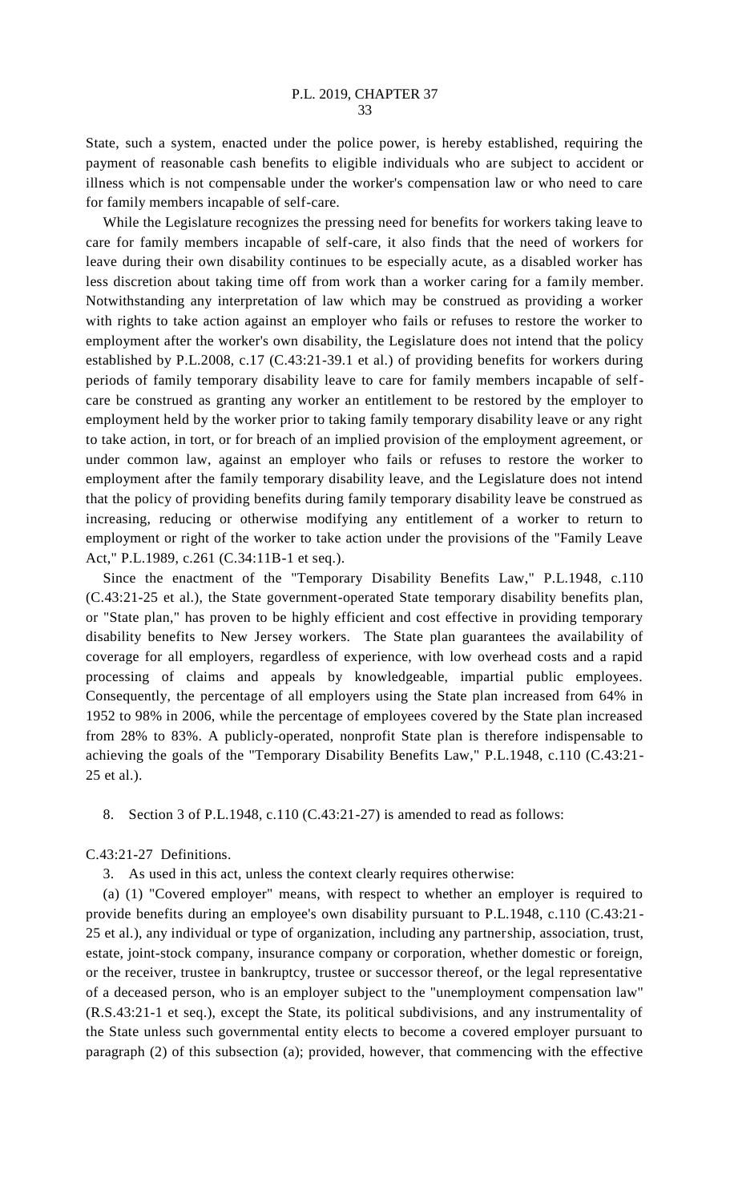State, such a system, enacted under the police power, is hereby established, requiring the payment of reasonable cash benefits to eligible individuals who are subject to accident or illness which is not compensable under the worker's compensation law or who need to care for family members incapable of self-care.

While the Legislature recognizes the pressing need for benefits for workers taking leave to care for family members incapable of self-care, it also finds that the need of workers for leave during their own disability continues to be especially acute, as a disabled worker has less discretion about taking time off from work than a worker caring for a family member. Notwithstanding any interpretation of law which may be construed as providing a worker with rights to take action against an employer who fails or refuses to restore the worker to employment after the worker's own disability, the Legislature does not intend that the policy established by P.L.2008, c.17 (C.43:21-39.1 et al.) of providing benefits for workers during periods of family temporary disability leave to care for family members incapable of self-care be construed as granting any worker an entitlement to be restored by the employer to employment held by the worker prior to taking family temporary disability leave or any right to take action, in tort, or for breach of an implied provision of the employment agreement, or under common law, against an employer who fails or refuses to restore the worker to employment after the family temporary disability leave, and the Legislature does not intend that the policy of providing benefits during family temporary disability leave be construed as increasing, reducing or otherwise modifying any entitlement of a worker to return to employment or right of the worker to take action under the provisions of the "Family Leave Act," P.L.1989, c.261 (C.34:11B-1 et seq.).

Since the enactment of the "Temporary Disability Benefits Law," P.L.1948, c.110 (C.43:21-25 et al.), the State government-operated State temporary disability benefits plan, or "State plan," has proven to be highly efficient and cost effective in providing temporary disability benefits to New Jersey workers. The State plan guarantees the availability of coverage for all employers, regardless of experience, with low overhead costs and a rapid processing of claims and appeals by knowledgeable, impartial public employees. Consequently, the percentage of all employers using the State plan increased from 64% in 1952 to 98% in 2006, while the percentage of employees covered by the State plan increased from 28% to 83%. A publicly-operated, nonprofit State plan is therefore indispensable to achieving the goals of the "Temporary Disability Benefits Law," P.L.1948, c.110 (C.43:21-25 et al.).

8. Section 3 of P.L.1948, c.110 (C.43:21-27) is amended to read as follows:

C.43:21-27 Definitions.

3. As used in this act, unless the context clearly requires otherwise:

(a) (1) "Covered employer" means, with respect to whether an employer is required to provide benefits during an employee's own disability pursuant to P.L.1948, c.110 (C.43:21-25 et al.), any individual or type of organization, including any partnership, association, trust, estate, joint-stock company, insurance company or corporation, whether domestic or foreign, or the receiver, trustee in bankruptcy, trustee or successor thereof, or the legal representative of a deceased person, who is an employer subject to the "unemployment compensation law" (R.S.43:21-1 et seq.), except the State, its political subdivisions, and any instrumentality of the State unless such governmental entity elects to become a covered employer pursuant to paragraph (2) of this subsection (a); provided, however, that commencing with the effective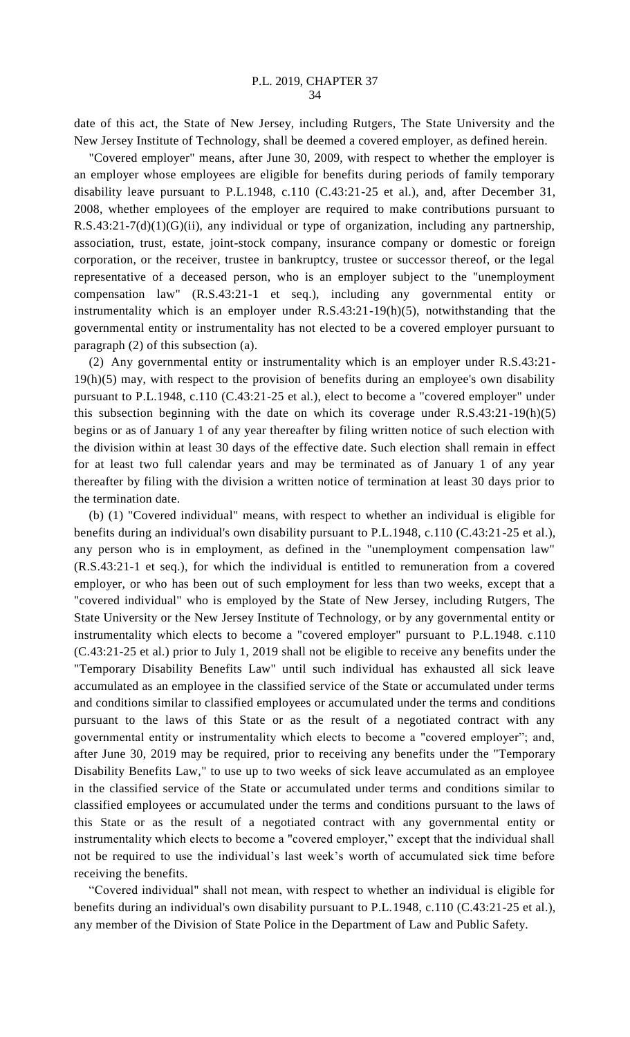date of this act, the State of New Jersey, including Rutgers, The State University and the New Jersey Institute of Technology, shall be deemed a covered employer, as defined herein.

"Covered employer" means, after June 30, 2009, with respect to whether the employer is an employer whose employees are eligible for benefits during periods of family temporary disability leave pursuant to P.L.1948, c.110 (C.43:21-25 et al.), and, after December 31, 2008, whether employees of the employer are required to make contributions pursuant to R.S.43:21-7(d)(1)(G)(ii), any individual or type of organization, including any partnership, association, trust, estate, joint-stock company, insurance company or domestic or foreign corporation, or the receiver, trustee in bankruptcy, trustee or successor thereof, or the legal representative of a deceased person, who is an employer subject to the "unemployment compensation law" (R.S.43:21-1 et seq.), including any governmental entity or instrumentality which is an employer under R.S.43:21-19(h)(5), notwithstanding that the governmental entity or instrumentality has not elected to be a covered employer pursuant to paragraph (2) of this subsection (a).

(2) Any governmental entity or instrumentality which is an employer under R.S.43:21-19(h)(5) may, with respect to the provision of benefits during an employee's own disability pursuant to P.L.1948, c.110 (C.43:21-25 et al.), elect to become a "covered employer" under this subsection beginning with the date on which its coverage under R.S.43:21-19(h)(5) begins or as of January 1 of any year thereafter by filing written notice of such election with the division within at least 30 days of the effective date. Such election shall remain in effect for at least two full calendar years and may be terminated as of January 1 of any year thereafter by filing with the division a written notice of termination at least 30 days prior to the termination date.

(b) (1) "Covered individual" means, with respect to whether an individual is eligible for benefits during an individual's own disability pursuant to P.L.1948, c.110 (C.43:21-25 et al.), any person who is in employment, as defined in the "unemployment compensation law" (R.S.43:21-1 et seq.), for which the individual is entitled to remuneration from a covered employer, or who has been out of such employment for less than two weeks, except that a "covered individual" who is employed by the State of New Jersey, including Rutgers, The State University or the New Jersey Institute of Technology, or by any governmental entity or instrumentality which elects to become a "covered employer" pursuant to P.L.1948. c.110 (C.43:21-25 et al.) prior to July 1, 2019 shall not be eligible to receive any benefits under the "Temporary Disability Benefits Law" until such individual has exhausted all sick leave accumulated as an employee in the classified service of the State or accumulated under terms and conditions similar to classified employees or accumulated under the terms and conditions pursuant to the laws of this State or as the result of a negotiated contract with any governmental entity or instrumentality which elects to become a "covered employer"; and, after June 30, 2019 may be required, prior to receiving any benefits under the "Temporary Disability Benefits Law," to use up to two weeks of sick leave accumulated as an employee in the classified service of the State or accumulated under terms and conditions similar to classified employees or accumulated under the terms and conditions pursuant to the laws of this State or as the result of a negotiated contract with any governmental entity or instrumentality which elects to become a "covered employer," except that the individual shall not be required to use the individual's last week's worth of accumulated sick time before receiving the benefits.

"Covered individual" shall not mean, with respect to whether an individual is eligible for benefits during an individual's own disability pursuant to P.L.1948, c.110 (C.43:21-25 et al.), any member of the Division of State Police in the Department of Law and Public Safety.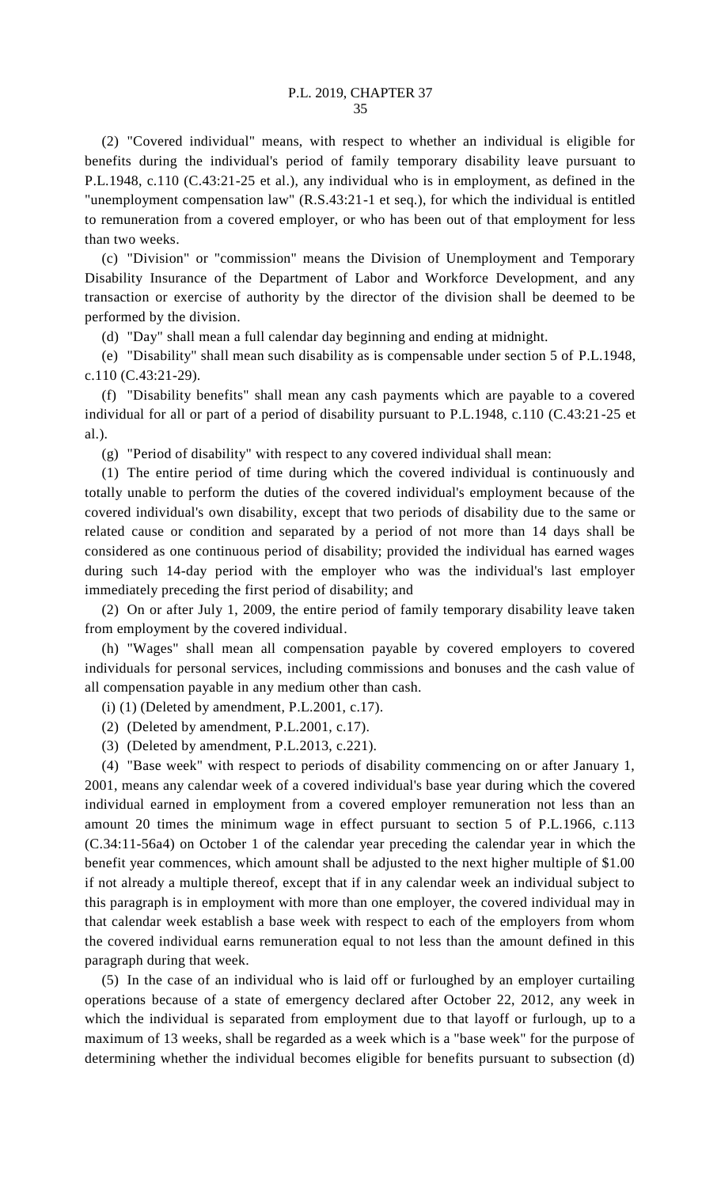(2) "Covered individual" means, with respect to whether an individual is eligible for benefits during the individual's period of family temporary disability leave pursuant to P.L.1948, c.110 (C.43:21-25 et al.), any individual who is in employment, as defined in the "unemployment compensation law" (R.S.43:21-1 et seq.), for which the individual is entitled to remuneration from a covered employer, or who has been out of that employment for less than two weeks.

(c) "Division" or "commission" means the Division of Unemployment and Temporary Disability Insurance of the Department of Labor and Workforce Development, and any transaction or exercise of authority by the director of the division shall be deemed to be performed by the division.

(d) "Day" shall mean a full calendar day beginning and ending at midnight.

(e) "Disability" shall mean such disability as is compensable under section 5 of P.L.1948, c.110 (C.43:21-29).

(f) "Disability benefits" shall mean any cash payments which are payable to a covered individual for all or part of a period of disability pursuant to P.L.1948, c.110 (C.43:21-25 et al.).

(g) "Period of disability" with respect to any covered individual shall mean:

(1) The entire period of time during which the covered individual is continuously and totally unable to perform the duties of the covered individual's employment because of the covered individual's own disability, except that two periods of disability due to the same or related cause or condition and separated by a period of not more than 14 days shall be considered as one continuous period of disability; provided the individual has earned wages during such 14-day period with the employer who was the individual's last employer immediately preceding the first period of disability; and

(2) On or after July 1, 2009, the entire period of family temporary disability leave taken from employment by the covered individual.

(h) "Wages" shall mean all compensation payable by covered employers to covered individuals for personal services, including commissions and bonuses and the cash value of all compensation payable in any medium other than cash.

(i) (1) (Deleted by amendment, P.L.2001, c.17).

(2) (Deleted by amendment, P.L.2001, c.17).

(3) (Deleted by amendment, P.L.2013, c.221).

(4) "Base week" with respect to periods of disability commencing on or after January 1, 2001, means any calendar week of a covered individual's base year during which the covered individual earned in employment from a covered employer remuneration not less than an amount 20 times the minimum wage in effect pursuant to section 5 of P.L.1966, c.113 (C.34:11-56a4) on October 1 of the calendar year preceding the calendar year in which the benefit year commences, which amount shall be adjusted to the next higher multiple of $1.00 if not already a multiple thereof, except that if in any calendar week an individual subject to this paragraph is in employment with more than one employer, the covered individual may in that calendar week establish a base week with respect to each of the employers from whom the covered individual earns remuneration equal to not less than the amount defined in this paragraph during that week.

(5) In the case of an individual who is laid off or furloughed by an employer curtailing operations because of a state of emergency declared after October 22, 2012, any week in which the individual is separated from employment due to that layoff or furlough, up to a maximum of 13 weeks, shall be regarded as a week which is a "base week" for the purpose of determining whether the individual becomes eligible for benefits pursuant to subsection (d)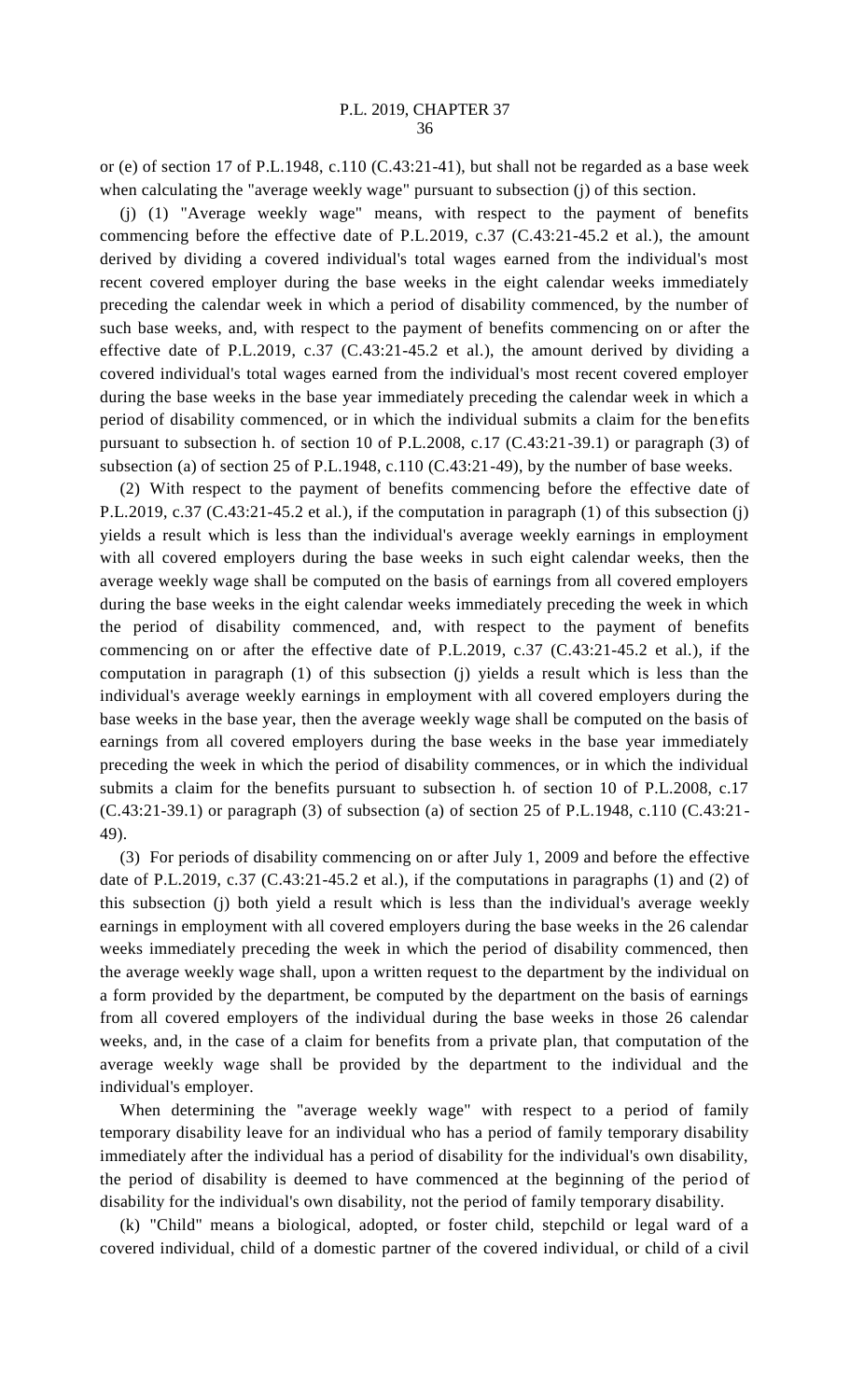or (e) of section 17 of P.L.1948, c.110 (C.43:21-41), but shall not be regarded as a base week when calculating the "average weekly wage" pursuant to subsection (j) of this section.

(j) (1) "Average weekly wage" means, with respect to the payment of benefits commencing before the effective date of P.L.2019, c.37 (C.43:21-45.2 et al.), the amount derived by dividing a covered individual's total wages earned from the individual's most recent covered employer during the base weeks in the eight calendar weeks immediately preceding the calendar week in which a period of disability commenced, by the number of such base weeks, and, with respect to the payment of benefits commencing on or after the effective date of P.L.2019, c.37 (C.43:21-45.2 et al.), the amount derived by dividing a covered individual's total wages earned from the individual's most recent covered employer during the base weeks in the base year immediately preceding the calendar week in which a period of disability commenced, or in which the individual submits a claim for the benefits pursuant to subsection h. of section 10 of P.L.2008, c.17 (C.43:21-39.1) or paragraph (3) of subsection (a) of section 25 of P.L.1948, c.110 (C.43:21-49), by the number of base weeks.

(2) With respect to the payment of benefits commencing before the effective date of P.L.2019, c.37 (C.43:21-45.2 et al.), if the computation in paragraph (1) of this subsection (j) yields a result which is less than the individual's average weekly earnings in employment with all covered employers during the base weeks in such eight calendar weeks, then the average weekly wage shall be computed on the basis of earnings from all covered employers during the base weeks in the eight calendar weeks immediately preceding the week in which the period of disability commenced, and, with respect to the payment of benefits commencing on or after the effective date of P.L.2019, c.37 (C.43:21-45.2 et al.), if the computation in paragraph (1) of this subsection (j) yields a result which is less than the individual's average weekly earnings in employment with all covered employers during the base weeks in the base year, then the average weekly wage shall be computed on the basis of earnings from all covered employers during the base weeks in the base year immediately preceding the week in which the period of disability commences, or in which the individual submits a claim for the benefits pursuant to subsection h. of section 10 of P.L.2008, c.17 (C.43:21-39.1) or paragraph (3) of subsection (a) of section 25 of P.L.1948, c.110 (C.43:21-49).

(3) For periods of disability commencing on or after July 1, 2009 and before the effective date of P.L.2019, c.37 (C.43:21-45.2 et al.), if the computations in paragraphs (1) and (2) of this subsection (j) both yield a result which is less than the individual's average weekly earnings in employment with all covered employers during the base weeks in the 26 calendar weeks immediately preceding the week in which the period of disability commenced, then the average weekly wage shall, upon a written request to the department by the individual on a form provided by the department, be computed by the department on the basis of earnings from all covered employers of the individual during the base weeks in those 26 calendar weeks, and, in the case of a claim for benefits from a private plan, that computation of the average weekly wage shall be provided by the department to the individual and the individual's employer.

When determining the "average weekly wage" with respect to a period of family temporary disability leave for an individual who has a period of family temporary disability immediately after the individual has a period of disability for the individual's own disability, the period of disability is deemed to have commenced at the beginning of the period of disability for the individual's own disability, not the period of family temporary disability.

(k) "Child" means a biological, adopted, or foster child, stepchild or legal ward of a covered individual, child of a domestic partner of the covered individual, or child of a civil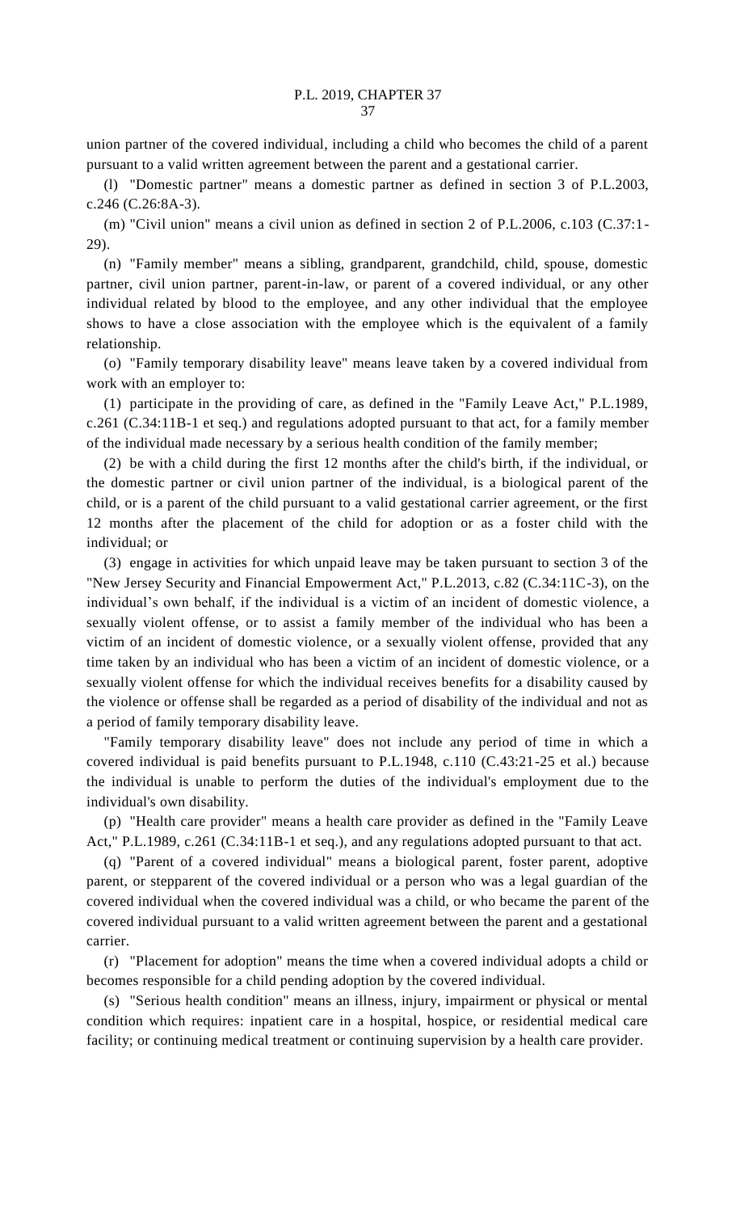union partner of the covered individual, including a child who becomes the child of a parent pursuant to a valid written agreement between the parent and a gestational carrier.

(l) "Domestic partner" means a domestic partner as defined in section 3 of P.L.2003, c.246 (C.26:8A-3).

(m) "Civil union" means a civil union as defined in section 2 of P.L.2006, c.103 (C.37:1-29).

(n) "Family member" means a sibling, grandparent, grandchild, child, spouse, domestic partner, civil union partner, parent-in-law, or parent of a covered individual, or any other individual related by blood to the employee, and any other individual that the employee shows to have a close association with the employee which is the equivalent of a family relationship.

(o) "Family temporary disability leave" means leave taken by a covered individual from work with an employer to:

(1) participate in the providing of care, as defined in the "Family Leave Act," P.L.1989, c.261 (C.34:11B-1 et seq.) and regulations adopted pursuant to that act, for a family member of the individual made necessary by a serious health condition of the family member;

(2) be with a child during the first 12 months after the child's birth, if the individual, or the domestic partner or civil union partner of the individual, is a biological parent of the child, or is a parent of the child pursuant to a valid gestational carrier agreement, or the first 12 months after the placement of the child for adoption or as a foster child with the individual; or

(3) engage in activities for which unpaid leave may be taken pursuant to section 3 of the "New Jersey Security and Financial Empowerment Act," P.L.2013, c.82 (C.34:11C-3), on the individual's own behalf, if the individual is a victim of an incident of domestic violence, a sexually violent offense, or to assist a family member of the individual who has been a victim of an incident of domestic violence, or a sexually violent offense, provided that any time taken by an individual who has been a victim of an incident of domestic violence, or a sexually violent offense for which the individual receives benefits for a disability caused by the violence or offense shall be regarded as a period of disability of the individual and not as a period of family temporary disability leave.

"Family temporary disability leave" does not include any period of time in which a covered individual is paid benefits pursuant to P.L.1948, c.110 (C.43:21-25 et al.) because the individual is unable to perform the duties of the individual's employment due to the individual's own disability.

(p) "Health care provider" means a health care provider as defined in the "Family Leave Act," P.L.1989, c.261 (C.34:11B-1 et seq.), and any regulations adopted pursuant to that act.

(q) "Parent of a covered individual" means a biological parent, foster parent, adoptive parent, or stepparent of the covered individual or a person who was a legal guardian of the covered individual when the covered individual was a child, or who became the parent of the covered individual pursuant to a valid written agreement between the parent and a gestational carrier.

(r) "Placement for adoption" means the time when a covered individual adopts a child or becomes responsible for a child pending adoption by the covered individual.

(s) "Serious health condition" means an illness, injury, impairment or physical or mental condition which requires: inpatient care in a hospital, hospice, or residential medical care facility; or continuing medical treatment or continuing supervision by a health care provider.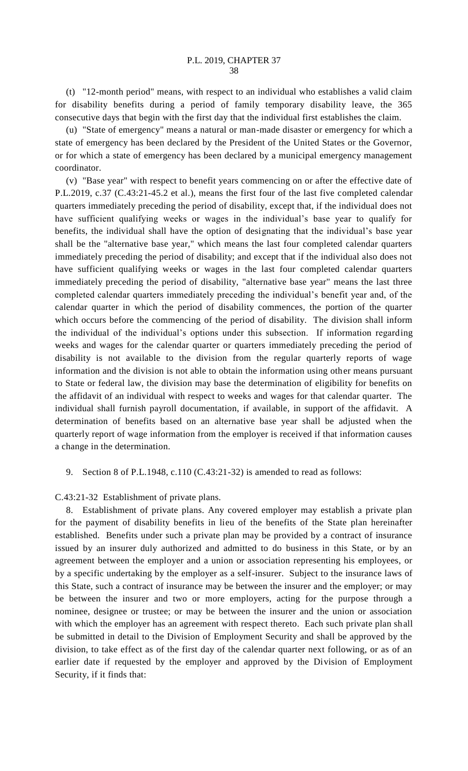(t) "12-month period" means, with respect to an individual who establishes a valid claim for disability benefits during a period of family temporary disability leave, the 365 consecutive days that begin with the first day that the individual first establishes the claim.

(u) "State of emergency" means a natural or man-made disaster or emergency for which a state of emergency has been declared by the President of the United States or the Governor, or for which a state of emergency has been declared by a municipal emergency management coordinator.

(v) "Base year" with respect to benefit years commencing on or after the effective date of P.L.2019, c.37 (C.43:21-45.2 et al.), means the first four of the last five completed calendar quarters immediately preceding the period of disability, except that, if the individual does not have sufficient qualifying weeks or wages in the individual's base year to qualify for benefits, the individual shall have the option of designating that the individual's base year shall be the "alternative base year," which means the last four completed calendar quarters immediately preceding the period of disability; and except that if the individual also does not have sufficient qualifying weeks or wages in the last four completed calendar quarters immediately preceding the period of disability, "alternative base year" means the last three completed calendar quarters immediately preceding the individual's benefit year and, of the calendar quarter in which the period of disability commences, the portion of the quarter which occurs before the commencing of the period of disability. The division shall inform the individual of the individual's options under this subsection. If information regarding weeks and wages for the calendar quarter or quarters immediately preceding the period of disability is not available to the division from the regular quarterly reports of wage information and the division is not able to obtain the information using other means pursuant to State or federal law, the division may base the determination of eligibility for benefits on the affidavit of an individual with respect to weeks and wages for that calendar quarter. The individual shall furnish payroll documentation, if available, in support of the affidavit. A determination of benefits based on an alternative base year shall be adjusted when the quarterly report of wage information from the employer is received if that information causes a change in the determination.

9. Section 8 of P.L.1948, c.110 (C.43:21-32) is amended to read as follows:

C.43:21-32 Establishment of private plans.

8. Establishment of private plans. Any covered employer may establish a private plan for the payment of disability benefits in lieu of the benefits of the State plan hereinafter established. Benefits under such a private plan may be provided by a contract of insurance issued by an insurer duly authorized and admitted to do business in this State, or by an agreement between the employer and a union or association representing his employees, or by a specific undertaking by the employer as a self-insurer. Subject to the insurance laws of this State, such a contract of insurance may be between the insurer and the employer; or may be between the insurer and two or more employers, acting for the purpose through a nominee, designee or trustee; or may be between the insurer and the union or association with which the employer has an agreement with respect thereto. Each such private plan shall be submitted in detail to the Division of Employment Security and shall be approved by the division, to take effect as of the first day of the calendar quarter next following, or as of an earlier date if requested by the employer and approved by the Division of Employment Security, if it finds that: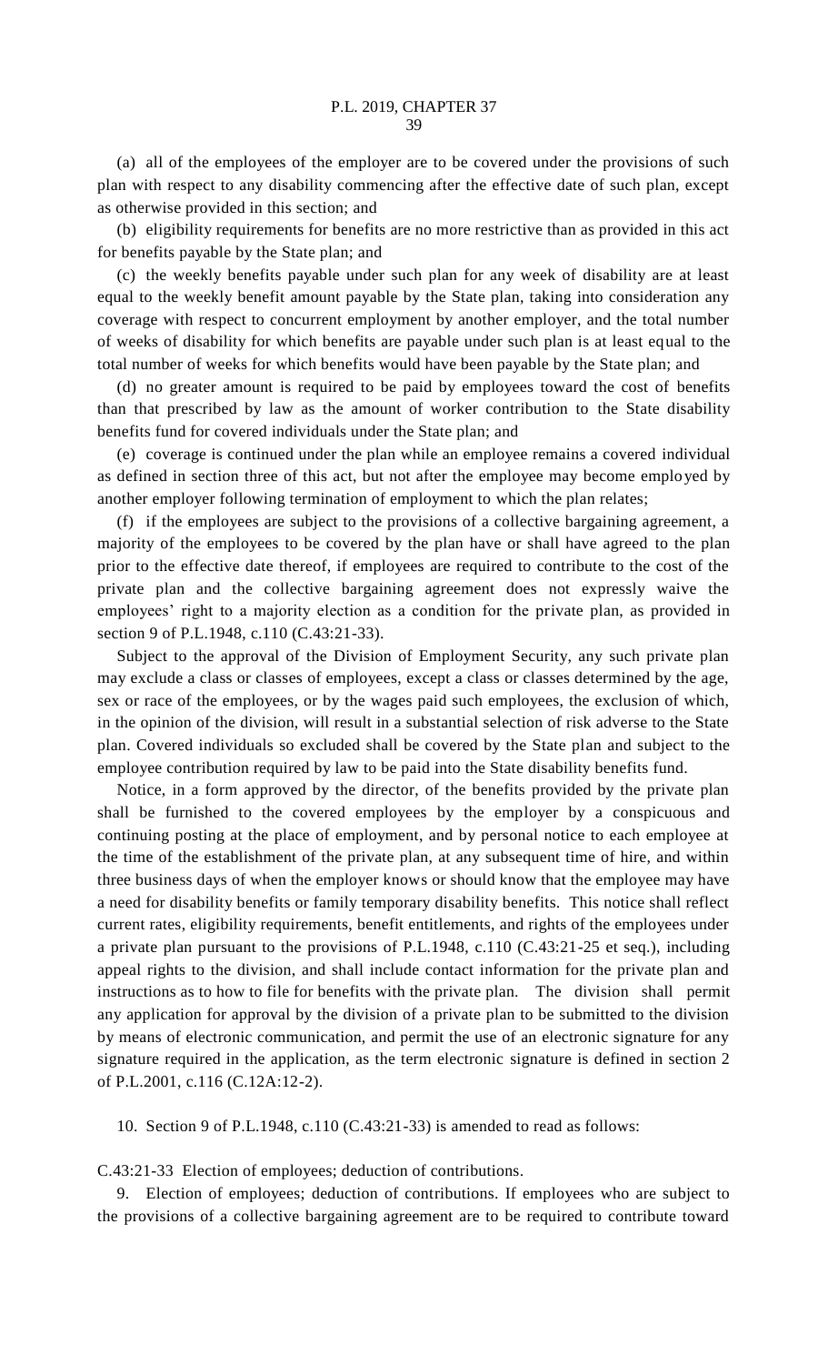(a) all of the employees of the employer are to be covered under the provisions of such plan with respect to any disability commencing after the effective date of such plan, except as otherwise provided in this section; and

(b) eligibility requirements for benefits are no more restrictive than as provided in this act for benefits payable by the State plan; and

(c) the weekly benefits payable under such plan for any week of disability are at least equal to the weekly benefit amount payable by the State plan, taking into consideration any coverage with respect to concurrent employment by another employer, and the total number of weeks of disability for which benefits are payable under such plan is at least equal to the total number of weeks for which benefits would have been payable by the State plan; and

(d) no greater amount is required to be paid by employees toward the cost of benefits than that prescribed by law as the amount of worker contribution to the State disability benefits fund for covered individuals under the State plan; and

(e) coverage is continued under the plan while an employee remains a covered individual as defined in section three of this act, but not after the employee may become employed by another employer following termination of employment to which the plan relates;

(f) if the employees are subject to the provisions of a collective bargaining agreement, a majority of the employees to be covered by the plan have or shall have agreed to the plan prior to the effective date thereof, if employees are required to contribute to the cost of the private plan and the collective bargaining agreement does not expressly waive the employees' right to a majority election as a condition for the private plan, as provided in section 9 of P.L.1948, c.110 (C.43:21-33).

Subject to the approval of the Division of Employment Security, any such private plan may exclude a class or classes of employees, except a class or classes determined by the age, sex or race of the employees, or by the wages paid such employees, the exclusion of which, in the opinion of the division, will result in a substantial selection of risk adverse to the State plan. Covered individuals so excluded shall be covered by the State plan and subject to the employee contribution required by law to be paid into the State disability benefits fund.

Notice, in a form approved by the director, of the benefits provided by the private plan shall be furnished to the covered employees by the employer by a conspicuous and continuing posting at the place of employment, and by personal notice to each employee at the time of the establishment of the private plan, at any subsequent time of hire, and within three business days of when the employer knows or should know that the employee may have a need for disability benefits or family temporary disability benefits. This notice shall reflect current rates, eligibility requirements, benefit entitlements, and rights of the employees under a private plan pursuant to the provisions of P.L.1948, c.110 (C.43:21-25 et seq.), including appeal rights to the division, and shall include contact information for the private plan and instructions as to how to file for benefits with the private plan. The division shall permit any application for approval by the division of a private plan to be submitted to the division by means of electronic communication, and permit the use of an electronic signature for any signature required in the application, as the term electronic signature is defined in section 2 of P.L.2001, c.116 (C.12A:12-2).

10. Section 9 of P.L.1948, c.110 (C.43:21-33) is amended to read as follows:

C.43:21-33 Election of employees; deduction of contributions.

9. Election of employees; deduction of contributions. If employees who are subject to the provisions of a collective bargaining agreement are to be required to contribute toward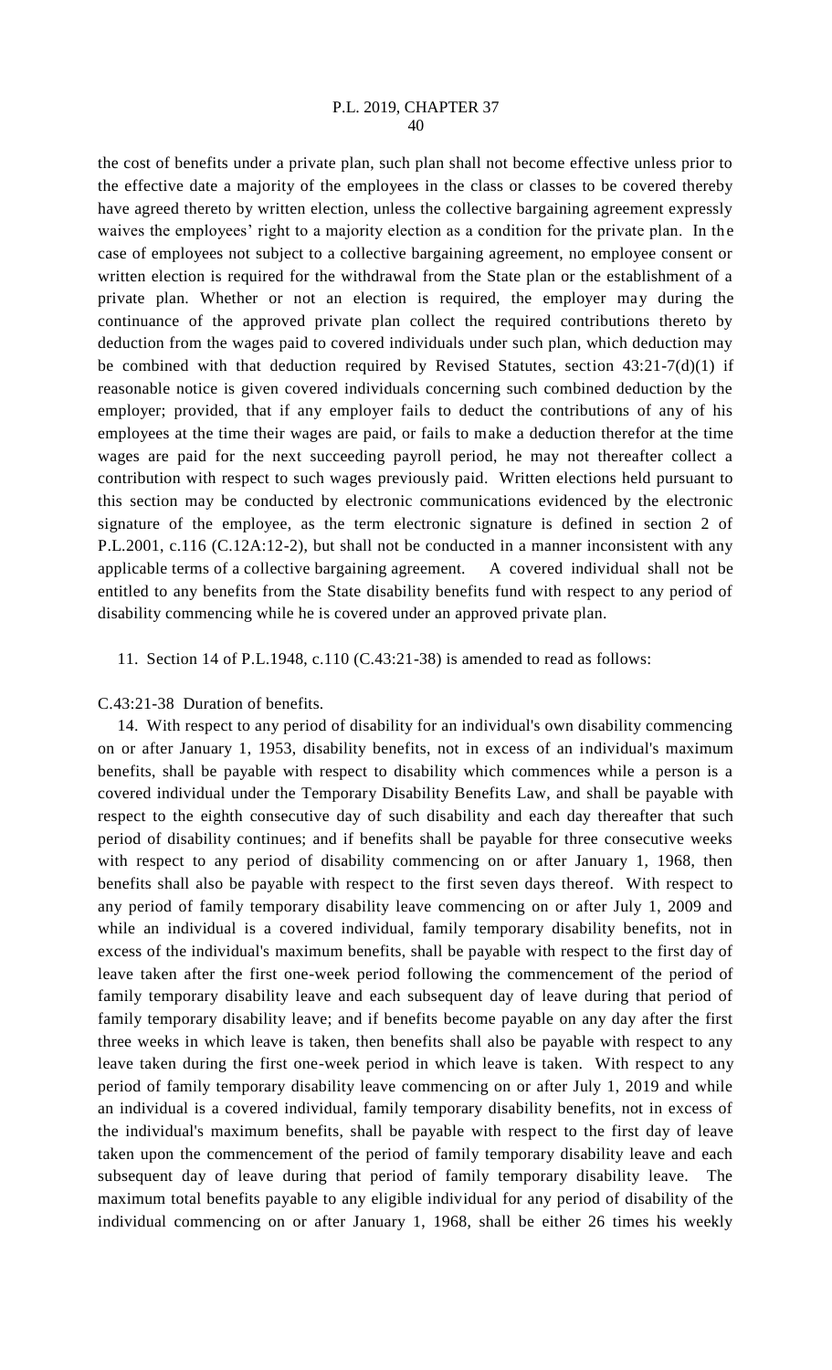the cost of benefits under a private plan, such plan shall not become effective unless prior to the effective date a majority of the employees in the class or classes to be covered thereby have agreed thereto by written election, unless the collective bargaining agreement expressly waives the employees' right to a majority election as a condition for the private plan. In the case of employees not subject to a collective bargaining agreement, no employee consent or written election is required for the withdrawal from the State plan or the establishment of a private plan. Whether or not an election is required, the employer may during the continuance of the approved private plan collect the required contributions thereto by deduction from the wages paid to covered individuals under such plan, which deduction may be combined with that deduction required by Revised Statutes, section 43:21-7(d)(1) if reasonable notice is given covered individuals concerning such combined deduction by the employer; provided, that if any employer fails to deduct the contributions of any of his employees at the time their wages are paid, or fails to make a deduction therefor at the time wages are paid for the next succeeding payroll period, he may not thereafter collect a contribution with respect to such wages previously paid. Written elections held pursuant to this section may be conducted by electronic communications evidenced by the electronic signature of the employee, as the term electronic signature is defined in section 2 of P.L.2001, c.116 (C.12A:12-2), but shall not be conducted in a manner inconsistent with any applicable terms of a collective bargaining agreement. A covered individual shall not be entitled to any benefits from the State disability benefits fund with respect to any period of disability commencing while he is covered under an approved private plan.

11. Section 14 of P.L.1948, c.110 (C.43:21-38) is amended to read as follows:

C.43:21-38 Duration of benefits.

14. With respect to any period of disability for an individual's own disability commencing on or after January 1, 1953, disability benefits, not in excess of an individual's maximum benefits, shall be payable with respect to disability which commences while a person is a covered individual under the Temporary Disability Benefits Law, and shall be payable with respect to the eighth consecutive day of such disability and each day thereafter that such period of disability continues; and if benefits shall be payable for three consecutive weeks with respect to any period of disability commencing on or after January 1, 1968, then benefits shall also be payable with respect to the first seven days thereof. With respect to any period of family temporary disability leave commencing on or after July 1, 2009 and while an individual is a covered individual, family temporary disability benefits, not in excess of the individual's maximum benefits, shall be payable with respect to the first day of leave taken after the first one-week period following the commencement of the period of family temporary disability leave and each subsequent day of leave during that period of family temporary disability leave; and if benefits become payable on any day after the first three weeks in which leave is taken, then benefits shall also be payable with respect to any leave taken during the first one-week period in which leave is taken. With respect to any period of family temporary disability leave commencing on or after July 1, 2019 and while an individual is a covered individual, family temporary disability benefits, not in excess of the individual's maximum benefits, shall be payable with respect to the first day of leave taken upon the commencement of the period of family temporary disability leave and each subsequent day of leave during that period of family temporary disability leave. The maximum total benefits payable to any eligible individual for any period of disability of the individual commencing on or after January 1, 1968, shall be either 26 times his weekly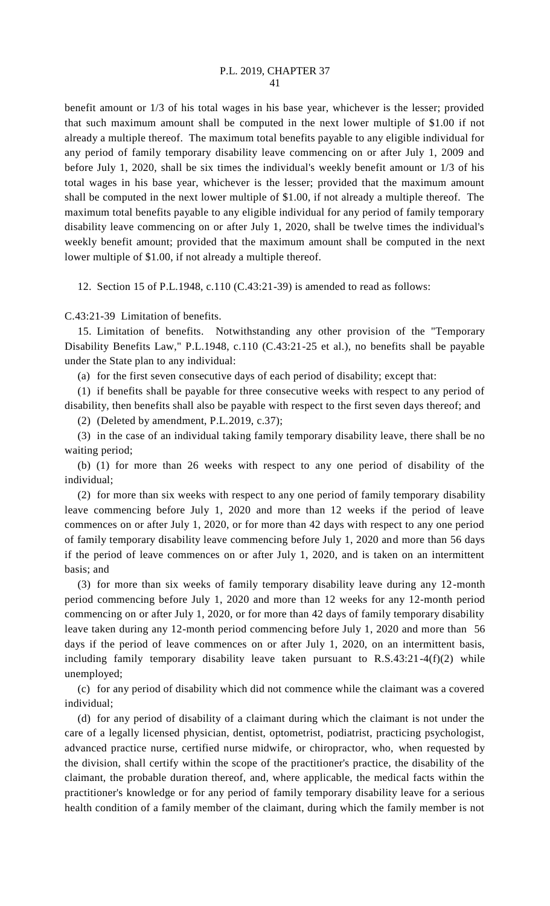benefit amount or 1/3 of his total wages in his base year, whichever is the lesser; provided that such maximum amount shall be computed in the next lower multiple of $1.00 if not already a multiple thereof. The maximum total benefits payable to any eligible individual for any period of family temporary disability leave commencing on or after July 1, 2009 and before July 1, 2020, shall be six times the individual's weekly benefit amount or 1/3 of his total wages in his base year, whichever is the lesser; provided that the maximum amount shall be computed in the next lower multiple of $1.00, if not already a multiple thereof. The maximum total benefits payable to any eligible individual for any period of family temporary disability leave commencing on or after July 1, 2020, shall be twelve times the individual's weekly benefit amount; provided that the maximum amount shall be computed in the next lower multiple of $1.00, if not already a multiple thereof.

12. Section 15 of P.L.1948, c.110 (C.43:21-39) is amended to read as follows:

C.43:21-39 Limitation of benefits.

15. Limitation of benefits. Notwithstanding any other provision of the "Temporary Disability Benefits Law," P.L.1948, c.110 (C.43:21-25 et al.), no benefits shall be payable under the State plan to any individual:

(a) for the first seven consecutive days of each period of disability; except that:

(1) if benefits shall be payable for three consecutive weeks with respect to any period of disability, then benefits shall also be payable with respect to the first seven days thereof; and

(2) (Deleted by amendment, P.L.2019, c.37);

(3) in the case of an individual taking family temporary disability leave, there shall be no waiting period;

(b) (1) for more than 26 weeks with respect to any one period of disability of the individual;

(2) for more than six weeks with respect to any one period of family temporary disability leave commencing before July 1, 2020 and more than 12 weeks if the period of leave commences on or after July 1, 2020, or for more than 42 days with respect to any one period of family temporary disability leave commencing before July 1, 2020 and more than 56 days if the period of leave commences on or after July 1, 2020, and is taken on an intermittent basis; and

(3) for more than six weeks of family temporary disability leave during any 12-month period commencing before July 1, 2020 and more than 12 weeks for any 12-month period commencing on or after July 1, 2020, or for more than 42 days of family temporary disability leave taken during any 12-month period commencing before July 1, 2020 and more than 56 days if the period of leave commences on or after July 1, 2020, on an intermittent basis, including family temporary disability leave taken pursuant to R.S.43:21-4(f)(2) while unemployed;

(c) for any period of disability which did not commence while the claimant was a covered individual;

(d) for any period of disability of a claimant during which the claimant is not under the care of a legally licensed physician, dentist, optometrist, podiatrist, practicing psychologist, advanced practice nurse, certified nurse midwife, or chiropractor, who, when requested by the division, shall certify within the scope of the practitioner's practice, the disability of the claimant, the probable duration thereof, and, where applicable, the medical facts within the practitioner's knowledge or for any period of family temporary disability leave for a serious health condition of a family member of the claimant, during which the family member is not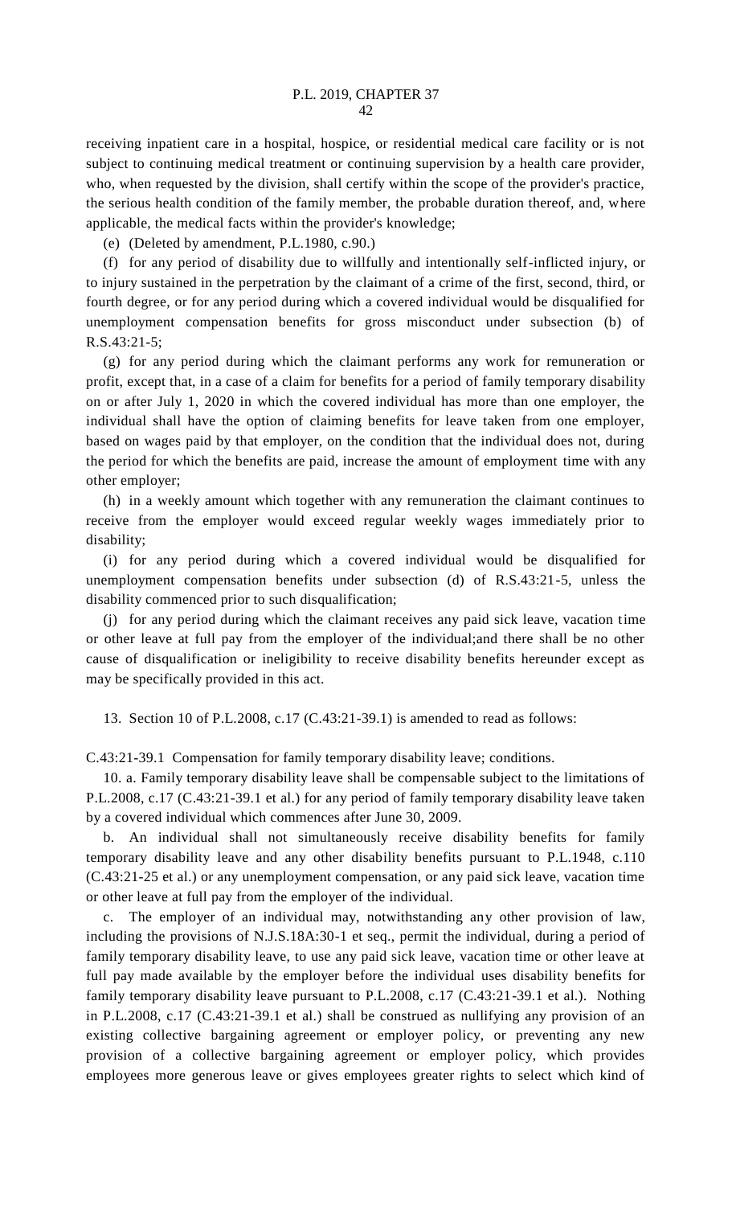receiving inpatient care in a hospital, hospice, or residential medical care facility or is not subject to continuing medical treatment or continuing supervision by a health care provider, who, when requested by the division, shall certify within the scope of the provider's practice, the serious health condition of the family member, the probable duration thereof, and, where applicable, the medical facts within the provider's knowledge;

(e) (Deleted by amendment, P.L.1980, c.90.)

(f) for any period of disability due to willfully and intentionally self-inflicted injury, or to injury sustained in the perpetration by the claimant of a crime of the first, second, third, or fourth degree, or for any period during which a covered individual would be disqualified for unemployment compensation benefits for gross misconduct under subsection (b) of R.S.43:21-5;

(g) for any period during which the claimant performs any work for remuneration or profit, except that, in a case of a claim for benefits for a period of family temporary disability on or after July 1, 2020 in which the covered individual has more than one employer, the individual shall have the option of claiming benefits for leave taken from one employer, based on wages paid by that employer, on the condition that the individual does not, during the period for which the benefits are paid, increase the amount of employment time with any other employer;

(h) in a weekly amount which together with any remuneration the claimant continues to receive from the employer would exceed regular weekly wages immediately prior to disability;

(i) for any period during which a covered individual would be disqualified for unemployment compensation benefits under subsection (d) of R.S.43:21-5, unless the disability commenced prior to such disqualification;

(j) for any period during which the claimant receives any paid sick leave, vacation time or other leave at full pay from the employer of the individual;and there shall be no other cause of disqualification or ineligibility to receive disability benefits hereunder except as may be specifically provided in this act.

13. Section 10 of P.L.2008, c.17 (C.43:21-39.1) is amended to read as follows:

C.43:21-39.1 Compensation for family temporary disability leave; conditions.

10. a. Family temporary disability leave shall be compensable subject to the limitations of P.L.2008, c.17 (C.43:21-39.1 et al.) for any period of family temporary disability leave taken by a covered individual which commences after June 30, 2009.

b. An individual shall not simultaneously receive disability benefits for family temporary disability leave and any other disability benefits pursuant to P.L.1948, c.110 (C.43:21-25 et al.) or any unemployment compensation, or any paid sick leave, vacation time or other leave at full pay from the employer of the individual.

c. The employer of an individual may, notwithstanding any other provision of law, including the provisions of N.J.S.18A:30-1 et seq., permit the individual, during a period of family temporary disability leave, to use any paid sick leave, vacation time or other leave at full pay made available by the employer before the individual uses disability benefits for family temporary disability leave pursuant to P.L.2008, c.17 (C.43:21-39.1 et al.). Nothing in P.L.2008, c.17 (C.43:21-39.1 et al.) shall be construed as nullifying any provision of an existing collective bargaining agreement or employer policy, or preventing any new provision of a collective bargaining agreement or employer policy, which provides employees more generous leave or gives employees greater rights to select which kind of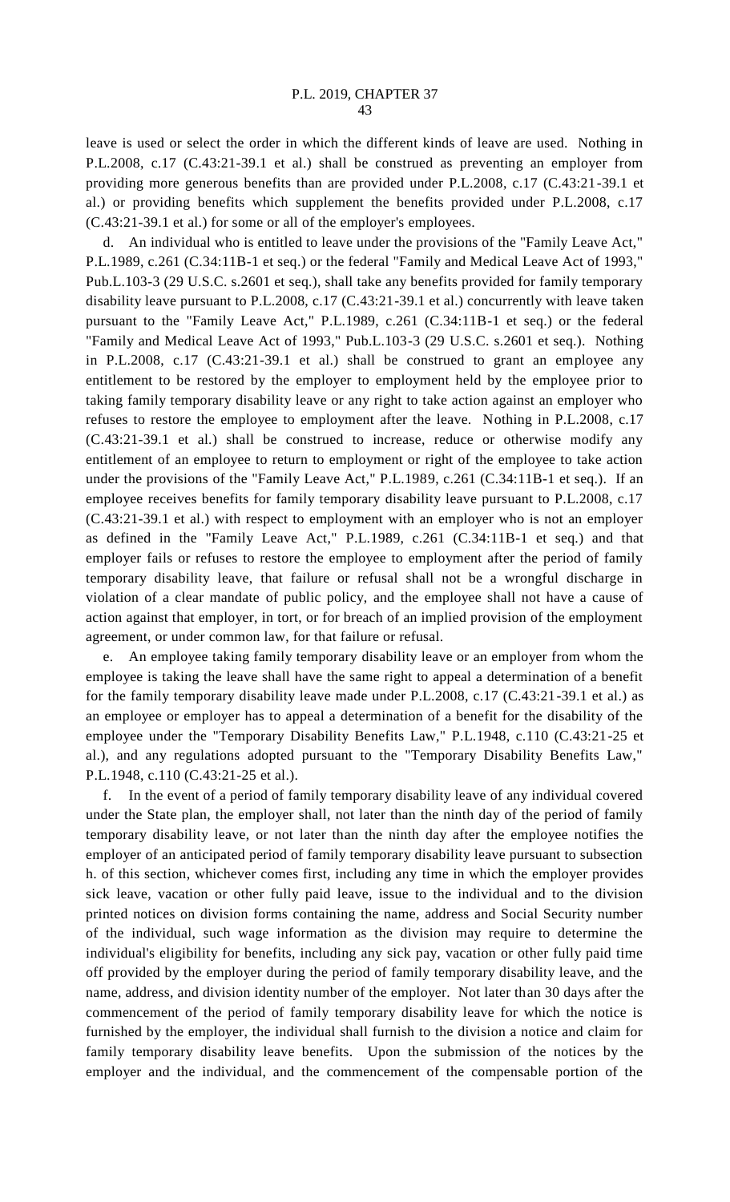leave is used or select the order in which the different kinds of leave are used. Nothing in P.L.2008, c.17 (C.43:21-39.1 et al.) shall be construed as preventing an employer from providing more generous benefits than are provided under P.L.2008, c.17 (C.43:21-39.1 et al.) or providing benefits which supplement the benefits provided under P.L.2008, c.17 (C.43:21-39.1 et al.) for some or all of the employer's employees.

d. An individual who is entitled to leave under the provisions of the "Family Leave Act," P.L.1989, c.261 (C.34:11B-1 et seq.) or the federal "Family and Medical Leave Act of 1993," Pub.L.103-3 (29 U.S.C. s.2601 et seq.), shall take any benefits provided for family temporary disability leave pursuant to P.L.2008, c.17 (C.43:21-39.1 et al.) concurrently with leave taken pursuant to the "Family Leave Act," P.L.1989, c.261 (C.34:11B-1 et seq.) or the federal "Family and Medical Leave Act of 1993," Pub.L.103-3 (29 U.S.C. s.2601 et seq.). Nothing in P.L.2008, c.17 (C.43:21-39.1 et al.) shall be construed to grant an employee any entitlement to be restored by the employer to employment held by the employee prior to taking family temporary disability leave or any right to take action against an employer who refuses to restore the employee to employment after the leave. Nothing in P.L.2008, c.17 (C.43:21-39.1 et al.) shall be construed to increase, reduce or otherwise modify any entitlement of an employee to return to employment or right of the employee to take action under the provisions of the "Family Leave Act," P.L.1989, c.261 (C.34:11B-1 et seq.). If an employee receives benefits for family temporary disability leave pursuant to P.L.2008, c.17 (C.43:21-39.1 et al.) with respect to employment with an employer who is not an employer as defined in the "Family Leave Act," P.L.1989, c.261 (C.34:11B-1 et seq.) and that employer fails or refuses to restore the employee to employment after the period of family temporary disability leave, that failure or refusal shall not be a wrongful discharge in violation of a clear mandate of public policy, and the employee shall not have a cause of action against that employer, in tort, or for breach of an implied provision of the employment agreement, or under common law, for that failure or refusal.

e. An employee taking family temporary disability leave or an employer from whom the employee is taking the leave shall have the same right to appeal a determination of a benefit for the family temporary disability leave made under P.L.2008, c.17 (C.43:21-39.1 et al.) as an employee or employer has to appeal a determination of a benefit for the disability of the employee under the "Temporary Disability Benefits Law," P.L.1948, c.110 (C.43:21-25 et al.), and any regulations adopted pursuant to the "Temporary Disability Benefits Law," P.L.1948, c.110 (C.43:21-25 et al.).

f. In the event of a period of family temporary disability leave of any individual covered under the State plan, the employer shall, not later than the ninth day of the period of family temporary disability leave, or not later than the ninth day after the employee notifies the employer of an anticipated period of family temporary disability leave pursuant to subsection h. of this section, whichever comes first, including any time in which the employer provides sick leave, vacation or other fully paid leave, issue to the individual and to the division printed notices on division forms containing the name, address and Social Security number of the individual, such wage information as the division may require to determine the individual's eligibility for benefits, including any sick pay, vacation or other fully paid time off provided by the employer during the period of family temporary disability leave, and the name, address, and division identity number of the employer. Not later than 30 days after the commencement of the period of family temporary disability leave for which the notice is furnished by the employer, the individual shall furnish to the division a notice and claim for family temporary disability leave benefits. Upon the submission of the notices by the employer and the individual, and the commencement of the compensable portion of the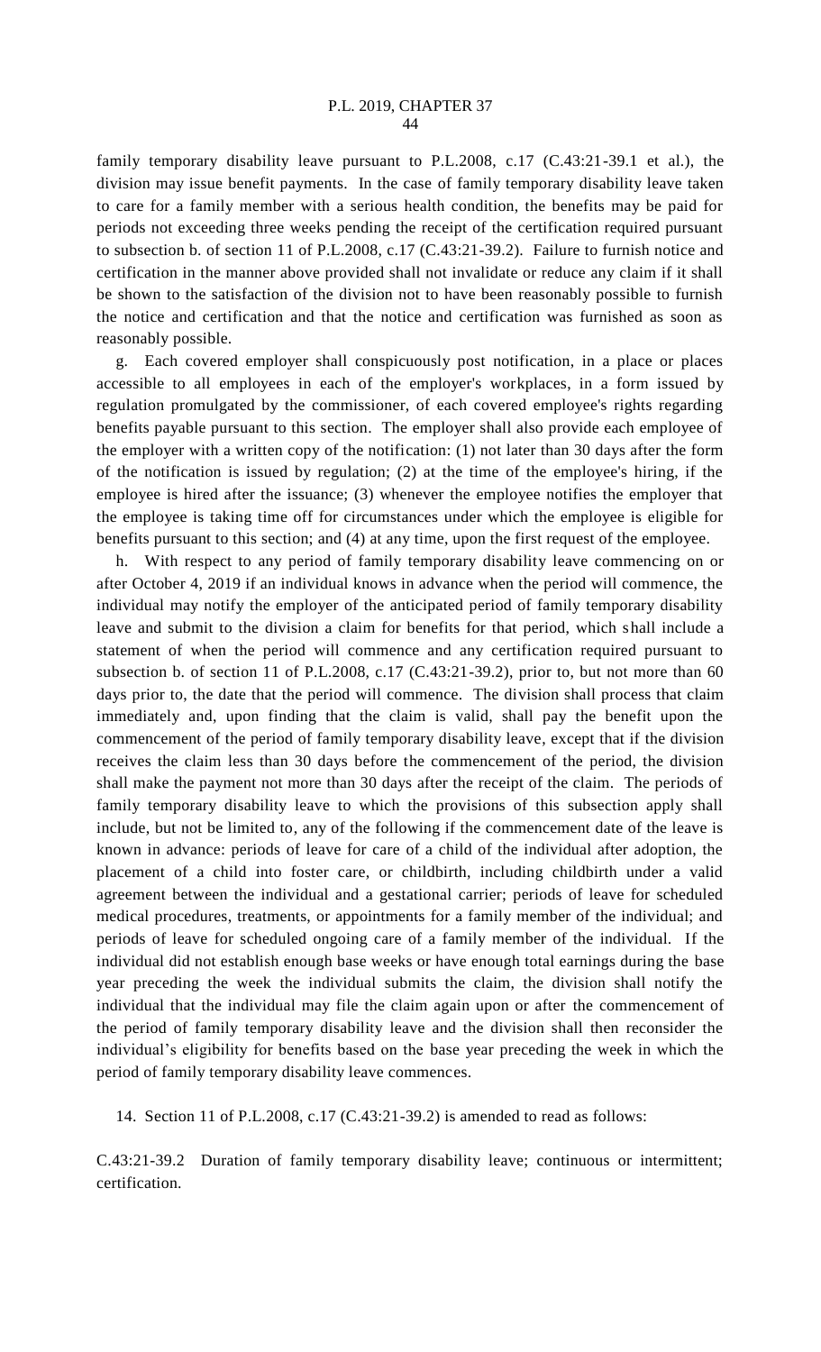family temporary disability leave pursuant to P.L.2008, c.17 (C.43:21-39.1 et al.), the division may issue benefit payments. In the case of family temporary disability leave taken to care for a family member with a serious health condition, the benefits may be paid for periods not exceeding three weeks pending the receipt of the certification required pursuant to subsection b. of section 11 of P.L.2008, c.17 (C.43:21-39.2). Failure to furnish notice and certification in the manner above provided shall not invalidate or reduce any claim if it shall be shown to the satisfaction of the division not to have been reasonably possible to furnish the notice and certification and that the notice and certification was furnished as soon as reasonably possible.

g. Each covered employer shall conspicuously post notification, in a place or places accessible to all employees in each of the employer's workplaces, in a form issued by regulation promulgated by the commissioner, of each covered employee's rights regarding benefits payable pursuant to this section. The employer shall also provide each employee of the employer with a written copy of the notification: (1) not later than 30 days after the form of the notification is issued by regulation; (2) at the time of the employee's hiring, if the employee is hired after the issuance; (3) whenever the employee notifies the employer that the employee is taking time off for circumstances under which the employee is eligible for benefits pursuant to this section; and (4) at any time, upon the first request of the employee.

h. With respect to any period of family temporary disability leave commencing on or after October 4, 2019 if an individual knows in advance when the period will commence, the individual may notify the employer of the anticipated period of family temporary disability leave and submit to the division a claim for benefits for that period, which shall include a statement of when the period will commence and any certification required pursuant to subsection b. of section 11 of P.L.2008, c.17 (C.43:21-39.2), prior to, but not more than 60 days prior to, the date that the period will commence. The division shall process that claim immediately and, upon finding that the claim is valid, shall pay the benefit upon the commencement of the period of family temporary disability leave, except that if the division receives the claim less than 30 days before the commencement of the period, the division shall make the payment not more than 30 days after the receipt of the claim. The periods of family temporary disability leave to which the provisions of this subsection apply shall include, but not be limited to, any of the following if the commencement date of the leave is known in advance: periods of leave for care of a child of the individual after adoption, the placement of a child into foster care, or childbirth, including childbirth under a valid agreement between the individual and a gestational carrier; periods of leave for scheduled medical procedures, treatments, or appointments for a family member of the individual; and periods of leave for scheduled ongoing care of a family member of the individual. If the individual did not establish enough base weeks or have enough total earnings during the base year preceding the week the individual submits the claim, the division shall notify the individual that the individual may file the claim again upon or after the commencement of the period of family temporary disability leave and the division shall then reconsider the individual's eligibility for benefits based on the base year preceding the week in which the period of family temporary disability leave commences.

14. Section 11 of P.L.2008, c.17 (C.43:21-39.2) is amended to read as follows:

C.43:21-39.2 Duration of family temporary disability leave; continuous or intermittent; certification.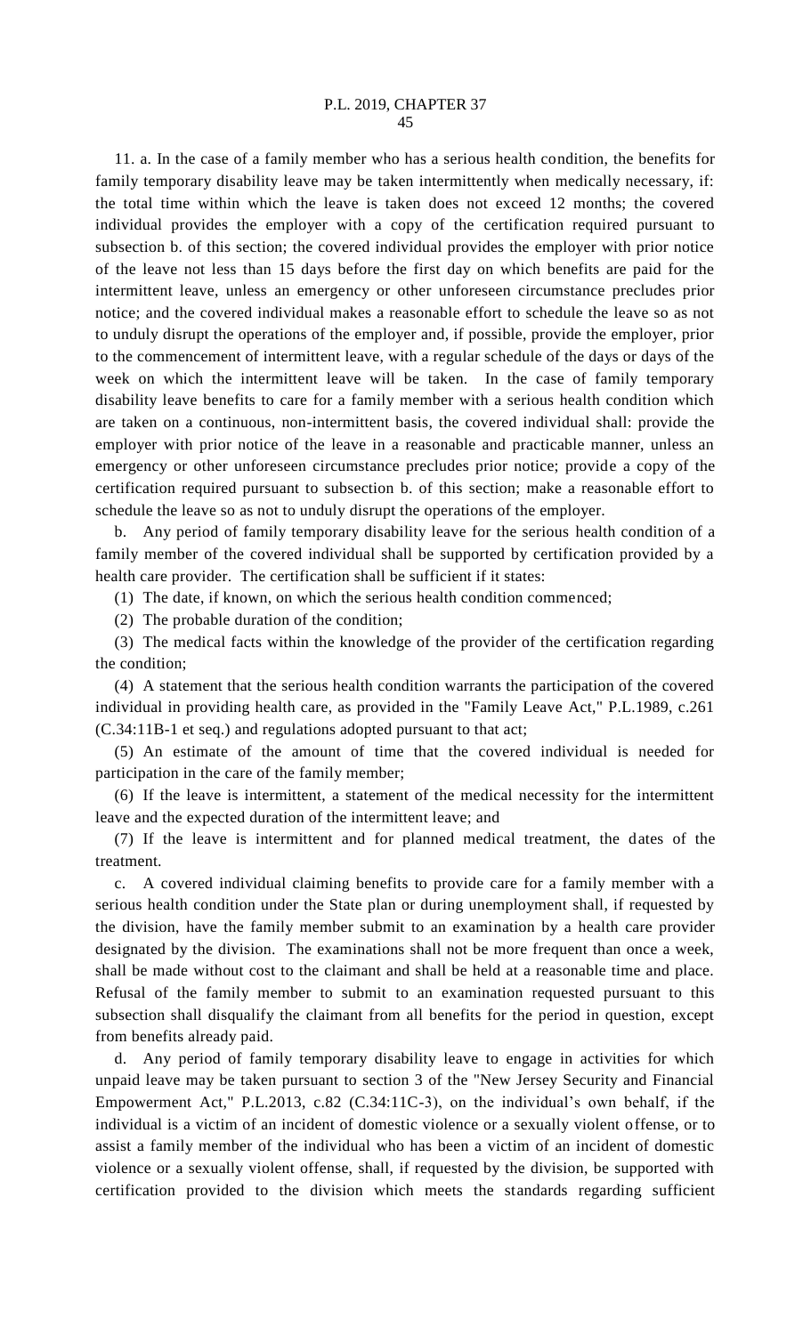11. a. In the case of a family member who has a serious health condition, the benefits for family temporary disability leave may be taken intermittently when medically necessary, if: the total time within which the leave is taken does not exceed 12 months; the covered individual provides the employer with a copy of the certification required pursuant to subsection b. of this section; the covered individual provides the employer with prior notice of the leave not less than 15 days before the first day on which benefits are paid for the intermittent leave, unless an emergency or other unforeseen circumstance precludes prior notice; and the covered individual makes a reasonable effort to schedule the leave so as not to unduly disrupt the operations of the employer and, if possible, provide the employer, prior to the commencement of intermittent leave, with a regular schedule of the days or days of the week on which the intermittent leave will be taken. In the case of family temporary disability leave benefits to care for a family member with a serious health condition which are taken on a continuous, non-intermittent basis, the covered individual shall: provide the employer with prior notice of the leave in a reasonable and practicable manner, unless an emergency or other unforeseen circumstance precludes prior notice; provide a copy of the certification required pursuant to subsection b. of this section; make a reasonable effort to schedule the leave so as not to unduly disrupt the operations of the employer.

b. Any period of family temporary disability leave for the serious health condition of a family member of the covered individual shall be supported by certification provided by a health care provider. The certification shall be sufficient if it states:

(1) The date, if known, on which the serious health condition commenced;

(2) The probable duration of the condition;

(3) The medical facts within the knowledge of the provider of the certification regarding the condition;

(4) A statement that the serious health condition warrants the participation of the covered individual in providing health care, as provided in the "Family Leave Act," P.L.1989, c.261 (C.34:11B-1 et seq.) and regulations adopted pursuant to that act;

(5) An estimate of the amount of time that the covered individual is needed for participation in the care of the family member;

(6) If the leave is intermittent, a statement of the medical necessity for the intermittent leave and the expected duration of the intermittent leave; and

(7) If the leave is intermittent and for planned medical treatment, the dates of the treatment.

c. A covered individual claiming benefits to provide care for a family member with a serious health condition under the State plan or during unemployment shall, if requested by the division, have the family member submit to an examination by a health care provider designated by the division. The examinations shall not be more frequent than once a week, shall be made without cost to the claimant and shall be held at a reasonable time and place. Refusal of the family member to submit to an examination requested pursuant to this subsection shall disqualify the claimant from all benefits for the period in question, except from benefits already paid.

d. Any period of family temporary disability leave to engage in activities for which unpaid leave may be taken pursuant to section 3 of the "New Jersey Security and Financial Empowerment Act," P.L.2013, c.82 (C.34:11C-3), on the individual's own behalf, if the individual is a victim of an incident of domestic violence or a sexually violent offense, or to assist a family member of the individual who has been a victim of an incident of domestic violence or a sexually violent offense, shall, if requested by the division, be supported with certification provided to the division which meets the standards regarding sufficient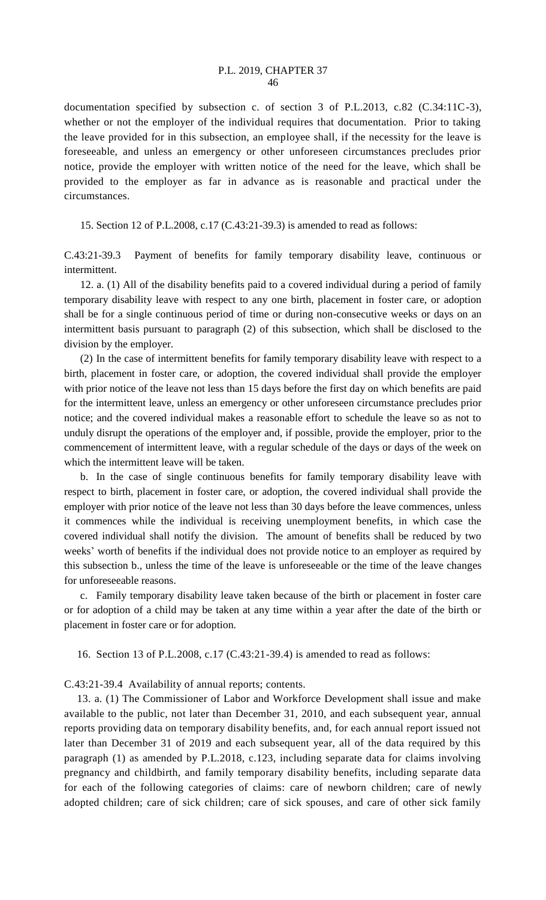documentation specified by subsection c. of section 3 of P.L.2013, c.82 (C.34:11C-3), whether or not the employer of the individual requires that documentation. Prior to taking the leave provided for in this subsection, an employee shall, if the necessity for the leave is foreseeable, and unless an emergency or other unforeseen circumstances precludes prior notice, provide the employer with written notice of the need for the leave, which shall be provided to the employer as far in advance as is reasonable and practical under the circumstances.

15. Section 12 of P.L.2008, c.17 (C.43:21-39.3) is amended to read as follows:

C.43:21-39.3 Payment of benefits for family temporary disability leave, continuous or intermittent.

12. a. (1) All of the disability benefits paid to a covered individual during a period of family temporary disability leave with respect to any one birth, placement in foster care, or adoption shall be for a single continuous period of time or during non-consecutive weeks or days on an intermittent basis pursuant to paragraph (2) of this subsection, which shall be disclosed to the division by the employer.

(2) In the case of intermittent benefits for family temporary disability leave with respect to a birth, placement in foster care, or adoption, the covered individual shall provide the employer with prior notice of the leave not less than 15 days before the first day on which benefits are paid for the intermittent leave, unless an emergency or other unforeseen circumstance precludes prior notice; and the covered individual makes a reasonable effort to schedule the leave so as not to unduly disrupt the operations of the employer and, if possible, provide the employer, prior to the commencement of intermittent leave, with a regular schedule of the days or days of the week on which the intermittent leave will be taken.

b. In the case of single continuous benefits for family temporary disability leave with respect to birth, placement in foster care, or adoption, the covered individual shall provide the employer with prior notice of the leave not less than 30 days before the leave commences, unless it commences while the individual is receiving unemployment benefits, in which case the covered individual shall notify the division. The amount of benefits shall be reduced by two weeks' worth of benefits if the individual does not provide notice to an employer as required by this subsection b., unless the time of the leave is unforeseeable or the time of the leave changes for unforeseeable reasons.

c. Family temporary disability leave taken because of the birth or placement in foster care or for adoption of a child may be taken at any time within a year after the date of the birth or placement in foster care or for adoption.

16. Section 13 of P.L.2008, c.17 (C.43:21-39.4) is amended to read as follows:

C.43:21-39.4 Availability of annual reports; contents.

13. a. (1) The Commissioner of Labor and Workforce Development shall issue and make available to the public, not later than December 31, 2010, and each subsequent year, annual reports providing data on temporary disability benefits, and, for each annual report issued not later than December 31 of 2019 and each subsequent year, all of the data required by this paragraph (1) as amended by P.L.2018, c.123, including separate data for claims involving pregnancy and childbirth, and family temporary disability benefits, including separate data for each of the following categories of claims: care of newborn children; care of newly adopted children; care of sick children; care of sick spouses, and care of other sick family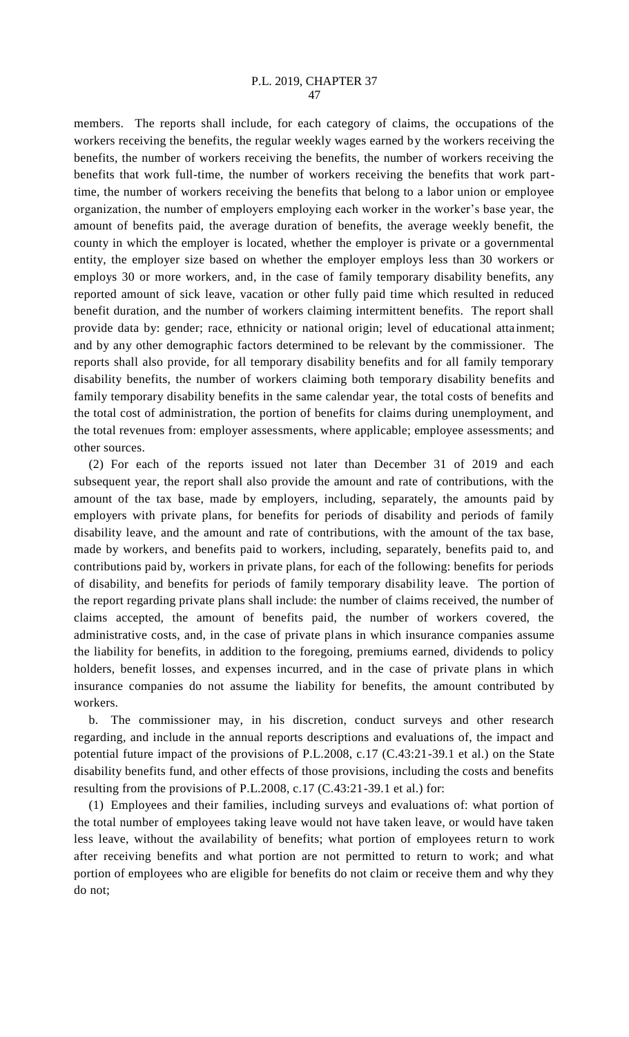members. The reports shall include, for each category of claims, the occupations of the workers receiving the benefits, the regular weekly wages earned by the workers receiving the benefits, the number of workers receiving the benefits, the number of workers receiving the benefits that work full-time, the number of workers receiving the benefits that work part-time, the number of workers receiving the benefits that belong to a labor union or employee organization, the number of employers employing each worker in the worker's base year, the amount of benefits paid, the average duration of benefits, the average weekly benefit, the county in which the employer is located, whether the employer is private or a governmental entity, the employer size based on whether the employer employs less than 30 workers or employs 30 or more workers, and, in the case of family temporary disability benefits, any reported amount of sick leave, vacation or other fully paid time which resulted in reduced benefit duration, and the number of workers claiming intermittent benefits. The report shall provide data by: gender; race, ethnicity or national origin; level of educational attainment; and by any other demographic factors determined to be relevant by the commissioner. The reports shall also provide, for all temporary disability benefits and for all family temporary disability benefits, the number of workers claiming both temporary disability benefits and family temporary disability benefits in the same calendar year, the total costs of benefits and the total cost of administration, the portion of benefits for claims during unemployment, and the total revenues from: employer assessments, where applicable; employee assessments; and other sources.

(2) For each of the reports issued not later than December 31 of 2019 and each subsequent year, the report shall also provide the amount and rate of contributions, with the amount of the tax base, made by employers, including, separately, the amounts paid by employers with private plans, for benefits for periods of disability and periods of family disability leave, and the amount and rate of contributions, with the amount of the tax base, made by workers, and benefits paid to workers, including, separately, benefits paid to, and contributions paid by, workers in private plans, for each of the following: benefits for periods of disability, and benefits for periods of family temporary disability leave. The portion of the report regarding private plans shall include: the number of claims received, the number of claims accepted, the amount of benefits paid, the number of workers covered, the administrative costs, and, in the case of private plans in which insurance companies assume the liability for benefits, in addition to the foregoing, premiums earned, dividends to policy holders, benefit losses, and expenses incurred, and in the case of private plans in which insurance companies do not assume the liability for benefits, the amount contributed by workers.

b. The commissioner may, in his discretion, conduct surveys and other research regarding, and include in the annual reports descriptions and evaluations of, the impact and potential future impact of the provisions of P.L.2008, c.17 (C.43:21-39.1 et al.) on the State disability benefits fund, and other effects of those provisions, including the costs and benefits resulting from the provisions of P.L.2008, c.17 (C.43:21-39.1 et al.) for:

(1) Employees and their families, including surveys and evaluations of: what portion of the total number of employees taking leave would not have taken leave, or would have taken less leave, without the availability of benefits; what portion of employees return to work after receiving benefits and what portion are not permitted to return to work; and what portion of employees who are eligible for benefits do not claim or receive them and why they do not;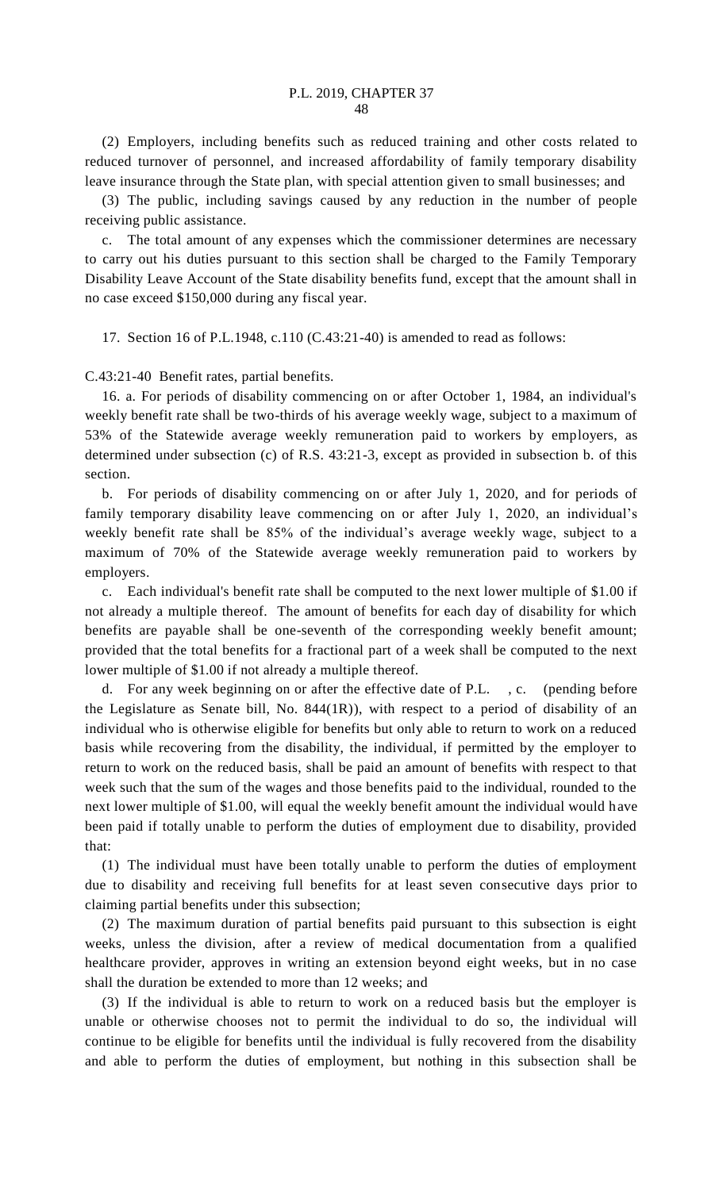(2) Employers, including benefits such as reduced training and other costs related to reduced turnover of personnel, and increased affordability of family temporary disability leave insurance through the State plan, with special attention given to small businesses; and

(3) The public, including savings caused by any reduction in the number of people receiving public assistance.

c. The total amount of any expenses which the commissioner determines are necessary to carry out his duties pursuant to this section shall be charged to the Family Temporary Disability Leave Account of the State disability benefits fund, except that the amount shall in no case exceed $150,000 during any fiscal year.

17. Section 16 of P.L.1948, c.110 (C.43:21-40) is amended to read as follows:

C.43:21-40 Benefit rates, partial benefits.

16. a. For periods of disability commencing on or after October 1, 1984, an individual's weekly benefit rate shall be two-thirds of his average weekly wage, subject to a maximum of 53% of the Statewide average weekly remuneration paid to workers by employers, as determined under subsection (c) of R.S. 43:21-3, except as provided in subsection b. of this section.

b. For periods of disability commencing on or after July 1, 2020, and for periods of family temporary disability leave commencing on or after July 1, 2020, an individual's weekly benefit rate shall be 85% of the individual's average weekly wage, subject to a maximum of 70% of the Statewide average weekly remuneration paid to workers by employers.

c. Each individual's benefit rate shall be computed to the next lower multiple of $1.00 if not already a multiple thereof. The amount of benefits for each day of disability for which benefits are payable shall be one-seventh of the corresponding weekly benefit amount; provided that the total benefits for a fractional part of a week shall be computed to the next lower multiple of $1.00 if not already a multiple thereof.

d. For any week beginning on or after the effective date of P.L. , c. (pending before the Legislature as Senate bill, No. 844(1R)), with respect to a period of disability of an individual who is otherwise eligible for benefits but only able to return to work on a reduced basis while recovering from the disability, the individual, if permitted by the employer to return to work on the reduced basis, shall be paid an amount of benefits with respect to that week such that the sum of the wages and those benefits paid to the individual, rounded to the next lower multiple of $1.00, will equal the weekly benefit amount the individual would have been paid if totally unable to perform the duties of employment due to disability, provided that:

(1) The individual must have been totally unable to perform the duties of employment due to disability and receiving full benefits for at least seven consecutive days prior to claiming partial benefits under this subsection;

(2) The maximum duration of partial benefits paid pursuant to this subsection is eight weeks, unless the division, after a review of medical documentation from a qualified healthcare provider, approves in writing an extension beyond eight weeks, but in no case shall the duration be extended to more than 12 weeks; and

(3) If the individual is able to return to work on a reduced basis but the employer is unable or otherwise chooses not to permit the individual to do so, the individual will continue to be eligible for benefits until the individual is fully recovered from the disability and able to perform the duties of employment, but nothing in this subsection shall be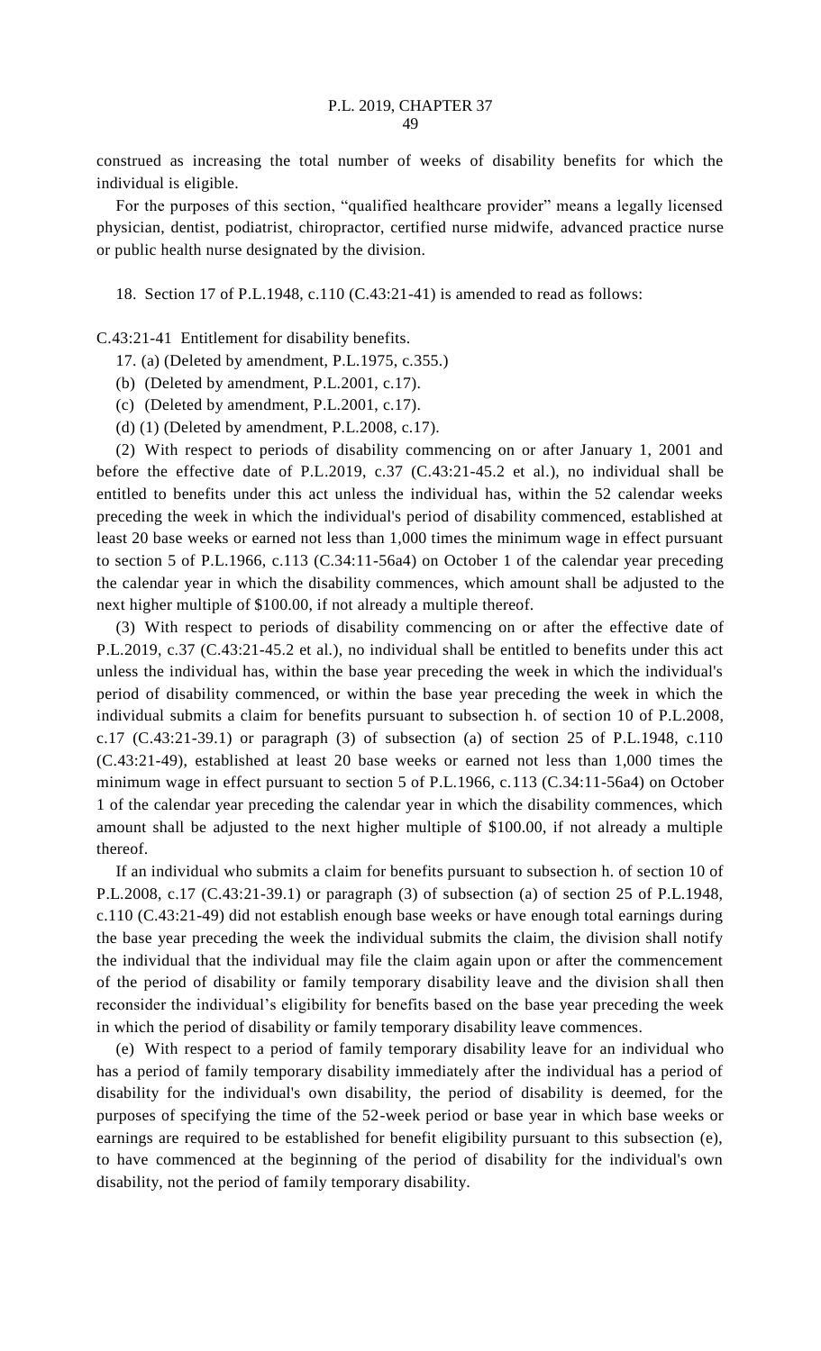construed as increasing the total number of weeks of disability benefits for which the individual is eligible.

For the purposes of this section, "qualified healthcare provider" means a legally licensed physician, dentist, podiatrist, chiropractor, certified nurse midwife, advanced practice nurse or public health nurse designated by the division.

18. Section 17 of P.L.1948, c.110 (C.43:21-41) is amended to read as follows:

C.43:21-41 Entitlement for disability benefits.

17. (a) (Deleted by amendment, P.L.1975, c.355.)

(b) (Deleted by amendment, P.L.2001, c.17).

(c) (Deleted by amendment, P.L.2001, c.17).

(d) (1) (Deleted by amendment, P.L.2008, c.17).

(2) With respect to periods of disability commencing on or after January 1, 2001 and before the effective date of P.L.2019, c.37 (C.43:21-45.2 et al.), no individual shall be entitled to benefits under this act unless the individual has, within the 52 calendar weeks preceding the week in which the individual's period of disability commenced, established at least 20 base weeks or earned not less than 1,000 times the minimum wage in effect pursuant to section 5 of P.L.1966, c.113 (C.34:11-56a4) on October 1 of the calendar year preceding the calendar year in which the disability commences, which amount shall be adjusted to the next higher multiple of $100.00, if not already a multiple thereof.

(3) With respect to periods of disability commencing on or after the effective date of P.L.2019, c.37 (C.43:21-45.2 et al.), no individual shall be entitled to benefits under this act unless the individual has, within the base year preceding the week in which the individual's period of disability commenced, or within the base year preceding the week in which the individual submits a claim for benefits pursuant to subsection h. of section 10 of P.L.2008, c.17 (C.43:21-39.1) or paragraph (3) of subsection (a) of section 25 of P.L.1948, c.110 (C.43:21-49), established at least 20 base weeks or earned not less than 1,000 times the minimum wage in effect pursuant to section 5 of P.L.1966, c.113 (C.34:11-56a4) on October 1 of the calendar year preceding the calendar year in which the disability commences, which amount shall be adjusted to the next higher multiple of $100.00, if not already a multiple thereof.

If an individual who submits a claim for benefits pursuant to subsection h. of section 10 of P.L.2008, c.17 (C.43:21-39.1) or paragraph (3) of subsection (a) of section 25 of P.L.1948, c.110 (C.43:21-49) did not establish enough base weeks or have enough total earnings during the base year preceding the week the individual submits the claim, the division shall notify the individual that the individual may file the claim again upon or after the commencement of the period of disability or family temporary disability leave and the division shall then reconsider the individual's eligibility for benefits based on the base year preceding the week in which the period of disability or family temporary disability leave commences.

(e) With respect to a period of family temporary disability leave for an individual who has a period of family temporary disability immediately after the individual has a period of disability for the individual's own disability, the period of disability is deemed, for the purposes of specifying the time of the 52-week period or base year in which base weeks or earnings are required to be established for benefit eligibility pursuant to this subsection (e), to have commenced at the beginning of the period of disability for the individual's own disability, not the period of family temporary disability.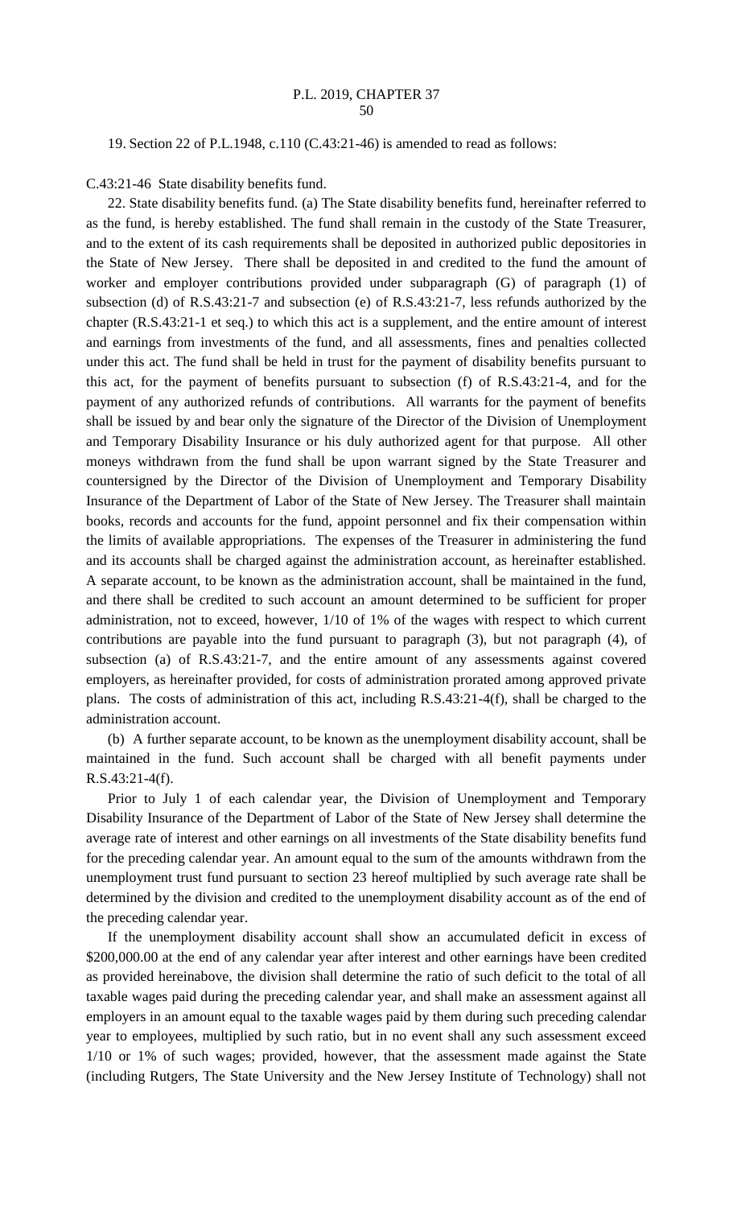19. Section 22 of P.L.1948, c.110 (C.43:21-46) is amended to read as follows:

C.43:21-46 State disability benefits fund.

22. State disability benefits fund. (a) The State disability benefits fund, hereinafter referred to as the fund, is hereby established. The fund shall remain in the custody of the State Treasurer, and to the extent of its cash requirements shall be deposited in authorized public depositories in the State of New Jersey. There shall be deposited in and credited to the fund the amount of worker and employer contributions provided under subparagraph (G) of paragraph (1) of subsection (d) of R.S.43:21-7 and subsection (e) of R.S.43:21-7, less refunds authorized by the chapter (R.S.43:21-1 et seq.) to which this act is a supplement, and the entire amount of interest and earnings from investments of the fund, and all assessments, fines and penalties collected under this act. The fund shall be held in trust for the payment of disability benefits pursuant to this act, for the payment of benefits pursuant to subsection (f) of R.S.43:21-4, and for the payment of any authorized refunds of contributions. All warrants for the payment of benefits shall be issued by and bear only the signature of the Director of the Division of Unemployment and Temporary Disability Insurance or his duly authorized agent for that purpose. All other moneys withdrawn from the fund shall be upon warrant signed by the State Treasurer and countersigned by the Director of the Division of Unemployment and Temporary Disability Insurance of the Department of Labor of the State of New Jersey. The Treasurer shall maintain books, records and accounts for the fund, appoint personnel and fix their compensation within the limits of available appropriations. The expenses of the Treasurer in administering the fund and its accounts shall be charged against the administration account, as hereinafter established. A separate account, to be known as the administration account, shall be maintained in the fund, and there shall be credited to such account an amount determined to be sufficient for proper administration, not to exceed, however, 1/10 of 1% of the wages with respect to which current contributions are payable into the fund pursuant to paragraph (3), but not paragraph (4), of subsection (a) of R.S.43:21-7, and the entire amount of any assessments against covered employers, as hereinafter provided, for costs of administration prorated among approved private plans. The costs of administration of this act, including R.S.43:21-4(f), shall be charged to the administration account.

(b) A further separate account, to be known as the unemployment disability account, shall be maintained in the fund. Such account shall be charged with all benefit payments under R.S.43:21-4(f).

Prior to July 1 of each calendar year, the Division of Unemployment and Temporary Disability Insurance of the Department of Labor of the State of New Jersey shall determine the average rate of interest and other earnings on all investments of the State disability benefits fund for the preceding calendar year. An amount equal to the sum of the amounts withdrawn from the unemployment trust fund pursuant to section 23 hereof multiplied by such average rate shall be determined by the division and credited to the unemployment disability account as of the end of the preceding calendar year.

If the unemployment disability account shall show an accumulated deficit in excess of $200,000.00 at the end of any calendar year after interest and other earnings have been credited as provided hereinabove, the division shall determine the ratio of such deficit to the total of all taxable wages paid during the preceding calendar year, and shall make an assessment against all employers in an amount equal to the taxable wages paid by them during such preceding calendar year to employees, multiplied by such ratio, but in no event shall any such assessment exceed 1/10 or 1% of such wages; provided, however, that the assessment made against the State (including Rutgers, The State University and the New Jersey Institute of Technology) shall not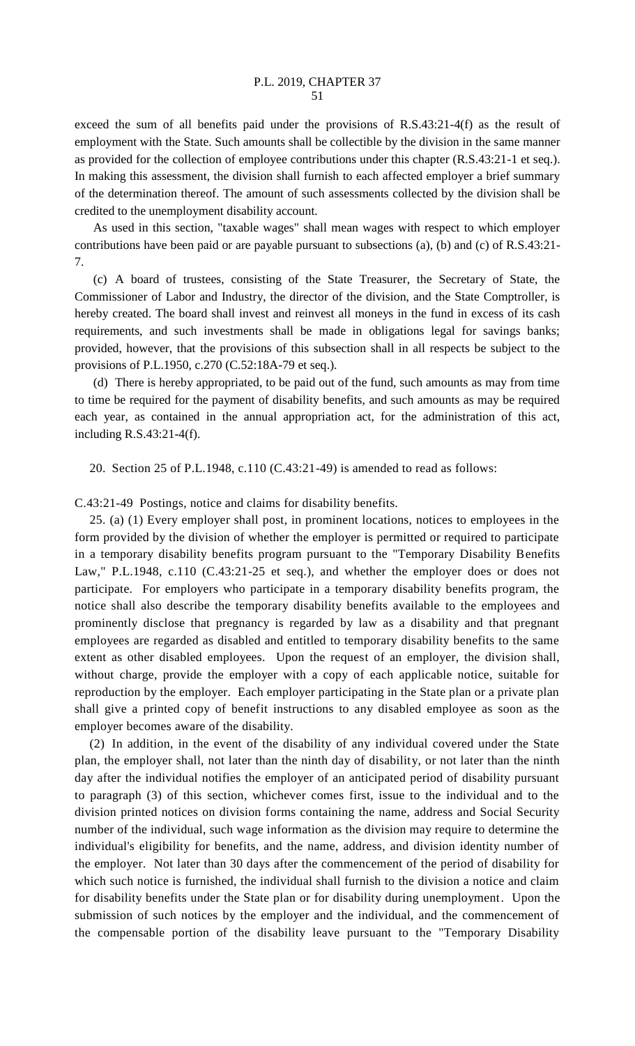exceed the sum of all benefits paid under the provisions of R.S.43:21-4(f) as the result of employment with the State. Such amounts shall be collectible by the division in the same manner as provided for the collection of employee contributions under this chapter (R.S.43:21-1 et seq.). In making this assessment, the division shall furnish to each affected employer a brief summary of the determination thereof. The amount of such assessments collected by the division shall be credited to the unemployment disability account.

As used in this section, "taxable wages" shall mean wages with respect to which employer contributions have been paid or are payable pursuant to subsections (a), (b) and (c) of R.S.43:21-7.

(c) A board of trustees, consisting of the State Treasurer, the Secretary of State, the Commissioner of Labor and Industry, the director of the division, and the State Comptroller, is hereby created. The board shall invest and reinvest all moneys in the fund in excess of its cash requirements, and such investments shall be made in obligations legal for savings banks; provided, however, that the provisions of this subsection shall in all respects be subject to the provisions of P.L.1950, c.270 (C.52:18A-79 et seq.).

(d) There is hereby appropriated, to be paid out of the fund, such amounts as may from time to time be required for the payment of disability benefits, and such amounts as may be required each year, as contained in the annual appropriation act, for the administration of this act, including R.S.43:21-4(f).

20. Section 25 of P.L.1948, c.110 (C.43:21-49) is amended to read as follows:

C.43:21-49 Postings, notice and claims for disability benefits.

25. (a) (1) Every employer shall post, in prominent locations, notices to employees in the form provided by the division of whether the employer is permitted or required to participate in a temporary disability benefits program pursuant to the "Temporary Disability Benefits Law," P.L.1948, c.110 (C.43:21-25 et seq.), and whether the employer does or does not participate. For employers who participate in a temporary disability benefits program, the notice shall also describe the temporary disability benefits available to the employees and prominently disclose that pregnancy is regarded by law as a disability and that pregnant employees are regarded as disabled and entitled to temporary disability benefits to the same extent as other disabled employees. Upon the request of an employer, the division shall, without charge, provide the employer with a copy of each applicable notice, suitable for reproduction by the employer. Each employer participating in the State plan or a private plan shall give a printed copy of benefit instructions to any disabled employee as soon as the employer becomes aware of the disability.

(2) In addition, in the event of the disability of any individual covered under the State plan, the employer shall, not later than the ninth day of disability, or not later than the ninth day after the individual notifies the employer of an anticipated period of disability pursuant to paragraph (3) of this section, whichever comes first, issue to the individual and to the division printed notices on division forms containing the name, address and Social Security number of the individual, such wage information as the division may require to determine the individual's eligibility for benefits, and the name, address, and division identity number of the employer. Not later than 30 days after the commencement of the period of disability for which such notice is furnished, the individual shall furnish to the division a notice and claim for disability benefits under the State plan or for disability during unemployment. Upon the submission of such notices by the employer and the individual, and the commencement of the compensable portion of the disability leave pursuant to the "Temporary Disability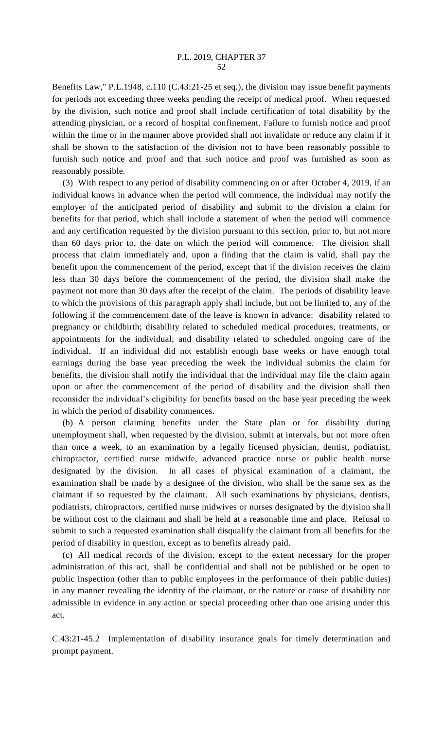Benefits Law," P.L.1948, c.110 (C.43:21-25 et seq.), the division may issue benefit payments for periods not exceeding three weeks pending the receipt of medical proof. When requested by the division, such notice and proof shall include certification of total disability by the attending physician, or a record of hospital confinement. Failure to furnish notice and proof within the time or in the manner above provided shall not invalidate or reduce any claim if it shall be shown to the satisfaction of the division not to have been reasonably possible to furnish such notice and proof and that such notice and proof was furnished as soon as reasonably possible.

(3) With respect to any period of disability commencing on or after October 4, 2019, if an individual knows in advance when the period will commence, the individual may notify the employer of the anticipated period of disability and submit to the division a claim for benefits for that period, which shall include a statement of when the period will commence and any certification requested by the division pursuant to this section, prior to, but not more than 60 days prior to, the date on which the period will commence. The division shall process that claim immediately and, upon a finding that the claim is valid, shall pay the benefit upon the commencement of the period, except that if the division receives the claim less than 30 days before the commencement of the period, the division shall make the payment not more than 30 days after the receipt of the claim. The periods of disability leave to which the provisions of this paragraph apply shall include, but not be limited to, any of the following if the commencement date of the leave is known in advance: disability related to pregnancy or childbirth; disability related to scheduled medical procedures, treatments, or appointments for the individual; and disability related to scheduled ongoing care of the individual. If an individual did not establish enough base weeks or have enough total earnings during the base year preceding the week the individual submits the claim for benefits, the division shall notify the individual that the individual may file the claim again upon or after the commencement of the period of disability and the division shall then reconsider the individual's eligibility for benefits based on the base year preceding the week in which the period of disability commences.

(b) A person claiming benefits under the State plan or for disability during unemployment shall, when requested by the division, submit at intervals, but not more often than once a week, to an examination by a legally licensed physician, dentist, podiatrist, chiropractor, certified nurse midwife, advanced practice nurse or public health nurse designated by the division. In all cases of physical examination of a claimant, the examination shall be made by a designee of the division, who shall be the same sex as the claimant if so requested by the claimant. All such examinations by physicians, dentists, podiatrists, chiropractors, certified nurse midwives or nurses designated by the division shall be without cost to the claimant and shall be held at a reasonable time and place. Refusal to submit to such a requested examination shall disqualify the claimant from all benefits for the period of disability in question, except as to benefits already paid.

(c) All medical records of the division, except to the extent necessary for the proper administration of this act, shall be confidential and shall not be published or be open to public inspection (other than to public employees in the performance of their public duties) in any manner revealing the identity of the claimant, or the nature or cause of disability nor admissible in evidence in any action or special proceeding other than one arising under this act.

C.43:21-45.2 Implementation of disability insurance goals for timely determination and prompt payment.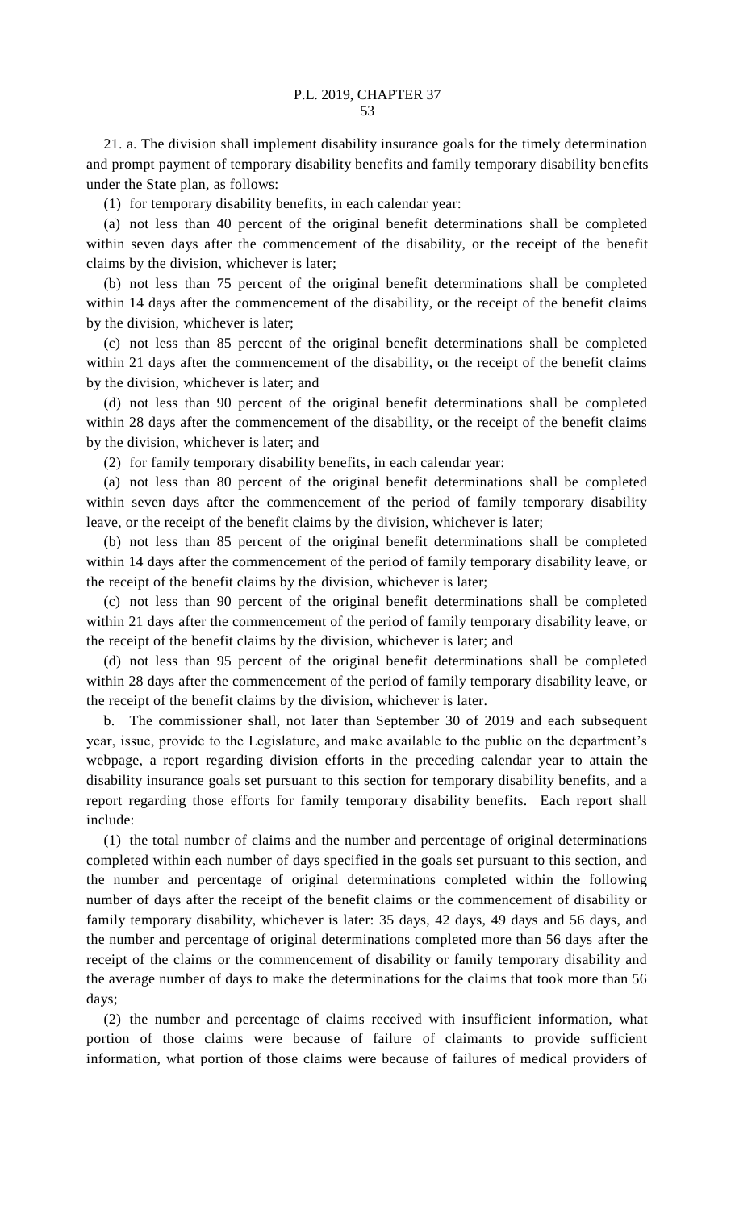21. a. The division shall implement disability insurance goals for the timely determination and prompt payment of temporary disability benefits and family temporary disability benefits under the State plan, as follows:

(1) for temporary disability benefits, in each calendar year:

(a) not less than 40 percent of the original benefit determinations shall be completed within seven days after the commencement of the disability, or the receipt of the benefit claims by the division, whichever is later;

(b) not less than 75 percent of the original benefit determinations shall be completed within 14 days after the commencement of the disability, or the receipt of the benefit claims by the division, whichever is later;

(c) not less than 85 percent of the original benefit determinations shall be completed within 21 days after the commencement of the disability, or the receipt of the benefit claims by the division, whichever is later; and

(d) not less than 90 percent of the original benefit determinations shall be completed within 28 days after the commencement of the disability, or the receipt of the benefit claims by the division, whichever is later; and

(2) for family temporary disability benefits, in each calendar year:

(a) not less than 80 percent of the original benefit determinations shall be completed within seven days after the commencement of the period of family temporary disability leave, or the receipt of the benefit claims by the division, whichever is later;

(b) not less than 85 percent of the original benefit determinations shall be completed within 14 days after the commencement of the period of family temporary disability leave, or the receipt of the benefit claims by the division, whichever is later;

(c) not less than 90 percent of the original benefit determinations shall be completed within 21 days after the commencement of the period of family temporary disability leave, or the receipt of the benefit claims by the division, whichever is later; and

(d) not less than 95 percent of the original benefit determinations shall be completed within 28 days after the commencement of the period of family temporary disability leave, or the receipt of the benefit claims by the division, whichever is later.

b. The commissioner shall, not later than September 30 of 2019 and each subsequent year, issue, provide to the Legislature, and make available to the public on the department's webpage, a report regarding division efforts in the preceding calendar year to attain the disability insurance goals set pursuant to this section for temporary disability benefits, and a report regarding those efforts for family temporary disability benefits. Each report shall include:

(1) the total number of claims and the number and percentage of original determinations completed within each number of days specified in the goals set pursuant to this section, and the number and percentage of original determinations completed within the following number of days after the receipt of the benefit claims or the commencement of disability or family temporary disability, whichever is later: 35 days, 42 days, 49 days and 56 days, and the number and percentage of original determinations completed more than 56 days after the receipt of the claims or the commencement of disability or family temporary disability and the average number of days to make the determinations for the claims that took more than 56 days;

(2) the number and percentage of claims received with insufficient information, what portion of those claims were because of failure of claimants to provide sufficient information, what portion of those claims were because of failures of medical providers of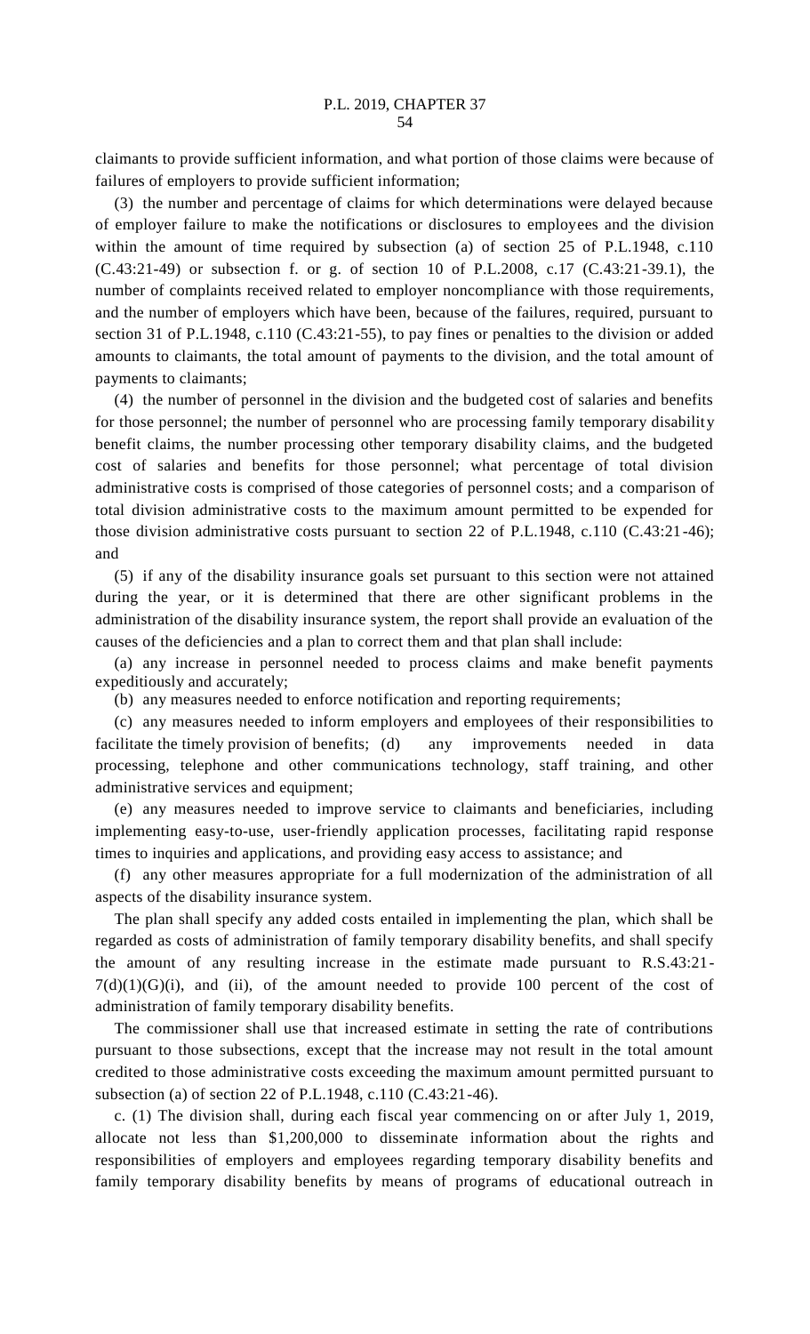claimants to provide sufficient information, and what portion of those claims were because of failures of employers to provide sufficient information;

(3) the number and percentage of claims for which determinations were delayed because of employer failure to make the notifications or disclosures to employees and the division within the amount of time required by subsection (a) of section 25 of P.L.1948, c.110 (C.43:21-49) or subsection f. or g. of section 10 of P.L.2008, c.17 (C.43:21-39.1), the number of complaints received related to employer noncompliance with those requirements, and the number of employers which have been, because of the failures, required, pursuant to section 31 of P.L.1948, c.110 (C.43:21-55), to pay fines or penalties to the division or added amounts to claimants, the total amount of payments to the division, and the total amount of payments to claimants;

(4) the number of personnel in the division and the budgeted cost of salaries and benefits for those personnel; the number of personnel who are processing family temporary disability benefit claims, the number processing other temporary disability claims, and the budgeted cost of salaries and benefits for those personnel; what percentage of total division administrative costs is comprised of those categories of personnel costs; and a comparison of total division administrative costs to the maximum amount permitted to be expended for those division administrative costs pursuant to section 22 of P.L.1948, c.110 (C.43:21-46); and

(5) if any of the disability insurance goals set pursuant to this section were not attained during the year, or it is determined that there are other significant problems in the administration of the disability insurance system, the report shall provide an evaluation of the causes of the deficiencies and a plan to correct them and that plan shall include:

(a) any increase in personnel needed to process claims and make benefit payments expeditiously and accurately;

(b) any measures needed to enforce notification and reporting requirements;

(c) any measures needed to inform employers and employees of their responsibilities to facilitate the timely provision of benefits;

(d) any improvements needed in data processing, telephone and other communications technology, staff training, and other administrative services and equipment;

(e) any measures needed to improve service to claimants and beneficiaries, including implementing easy-to-use, user-friendly application processes, facilitating rapid response times to inquiries and applications, and providing easy access to assistance; and

(f) any other measures appropriate for a full modernization of the administration of all aspects of the disability insurance system.

The plan shall specify any added costs entailed in implementing the plan, which shall be regarded as costs of administration of family temporary disability benefits, and shall specify the amount of any resulting increase in the estimate made pursuant to R.S.43:21-7(d)(1)(G)(i), and (ii), of the amount needed to provide 100 percent of the cost of administration of family temporary disability benefits.

The commissioner shall use that increased estimate in setting the rate of contributions pursuant to those subsections, except that the increase may not result in the total amount credited to those administrative costs exceeding the maximum amount permitted pursuant to subsection (a) of section 22 of P.L.1948, c.110 (C.43:21-46).

c. (1) The division shall, during each fiscal year commencing on or after July 1, 2019, allocate not less than $1,200,000 to disseminate information about the rights and responsibilities of employers and employees regarding temporary disability benefits and family temporary disability benefits by means of programs of educational outreach in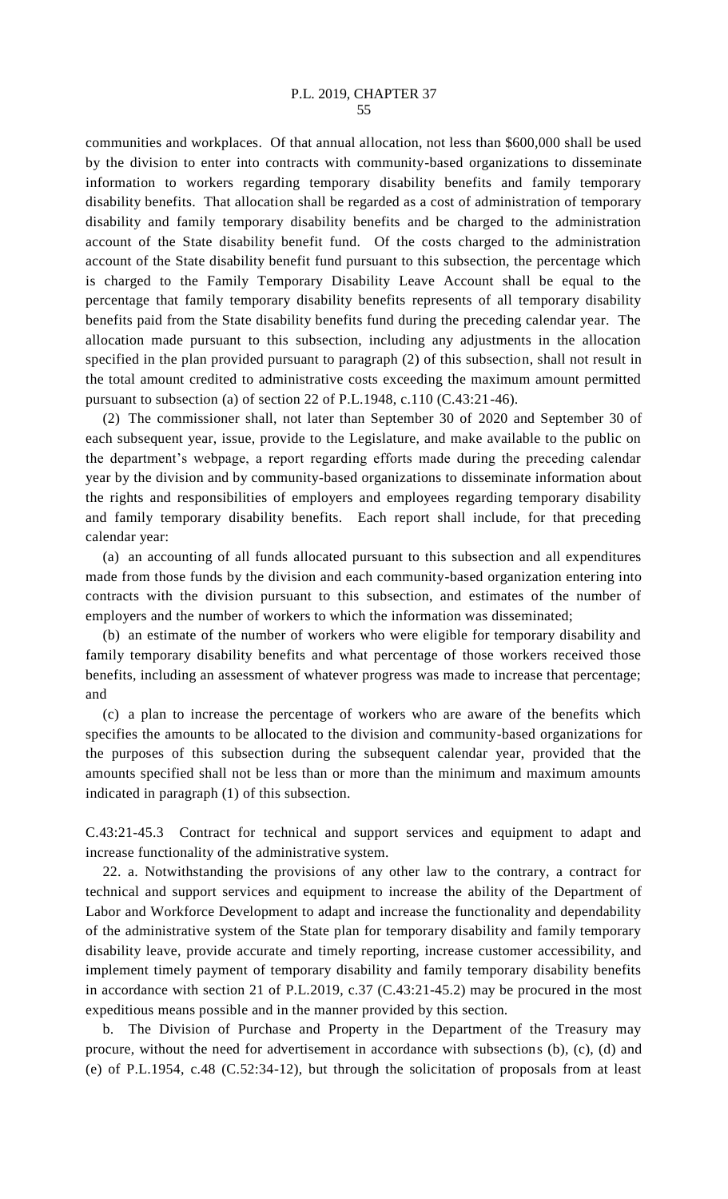communities and workplaces. Of that annual allocation, not less than $600,000 shall be used by the division to enter into contracts with community-based organizations to disseminate information to workers regarding temporary disability benefits and family temporary disability benefits. That allocation shall be regarded as a cost of administration of temporary disability and family temporary disability benefits and be charged to the administration account of the State disability benefit fund. Of the costs charged to the administration account of the State disability benefit fund pursuant to this subsection, the percentage which is charged to the Family Temporary Disability Leave Account shall be equal to the percentage that family temporary disability benefits represents of all temporary disability benefits paid from the State disability benefits fund during the preceding calendar year. The allocation made pursuant to this subsection, including any adjustments in the allocation specified in the plan provided pursuant to paragraph (2) of this subsection, shall not result in the total amount credited to administrative costs exceeding the maximum amount permitted pursuant to subsection (a) of section 22 of P.L.1948, c.110 (C.43:21-46).

(2) The commissioner shall, not later than September 30 of 2020 and September 30 of each subsequent year, issue, provide to the Legislature, and make available to the public on the department's webpage, a report regarding efforts made during the preceding calendar year by the division and by community-based organizations to disseminate information about the rights and responsibilities of employers and employees regarding temporary disability and family temporary disability benefits. Each report shall include, for that preceding calendar year:

(a) an accounting of all funds allocated pursuant to this subsection and all expenditures made from those funds by the division and each community-based organization entering into contracts with the division pursuant to this subsection, and estimates of the number of employers and the number of workers to which the information was disseminated;

(b) an estimate of the number of workers who were eligible for temporary disability and family temporary disability benefits and what percentage of those workers received those benefits, including an assessment of whatever progress was made to increase that percentage; and

(c) a plan to increase the percentage of workers who are aware of the benefits which specifies the amounts to be allocated to the division and community-based organizations for the purposes of this subsection during the subsequent calendar year, provided that the amounts specified shall not be less than or more than the minimum and maximum amounts indicated in paragraph (1) of this subsection.

C.43:21-45.3 Contract for technical and support services and equipment to adapt and increase functionality of the administrative system.

22. a. Notwithstanding the provisions of any other law to the contrary, a contract for technical and support services and equipment to increase the ability of the Department of Labor and Workforce Development to adapt and increase the functionality and dependability of the administrative system of the State plan for temporary disability and family temporary disability leave, provide accurate and timely reporting, increase customer accessibility, and implement timely payment of temporary disability and family temporary disability benefits in accordance with section 21 of P.L.2019, c.37 (C.43:21-45.2) may be procured in the most expeditious means possible and in the manner provided by this section.

b. The Division of Purchase and Property in the Department of the Treasury may procure, without the need for advertisement in accordance with subsections (b), (c), (d) and (e) of P.L.1954, c.48 (C.52:34-12), but through the solicitation of proposals from at least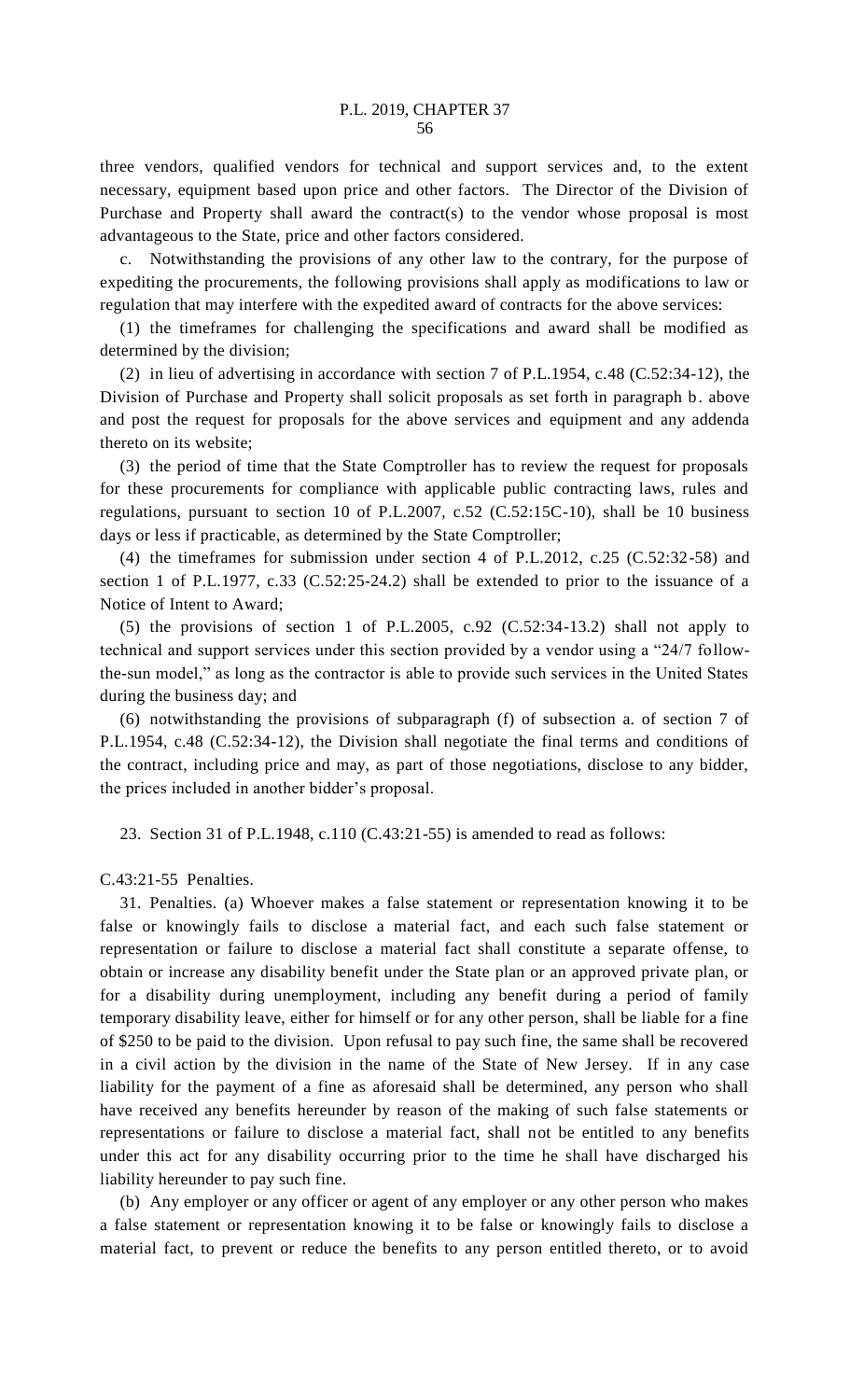three vendors, qualified vendors for technical and support services and, to the extent necessary, equipment based upon price and other factors. The Director of the Division of Purchase and Property shall award the contract(s) to the vendor whose proposal is most advantageous to the State, price and other factors considered.

c. Notwithstanding the provisions of any other law to the contrary, for the purpose of expediting the procurements, the following provisions shall apply as modifications to law or regulation that may interfere with the expedited award of contracts for the above services:

(1) the timeframes for challenging the specifications and award shall be modified as determined by the division;

(2) in lieu of advertising in accordance with section 7 of P.L.1954, c.48 (C.52:34-12), the Division of Purchase and Property shall solicit proposals as set forth in paragraph b. above and post the request for proposals for the above services and equipment and any addenda thereto on its website;

(3) the period of time that the State Comptroller has to review the request for proposals for these procurements for compliance with applicable public contracting laws, rules and regulations, pursuant to section 10 of P.L.2007, c.52 (C.52:15C-10), shall be 10 business days or less if practicable, as determined by the State Comptroller;

(4) the timeframes for submission under section 4 of P.L.2012, c.25 (C.52:32-58) and section 1 of P.L.1977, c.33 (C.52:25-24.2) shall be extended to prior to the issuance of a Notice of Intent to Award;

(5) the provisions of section 1 of P.L.2005, c.92 (C.52:34-13.2) shall not apply to technical and support services under this section provided by a vendor using a "24/7 follow-the-sun model," as long as the contractor is able to provide such services in the United States during the business day; and

(6) notwithstanding the provisions of subparagraph (f) of subsection a. of section 7 of P.L.1954, c.48 (C.52:34-12), the Division shall negotiate the final terms and conditions of the contract, including price and may, as part of those negotiations, disclose to any bidder, the prices included in another bidder's proposal.

23. Section 31 of P.L.1948, c.110 (C.43:21-55) is amended to read as follows:

C.43:21-55 Penalties.

31. Penalties. (a) Whoever makes a false statement or representation knowing it to be false or knowingly fails to disclose a material fact, and each such false statement or representation or failure to disclose a material fact shall constitute a separate offense, to obtain or increase any disability benefit under the State plan or an approved private plan, or for a disability during unemployment, including any benefit during a period of family temporary disability leave, either for himself or for any other person, shall be liable for a fine of $250 to be paid to the division. Upon refusal to pay such fine, the same shall be recovered in a civil action by the division in the name of the State of New Jersey. If in any case liability for the payment of a fine as aforesaid shall be determined, any person who shall have received any benefits hereunder by reason of the making of such false statements or representations or failure to disclose a material fact, shall not be entitled to any benefits under this act for any disability occurring prior to the time he shall have discharged his liability hereunder to pay such fine.

(b) Any employer or any officer or agent of any employer or any other person who makes a false statement or representation knowing it to be false or knowingly fails to disclose a material fact, to prevent or reduce the benefits to any person entitled thereto, or to avoid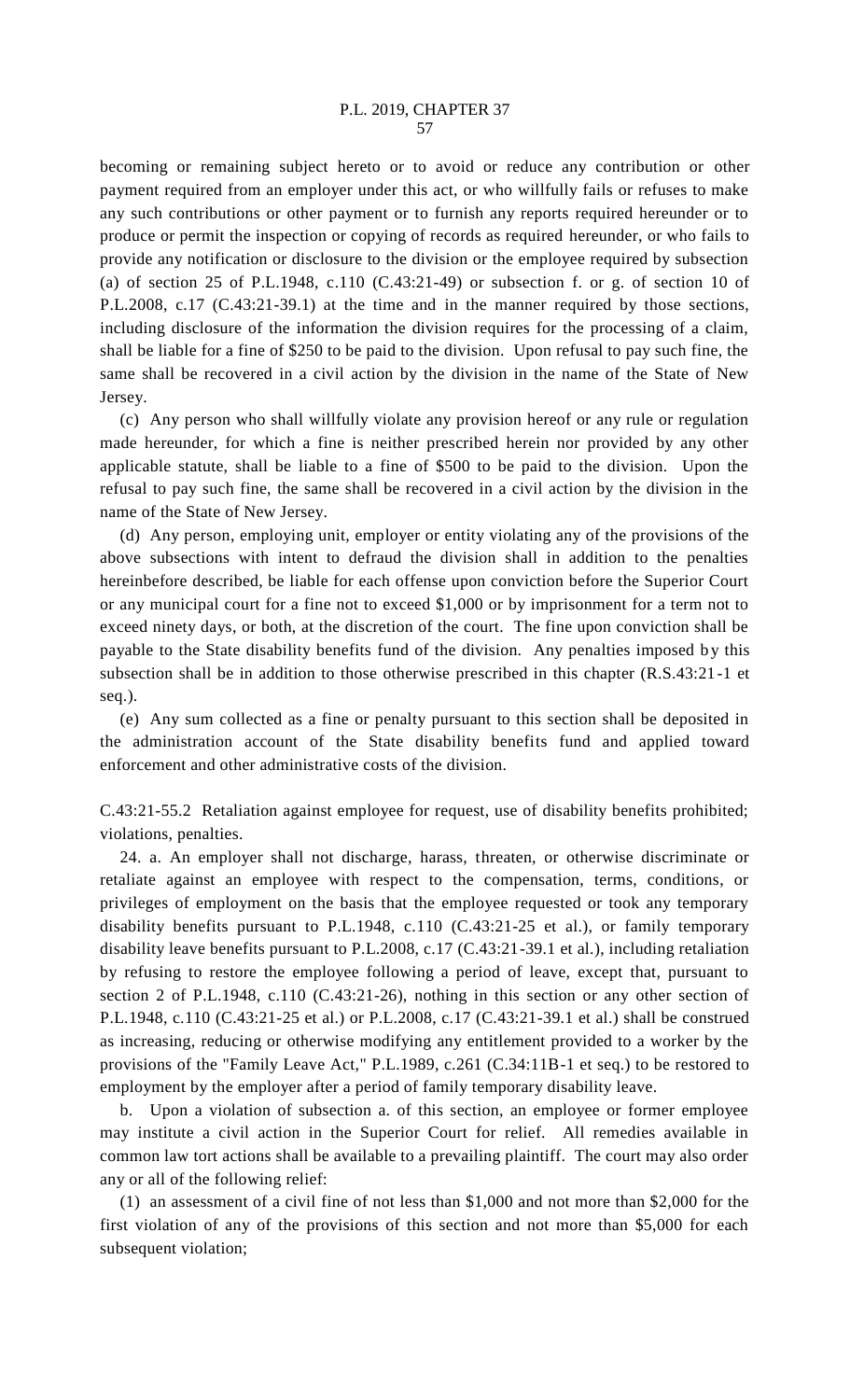becoming or remaining subject hereto or to avoid or reduce any contribution or other payment required from an employer under this act, or who willfully fails or refuses to make any such contributions or other payment or to furnish any reports required hereunder or to produce or permit the inspection or copying of records as required hereunder, or who fails to provide any notification or disclosure to the division or the employee required by subsection (a) of section 25 of P.L.1948, c.110 (C.43:21-49) or subsection f. or g. of section 10 of P.L.2008, c.17 (C.43:21-39.1) at the time and in the manner required by those sections, including disclosure of the information the division requires for the processing of a claim, shall be liable for a fine of $250 to be paid to the division. Upon refusal to pay such fine, the same shall be recovered in a civil action by the division in the name of the State of New Jersey.

(c) Any person who shall willfully violate any provision hereof or any rule or regulation made hereunder, for which a fine is neither prescribed herein nor provided by any other applicable statute, shall be liable to a fine of $500 to be paid to the division. Upon the refusal to pay such fine, the same shall be recovered in a civil action by the division in the name of the State of New Jersey.

(d) Any person, employing unit, employer or entity violating any of the provisions of the above subsections with intent to defraud the division shall in addition to the penalties hereinbefore described, be liable for each offense upon conviction before the Superior Court or any municipal court for a fine not to exceed $1,000 or by imprisonment for a term not to exceed ninety days, or both, at the discretion of the court. The fine upon conviction shall be payable to the State disability benefits fund of the division. Any penalties imposed by this subsection shall be in addition to those otherwise prescribed in this chapter (R.S.43:21-1 et seq.).

(e) Any sum collected as a fine or penalty pursuant to this section shall be deposited in the administration account of the State disability benefits fund and applied toward enforcement and other administrative costs of the division.

C.43:21-55.2 Retaliation against employee for request, use of disability benefits prohibited; violations, penalties.

24. a. An employer shall not discharge, harass, threaten, or otherwise discriminate or retaliate against an employee with respect to the compensation, terms, conditions, or privileges of employment on the basis that the employee requested or took any temporary disability benefits pursuant to P.L.1948, c.110 (C.43:21-25 et al.), or family temporary disability leave benefits pursuant to P.L.2008, c.17 (C.43:21-39.1 et al.), including retaliation by refusing to restore the employee following a period of leave, except that, pursuant to section 2 of P.L.1948, c.110 (C.43:21-26), nothing in this section or any other section of P.L.1948, c.110 (C.43:21-25 et al.) or P.L.2008, c.17 (C.43:21-39.1 et al.) shall be construed as increasing, reducing or otherwise modifying any entitlement provided to a worker by the provisions of the "Family Leave Act," P.L.1989, c.261 (C.34:11B-1 et seq.) to be restored to employment by the employer after a period of family temporary disability leave.

b. Upon a violation of subsection a. of this section, an employee or former employee may institute a civil action in the Superior Court for relief. All remedies available in common law tort actions shall be available to a prevailing plaintiff. The court may also order any or all of the following relief:

(1) an assessment of a civil fine of not less than $1,000 and not more than $2,000 for the first violation of any of the provisions of this section and not more than $5,000 for each subsequent violation;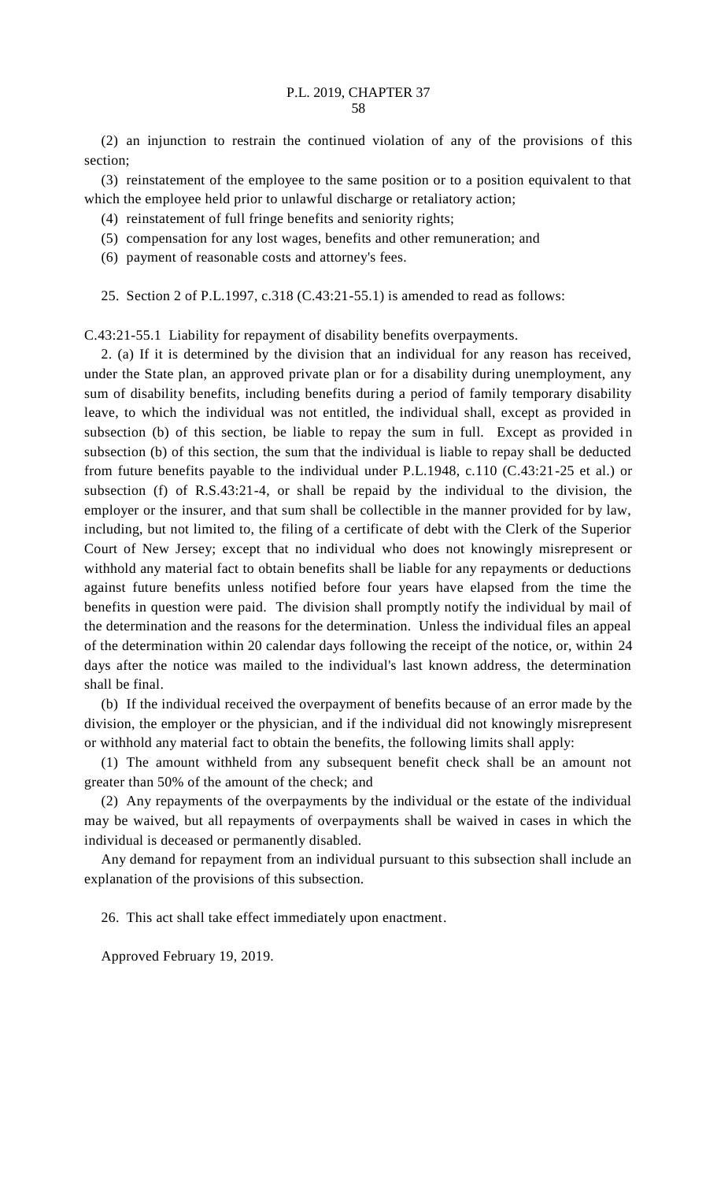(2) an injunction to restrain the continued violation of any of the provisions of this section;

(3) reinstatement of the employee to the same position or to a position equivalent to that which the employee held prior to unlawful discharge or retaliatory action;

(4) reinstatement of full fringe benefits and seniority rights;

(5) compensation for any lost wages, benefits and other remuneration; and

(6) payment of reasonable costs and attorney's fees.

25. Section 2 of P.L.1997, c.318 (C.43:21-55.1) is amended to read as follows:

C.43:21-55.1 Liability for repayment of disability benefits overpayments.

2. (a) If it is determined by the division that an individual for any reason has received, under the State plan, an approved private plan or for a disability during unemployment, any sum of disability benefits, including benefits during a period of family temporary disability leave, to which the individual was not entitled, the individual shall, except as provided in subsection (b) of this section, be liable to repay the sum in full. Except as provided in subsection (b) of this section, the sum that the individual is liable to repay shall be deducted from future benefits payable to the individual under P.L.1948, c.110 (C.43:21-25 et al.) or subsection (f) of R.S.43:21-4, or shall be repaid by the individual to the division, the employer or the insurer, and that sum shall be collectible in the manner provided for by law, including, but not limited to, the filing of a certificate of debt with the Clerk of the Superior Court of New Jersey; except that no individual who does not knowingly misrepresent or withhold any material fact to obtain benefits shall be liable for any repayments or deductions against future benefits unless notified before four years have elapsed from the time the benefits in question were paid. The division shall promptly notify the individual by mail of the determination and the reasons for the determination. Unless the individual files an appeal of the determination within 20 calendar days following the receipt of the notice, or, within 24 days after the notice was mailed to the individual's last known address, the determination shall be final.

(b) If the individual received the overpayment of benefits because of an error made by the division, the employer or the physician, and if the individual did not knowingly misrepresent or withhold any material fact to obtain the benefits, the following limits shall apply:

(1) The amount withheld from any subsequent benefit check shall be an amount not greater than 50% of the amount of the check; and

(2) Any repayments of the overpayments by the individual or the estate of the individual may be waived, but all repayments of overpayments shall be waived in cases in which the individual is deceased or permanently disabled.

Any demand for repayment from an individual pursuant to this subsection shall include an explanation of the provisions of this subsection.

26. This act shall take effect immediately upon enactment.

Approved February 19, 2019.